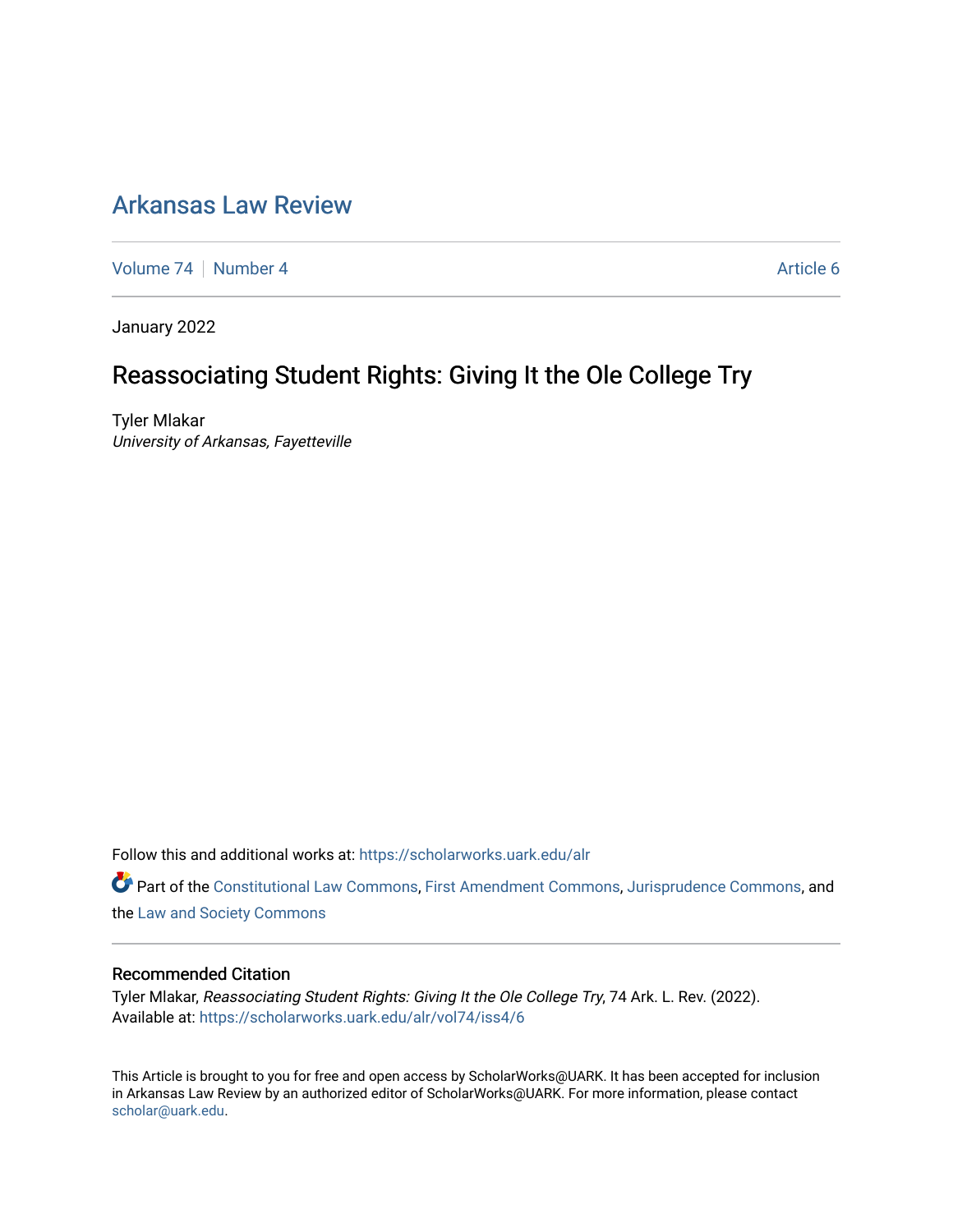# Arkansas Law Review

Volume 74 | Number 4 | Article 6

January 2022

## Reassociating Student Rights: Giving It the Ole College Try

Tyler Mlakar
*University of Arkansas, Fayetteville*

Follow this and additional works at: https://scholarworks.uark.edu/alr

Part of the Constitutional Law Commons, First Amendment Commons, Jurisprudence Commons, and the Law and Society Commons

### Recommended Citation

Tyler Mlakar, *Reassociating Student Rights: Giving It the Ole College Try*, 74 Ark. L. Rev. (2022).
Available at: https://scholarworks.uark.edu/alr/vol74/iss4/6

This Article is brought to you for free and open access by ScholarWorks@UARK. It has been accepted for inclusion in Arkansas Law Review by an authorized editor of ScholarWorks@UARK. For more information, please contact scholar@uark.edu.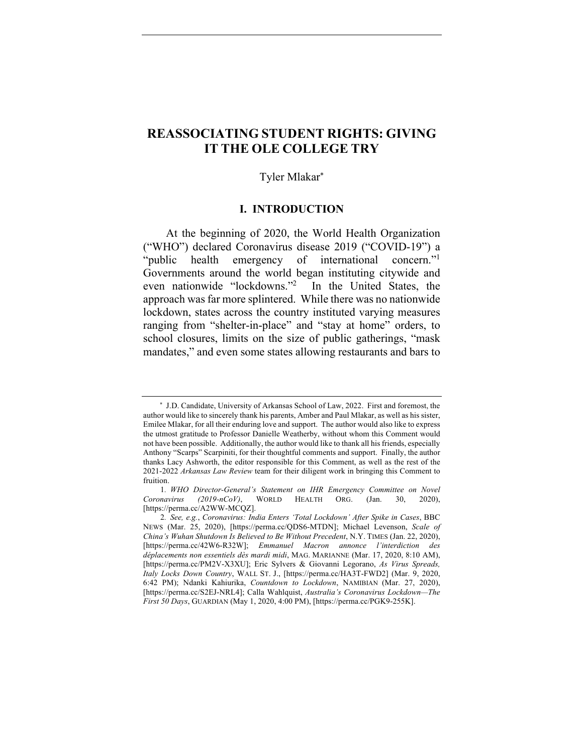# REASSOCIATING STUDENT RIGHTS: GIVING IT THE OLE COLLEGE TRY

Tyler Mlakar*

## I. INTRODUCTION

At the beginning of 2020, the World Health Organization ("WHO") declared Coronavirus disease 2019 ("COVID-19") a "public health emergency of international concern."[1] Governments around the world began instituting citywide and even nationwide "lockdowns."[2] In the United States, the approach was far more splintered. While there was no nationwide lockdown, states across the country instituted varying measures ranging from "shelter-in-place" and "stay at home" orders, to school closures, limits on the size of public gatherings, "mask mandates," and even some states allowing restaurants and bars to

---

\* J.D. Candidate, University of Arkansas School of Law, 2022. First and foremost, the author would like to sincerely thank his parents, Amber and Paul Mlakar, as well as his sister, Emilee Mlakar, for all their enduring love and support. The author would also like to express the utmost gratitude to Professor Danielle Weatherby, without whom this Comment would not have been possible. Additionally, the author would like to thank all his friends, especially Anthony "Scarps" Scarpiniti, for their thoughtful comments and support. Finally, the author thanks Lacy Ashworth, the editor responsible for this Comment, as well as the rest of the 2021-2022 *Arkansas Law Review* team for their diligent work in bringing this Comment to fruition.

1. *WHO Director-General's Statement on IHR Emergency Committee on Novel Coronavirus (2019-nCoV)*, WORLD HEALTH ORG. (Jan. 30, 2020), [https://perma.cc/A2WW-MCQZ].

2. *See, e.g.*, *Coronavirus: India Enters 'Total Lockdown' After Spike in Cases*, BBC NEWS (Mar. 25, 2020), [https://perma.cc/QDS6-MTDN]; Michael Levenson, *Scale of China's Wuhan Shutdown Is Believed to Be Without Precedent*, N.Y. TIMES (Jan. 22, 2020), [https://perma.cc/42W6-R32W]; *Emmanuel Macron annonce l'interdiction des déplacements non essentiels dès mardi midi*, MAG. MARIANNE (Mar. 17, 2020, 8:10 AM), [https://perma.cc/PM2V-X3XU]; Eric Sylvers & Giovanni Legorano, *As Virus Spreads, Italy Locks Down Country*, WALL ST. J., [https://perma.cc/HA3T-FWD2] (Mar. 9, 2020, 6:42 PM); Ndanki Kahiurika, *Countdown to Lockdown*, NAMIBIAN (Mar. 27, 2020), [https://perma.cc/S2EJ-NRL4]; Calla Wahlquist, *Australia's Coronavirus Lockdown—The First 50 Days*, GUARDIAN (May 1, 2020, 4:00 PM), [https://perma.cc/PGK9-255K].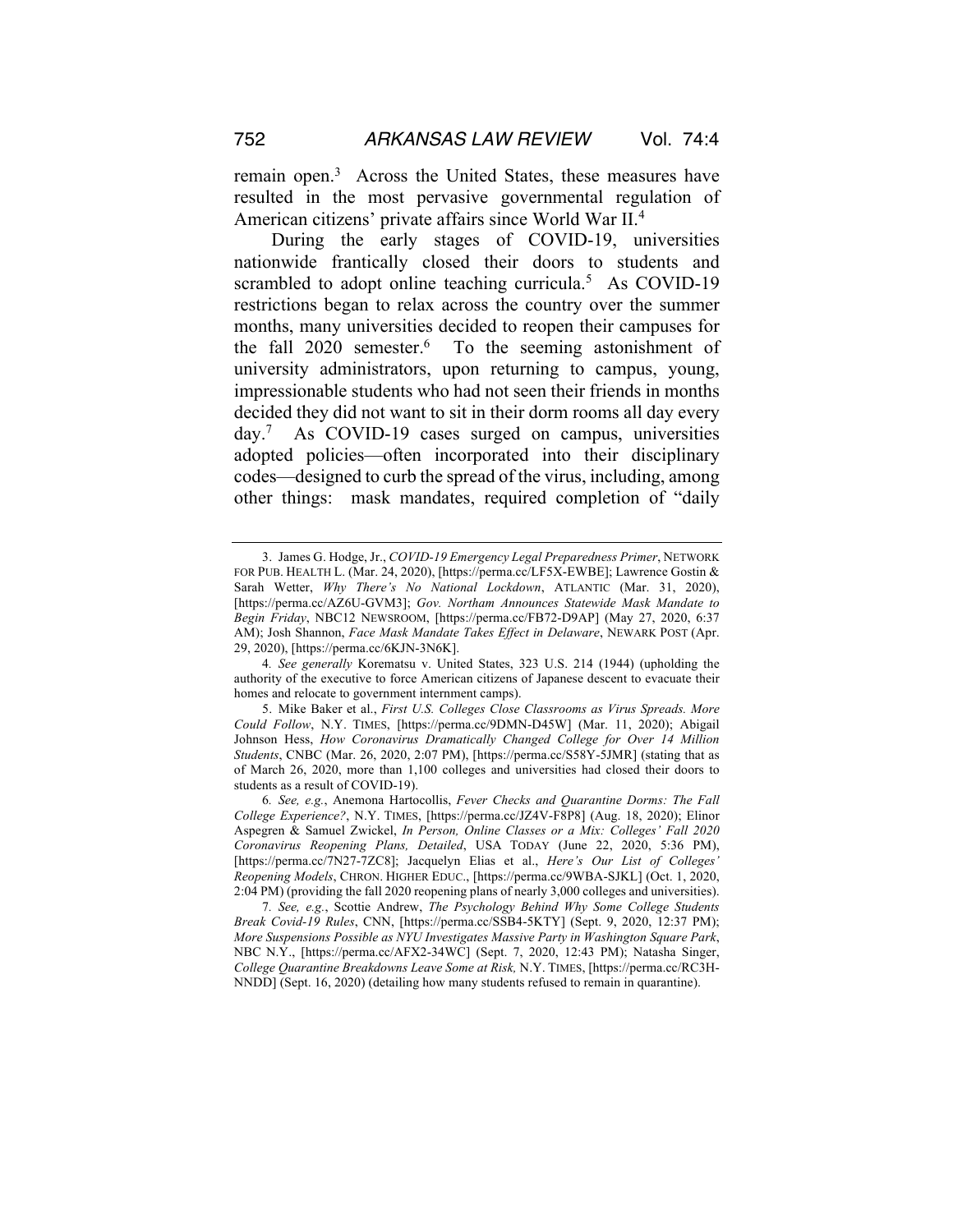remain open.[3] Across the United States, these measures have resulted in the most pervasive governmental regulation of American citizens' private affairs since World War II.[4]

During the early stages of COVID-19, universities nationwide frantically closed their doors to students and scrambled to adopt online teaching curricula.[5] As COVID-19 restrictions began to relax across the country over the summer months, many universities decided to reopen their campuses for the fall 2020 semester.[6] To the seeming astonishment of university administrators, upon returning to campus, young, impressionable students who had not seen their friends in months decided they did not want to sit in their dorm rooms all day every day.[7] As COVID-19 cases surged on campus, universities adopted policies—often incorporated into their disciplinary codes—designed to curb the spread of the virus, including, among other things: mask mandates, required completion of "daily

---

3. James G. Hodge, Jr., *COVID-19 Emergency Legal Preparedness Primer*, NETWORK FOR PUB. HEALTH L. (Mar. 24, 2020), [https://perma.cc/LF5X-EWBE]; Lawrence Gostin & Sarah Wetter, *Why There's No National Lockdown*, ATLANTIC (Mar. 31, 2020), [https://perma.cc/AZ6U-GVM3]; *Gov. Northam Announces Statewide Mask Mandate to Begin Friday*, NBC12 NEWSROOM, [https://perma.cc/FB72-D9AP] (May 27, 2020, 6:37 AM); Josh Shannon, *Face Mask Mandate Takes Effect in Delaware*, NEWARK POST (Apr. 29, 2020), [https://perma.cc/6KJN-3N6K].

4. *See generally* Korematsu v. United States, 323 U.S. 214 (1944) (upholding the authority of the executive to force American citizens of Japanese descent to evacuate their homes and relocate to government internment camps).

5. Mike Baker et al., *First U.S. Colleges Close Classrooms as Virus Spreads. More Could Follow*, N.Y. TIMES, [https://perma.cc/9DMN-D45W] (Mar. 11, 2020); Abigail Johnson Hess, *How Coronavirus Dramatically Changed College for Over 14 Million Students*, CNBC (Mar. 26, 2020, 2:07 PM), [https://perma.cc/S58Y-5JMR] (stating that as of March 26, 2020, more than 1,100 colleges and universities had closed their doors to students as a result of COVID-19).

6. *See, e.g.*, Anemona Hartocollis, *Fever Checks and Quarantine Dorms: The Fall College Experience?*, N.Y. TIMES, [https://perma.cc/JZ4V-F8P8] (Aug. 18, 2020); Elinor Aspegren & Samuel Zwickel, *In Person, Online Classes or a Mix: Colleges' Fall 2020 Coronavirus Reopening Plans, Detailed*, USA TODAY (June 22, 2020, 5:36 PM), [https://perma.cc/7N27-7ZC8]; Jacquelyn Elias et al., *Here's Our List of Colleges' Reopening Models*, CHRON. HIGHER EDUC., [https://perma.cc/9WBA-SJKL] (Oct. 1, 2020, 2:04 PM) (providing the fall 2020 reopening plans of nearly 3,000 colleges and universities).

7. *See, e.g.*, Scottie Andrew, *The Psychology Behind Why Some College Students Break Covid-19 Rules*, CNN, [https://perma.cc/SSB4-5KTY] (Sept. 9, 2020, 12:37 PM); *More Suspensions Possible as NYU Investigates Massive Party in Washington Square Park*, NBC N.Y., [https://perma.cc/AFX2-34WC] (Sept. 7, 2020, 12:43 PM); Natasha Singer, *College Quarantine Breakdowns Leave Some at Risk,* N.Y. TIMES, [https://perma.cc/RC3H-NNDD] (Sept. 16, 2020) (detailing how many students refused to remain in quarantine).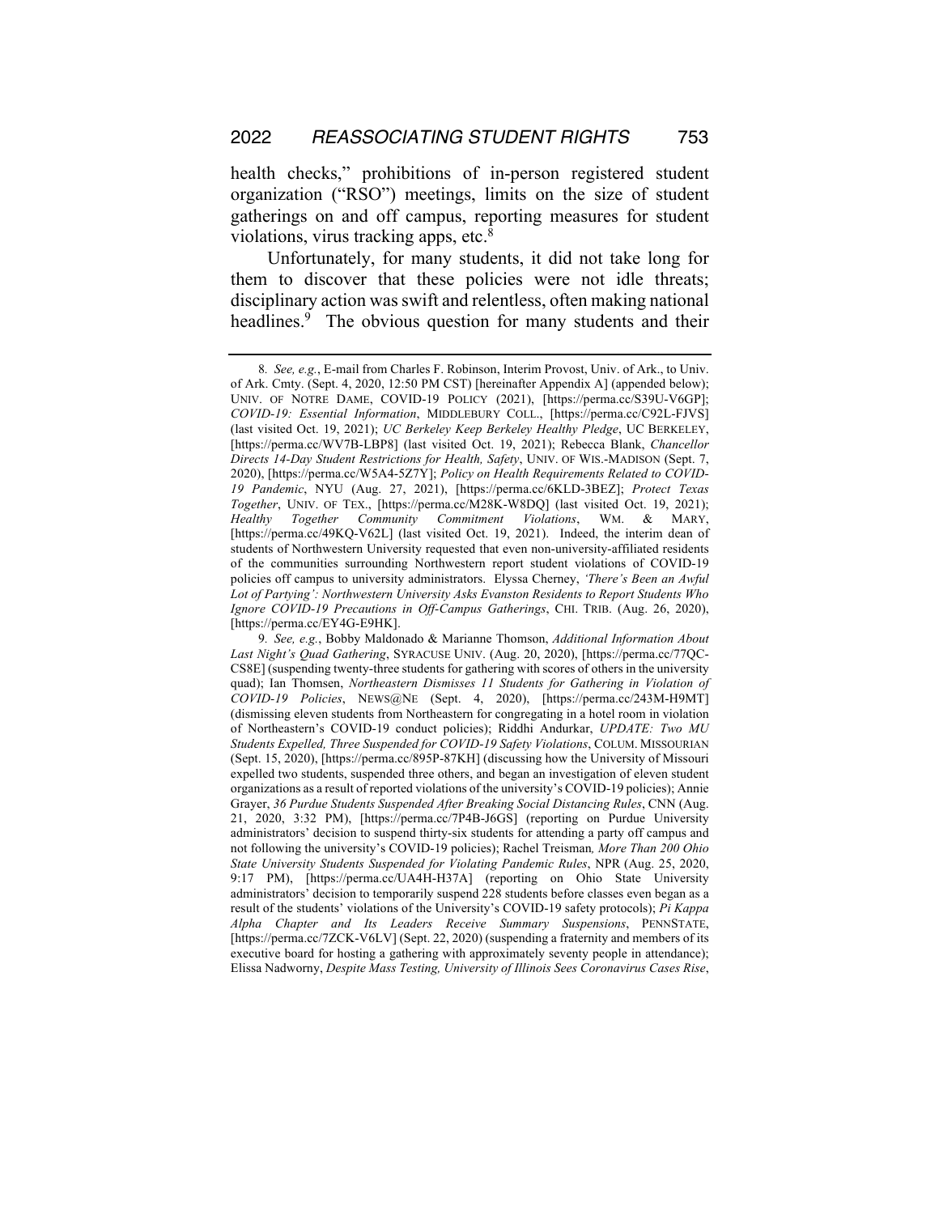health checks," prohibitions of in-person registered student organization ("RSO") meetings, limits on the size of student gatherings on and off campus, reporting measures for student violations, virus tracking apps, etc.[8]

Unfortunately, for many students, it did not take long for them to discover that these policies were not idle threats; disciplinary action was swift and relentless, often making national headlines.[9] The obvious question for many students and their

---

8. *See, e.g.*, E-mail from Charles F. Robinson, Interim Provost, Univ. of Ark., to Univ. of Ark. Cmty. (Sept. 4, 2020, 12:50 PM CST) [hereinafter Appendix A] (appended below); UNIV. OF NOTRE DAME, COVID-19 POLICY (2021), [https://perma.cc/S39U-V6GP]; *COVID-19: Essential Information*, MIDDLEBURY COLL., [https://perma.cc/C92L-FJVS] (last visited Oct. 19, 2021); *UC Berkeley Keep Berkeley Healthy Pledge*, UC BERKELEY, [https://perma.cc/WV7B-LBP8] (last visited Oct. 19, 2021); Rebecca Blank, *Chancellor Directs 14-Day Student Restrictions for Health, Safety*, UNIV. OF WIS.-MADISON (Sept. 7, 2020), [https://perma.cc/W5A4-5Z7Y]; *Policy on Health Requirements Related to COVID-19 Pandemic*, NYU (Aug. 27, 2021), [https://perma.cc/6KLD-3BEZ]; *Protect Texas Together*, UNIV. OF TEX., [https://perma.cc/M28K-W8DQ] (last visited Oct. 19, 2021); *Healthy Together Community Commitment Violations*, WM. & MARY, [https://perma.cc/49KQ-V62L] (last visited Oct. 19, 2021). Indeed, the interim dean of students of Northwestern University requested that even non-university-affiliated residents of the communities surrounding Northwestern report student violations of COVID-19 policies off campus to university administrators. Elyssa Cherney, *'There's Been an Awful Lot of Partying': Northwestern University Asks Evanston Residents to Report Students Who Ignore COVID-19 Precautions in Off-Campus Gatherings*, CHI. TRIB. (Aug. 26, 2020), [https://perma.cc/EY4G-E9HK].

9. *See, e.g.*, Bobby Maldonado & Marianne Thomson, *Additional Information About Last Night's Quad Gathering*, SYRACUSE UNIV. (Aug. 20, 2020), [https://perma.cc/77QC-CS8E] (suspending twenty-three students for gathering with scores of others in the university quad); Ian Thomsen, *Northeastern Dismisses 11 Students for Gathering in Violation of COVID-19 Policies*, NEWS@NE (Sept. 4, 2020), [https://perma.cc/243M-H9MT] (dismissing eleven students from Northeastern for congregating in a hotel room in violation of Northeastern's COVID-19 conduct policies); Riddhi Andurkar, *UPDATE: Two MU Students Expelled, Three Suspended for COVID-19 Safety Violations*, COLUM. MISSOURIAN (Sept. 15, 2020), [https://perma.cc/895P-87KH] (discussing how the University of Missouri expelled two students, suspended three others, and began an investigation of eleven student organizations as a result of reported violations of the university's COVID-19 policies); Annie Grayer, *36 Purdue Students Suspended After Breaking Social Distancing Rules*, CNN (Aug. 21, 2020, 3:32 PM), [https://perma.cc/7P4B-J6GS] (reporting on Purdue University administrators' decision to suspend thirty-six students for attending a party off campus and not following the university's COVID-19 policies); Rachel Treisman*, More Than 200 Ohio State University Students Suspended for Violating Pandemic Rules*, NPR (Aug. 25, 2020, 9:17 PM), [https://perma.cc/UA4H-H37A] (reporting on Ohio State University administrators' decision to temporarily suspend 228 students before classes even began as a result of the students' violations of the University's COVID-19 safety protocols); *Pi Kappa Alpha Chapter and Its Leaders Receive Summary Suspensions*, PENNSTATE, [https://perma.cc/7ZCK-V6LV] (Sept. 22, 2020) (suspending a fraternity and members of its executive board for hosting a gathering with approximately seventy people in attendance); Elissa Nadworny, *Despite Mass Testing, University of Illinois Sees Coronavirus Cases Rise*,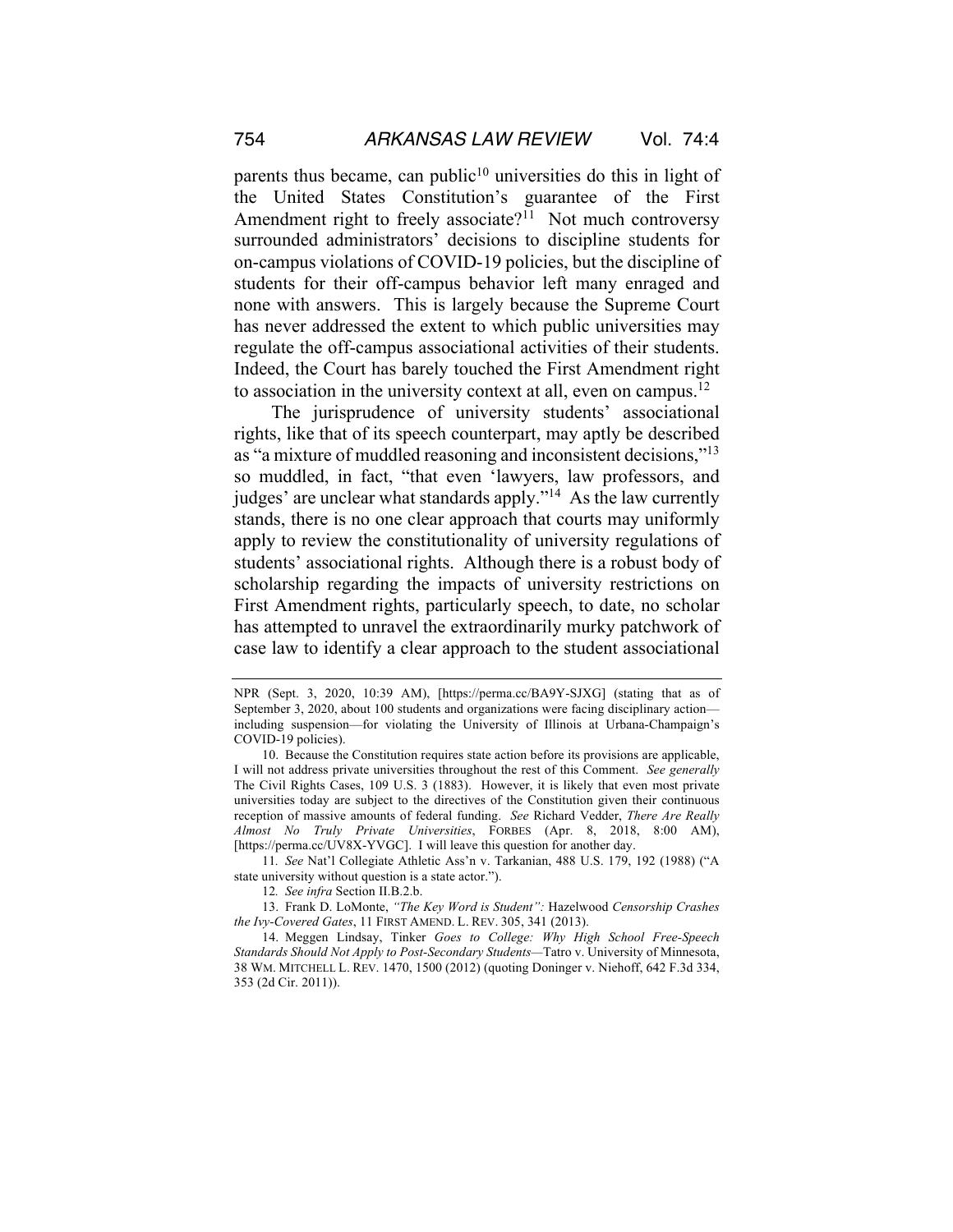parents thus became, can public[10] universities do this in light of the United States Constitution's guarantee of the First Amendment right to freely associate?[11] Not much controversy surrounded administrators' decisions to discipline students for on-campus violations of COVID-19 policies, but the discipline of students for their off-campus behavior left many enraged and none with answers. This is largely because the Supreme Court has never addressed the extent to which public universities may regulate the off-campus associational activities of their students. Indeed, the Court has barely touched the First Amendment right to association in the university context at all, even on campus.[12]

The jurisprudence of university students' associational rights, like that of its speech counterpart, may aptly be described as "a mixture of muddled reasoning and inconsistent decisions,"[13] so muddled, in fact, "that even 'lawyers, law professors, and judges' are unclear what standards apply."[14] As the law currently stands, there is no one clear approach that courts may uniformly apply to review the constitutionality of university regulations of students' associational rights. Although there is a robust body of scholarship regarding the impacts of university restrictions on First Amendment rights, particularly speech, to date, no scholar has attempted to unravel the extraordinarily murky patchwork of case law to identify a clear approach to the student associational

---

NPR (Sept. 3, 2020, 10:39 AM), [https://perma.cc/BA9Y-SJXG] (stating that as of September 3, 2020, about 100 students and organizations were facing disciplinary action—including suspension—for violating the University of Illinois at Urbana-Champaign's COVID-19 policies).

10. Because the Constitution requires state action before its provisions are applicable, I will not address private universities throughout the rest of this Comment. *See generally* The Civil Rights Cases, 109 U.S. 3 (1883). However, it is likely that even most private universities today are subject to the directives of the Constitution given their continuous reception of massive amounts of federal funding. *See* Richard Vedder, *There Are Really Almost No Truly Private Universities*, FORBES (Apr. 8, 2018, 8:00 AM), [https://perma.cc/UV8X-YVGC]. I will leave this question for another day.

11. *See* Nat'l Collegiate Athletic Ass'n v. Tarkanian, 488 U.S. 179, 192 (1988) ("A state university without question is a state actor.").

12. *See infra* Section II.B.2.b.

13. Frank D. LoMonte, *"The Key Word is Student":* Hazelwood *Censorship Crashes the Ivy-Covered Gates*, 11 FIRST AMEND. L. REV. 305, 341 (2013).

14. Meggen Lindsay, Tinker *Goes to College: Why High School Free-Speech Standards Should Not Apply to Post-Secondary Students*—Tatro v. University of Minnesota, 38 WM. MITCHELL L. REV. 1470, 1500 (2012) (quoting Doninger v. Niehoff, 642 F.3d 334, 353 (2d Cir. 2011)).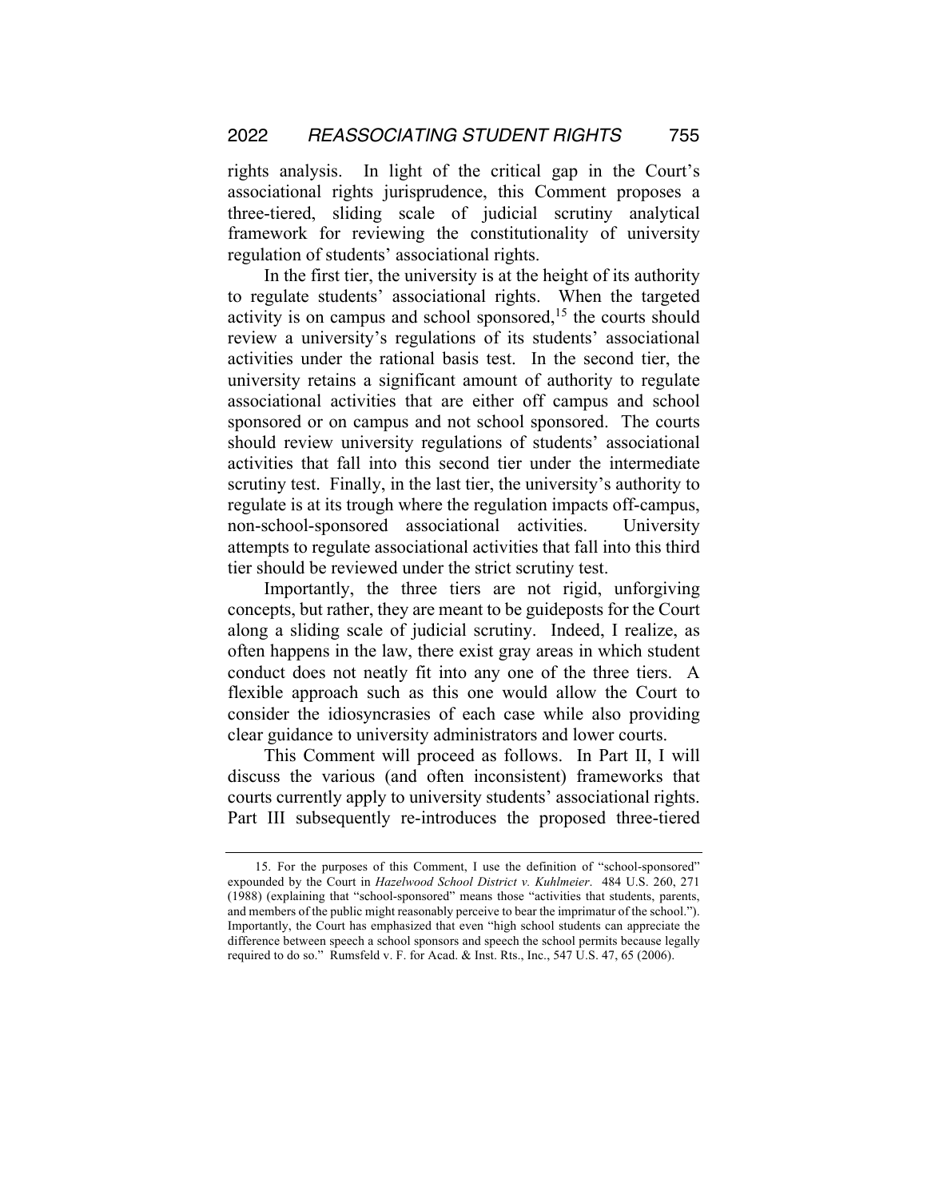rights analysis. In light of the critical gap in the Court's associational rights jurisprudence, this Comment proposes a three-tiered, sliding scale of judicial scrutiny analytical framework for reviewing the constitutionality of university regulation of students' associational rights.

In the first tier, the university is at the height of its authority to regulate students' associational rights. When the targeted activity is on campus and school sponsored,[15] the courts should review a university's regulations of its students' associational activities under the rational basis test. In the second tier, the university retains a significant amount of authority to regulate associational activities that are either off campus and school sponsored or on campus and not school sponsored. The courts should review university regulations of students' associational activities that fall into this second tier under the intermediate scrutiny test. Finally, in the last tier, the university's authority to regulate is at its trough where the regulation impacts off-campus, non-school-sponsored associational activities. University attempts to regulate associational activities that fall into this third tier should be reviewed under the strict scrutiny test.

Importantly, the three tiers are not rigid, unforgiving concepts, but rather, they are meant to be guideposts for the Court along a sliding scale of judicial scrutiny. Indeed, I realize, as often happens in the law, there exist gray areas in which student conduct does not neatly fit into any one of the three tiers. A flexible approach such as this one would allow the Court to consider the idiosyncrasies of each case while also providing clear guidance to university administrators and lower courts.

This Comment will proceed as follows. In Part II, I will discuss the various (and often inconsistent) frameworks that courts currently apply to university students' associational rights. Part III subsequently re-introduces the proposed three-tiered

---

15. For the purposes of this Comment, I use the definition of "school-sponsored" expounded by the Court in *Hazelwood School District v. Kuhlmeier*. 484 U.S. 260, 271 (1988) (explaining that "school-sponsored" means those "activities that students, parents, and members of the public might reasonably perceive to bear the imprimatur of the school."). Importantly, the Court has emphasized that even "high school students can appreciate the difference between speech a school sponsors and speech the school permits because legally required to do so." Rumsfeld v. F. for Acad. & Inst. Rts., Inc., 547 U.S. 47, 65 (2006).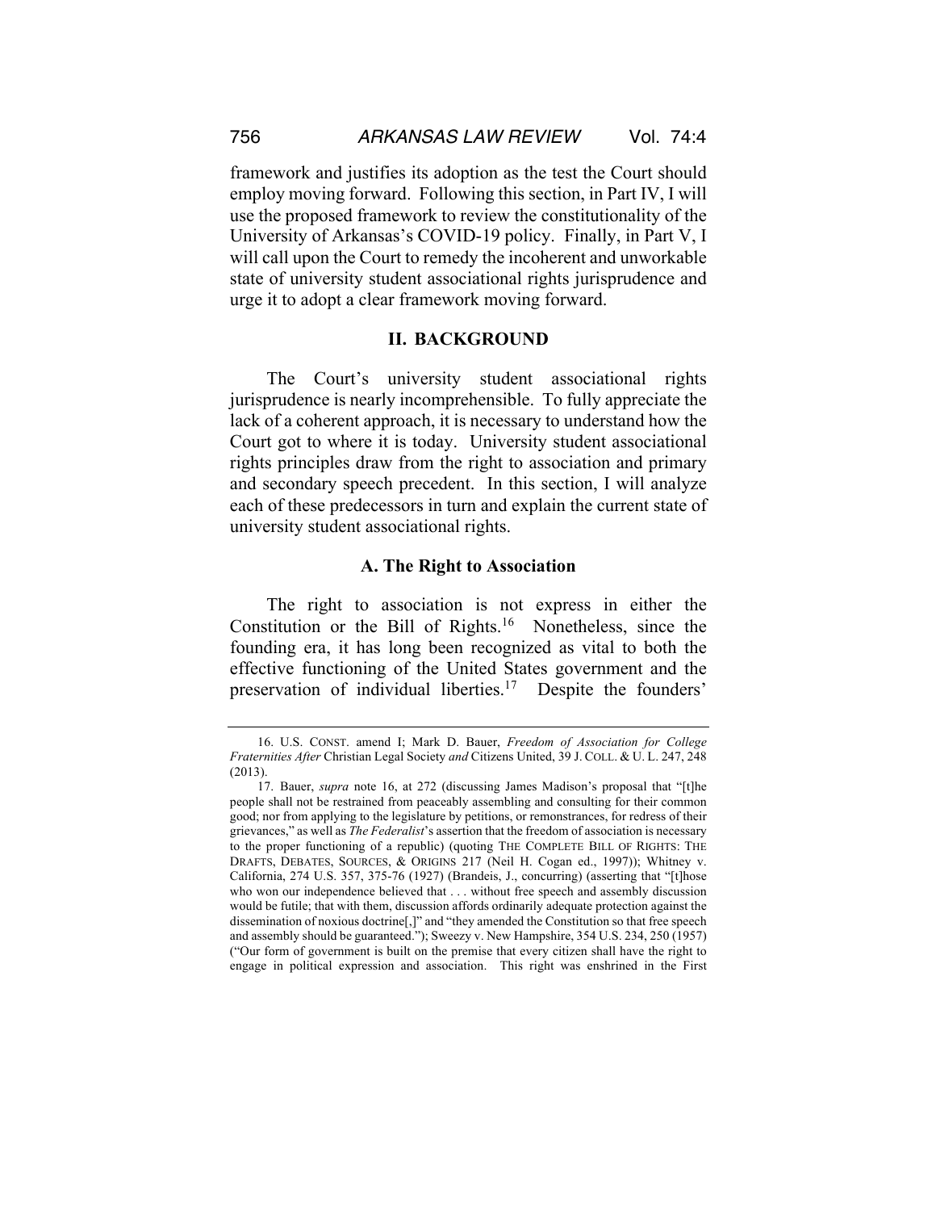framework and justifies its adoption as the test the Court should employ moving forward. Following this section, in Part IV, I will use the proposed framework to review the constitutionality of the University of Arkansas's COVID-19 policy. Finally, in Part V, I will call upon the Court to remedy the incoherent and unworkable state of university student associational rights jurisprudence and urge it to adopt a clear framework moving forward.

## II. BACKGROUND

The Court's university student associational rights jurisprudence is nearly incomprehensible. To fully appreciate the lack of a coherent approach, it is necessary to understand how the Court got to where it is today. University student associational rights principles draw from the right to association and primary and secondary speech precedent. In this section, I will analyze each of these predecessors in turn and explain the current state of university student associational rights.

### A. The Right to Association

The right to association is not express in either the Constitution or the Bill of Rights.[16] Nonetheless, since the founding era, it has long been recognized as vital to both the effective functioning of the United States government and the preservation of individual liberties.[17] Despite the founders'

---

16. U.S. CONST. amend I; Mark D. Bauer, *Freedom of Association for College Fraternities After* Christian Legal Society *and* Citizens United, 39 J. COLL. & U. L. 247, 248 (2013).

17. Bauer, *supra* note 16, at 272 (discussing James Madison's proposal that "[t]he people shall not be restrained from peaceably assembling and consulting for their common good; nor from applying to the legislature by petitions, or remonstrances, for redress of their grievances," as well as *The Federalist*'s assertion that the freedom of association is necessary to the proper functioning of a republic) (quoting THE COMPLETE BILL OF RIGHTS: THE DRAFTS, DEBATES, SOURCES, & ORIGINS 217 (Neil H. Cogan ed., 1997)); Whitney v. California, 274 U.S. 357, 375-76 (1927) (Brandeis, J., concurring) (asserting that "[t]hose who won our independence believed that . . . without free speech and assembly discussion would be futile; that with them, discussion affords ordinarily adequate protection against the dissemination of noxious doctrine[,]" and "they amended the Constitution so that free speech and assembly should be guaranteed."); Sweezy v. New Hampshire, 354 U.S. 234, 250 (1957) ("Our form of government is built on the premise that every citizen shall have the right to engage in political expression and association. This right was enshrined in the First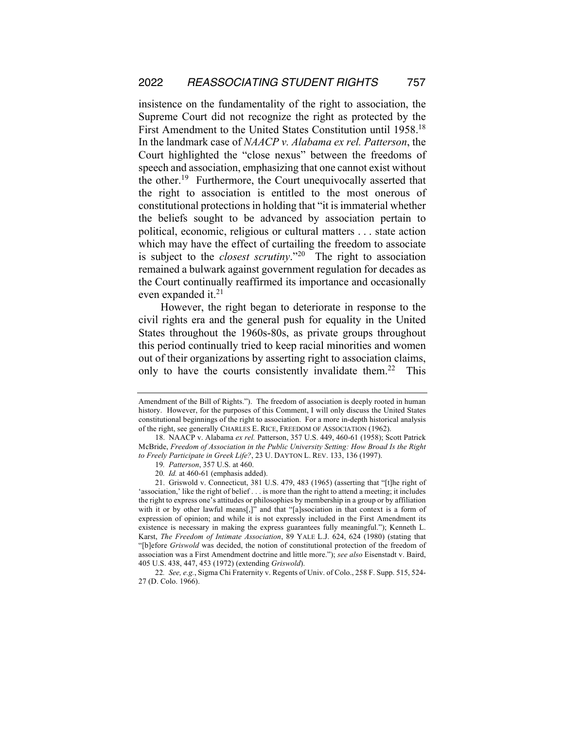insistence on the fundamentality of the right to association, the Supreme Court did not recognize the right as protected by the First Amendment to the United States Constitution until 1958.[18] In the landmark case of *NAACP v. Alabama ex rel. Patterson*, the Court highlighted the "close nexus" between the freedoms of speech and association, emphasizing that one cannot exist without the other.[19] Furthermore, the Court unequivocally asserted that the right to association is entitled to the most onerous of constitutional protections in holding that "it is immaterial whether the beliefs sought to be advanced by association pertain to political, economic, religious or cultural matters . . . state action which may have the effect of curtailing the freedom to associate is subject to the *closest scrutiny*."[20] The right to association remained a bulwark against government regulation for decades as the Court continually reaffirmed its importance and occasionally even expanded it.[21]

However, the right began to deteriorate in response to the civil rights era and the general push for equality in the United States throughout the 1960s-80s, as private groups throughout this period continually tried to keep racial minorities and women out of their organizations by asserting right to association claims, only to have the courts consistently invalidate them.[22] This

---

Amendment of the Bill of Rights."). The freedom of association is deeply rooted in human history. However, for the purposes of this Comment, I will only discuss the United States constitutional beginnings of the right to association. For a more in-depth historical analysis of the right, see generally CHARLES E. RICE, FREEDOM OF ASSOCIATION (1962).

18. NAACP v. Alabama *ex rel.* Patterson, 357 U.S. 449, 460-61 (1958); Scott Patrick McBride, *Freedom of Association in the Public University Setting: How Broad Is the Right to Freely Participate in Greek Life?*, 23 U. DAYTON L. REV. 133, 136 (1997).

19. *Patterson*, 357 U.S. at 460.

20. *Id.* at 460-61 (emphasis added).

21. Griswold v. Connecticut, 381 U.S. 479, 483 (1965) (asserting that "[t]he right of 'association,' like the right of belief . . . is more than the right to attend a meeting; it includes the right to express one's attitudes or philosophies by membership in a group or by affiliation with it or by other lawful means[,]" and that "[a]ssociation in that context is a form of expression of opinion; and while it is not expressly included in the First Amendment its existence is necessary in making the express guarantees fully meaningful."); Kenneth L. Karst, *The Freedom of Intimate Association*, 89 YALE L.J. 624, 624 (1980) (stating that "[b]efore *Griswold* was decided, the notion of constitutional protection of the freedom of association was a First Amendment doctrine and little more."); *see also* Eisenstadt v. Baird, 405 U.S. 438, 447, 453 (1972) (extending *Griswold*).

22. *See, e.g.*, Sigma Chi Fraternity v. Regents of Univ. of Colo., 258 F. Supp. 515, 524-27 (D. Colo. 1966).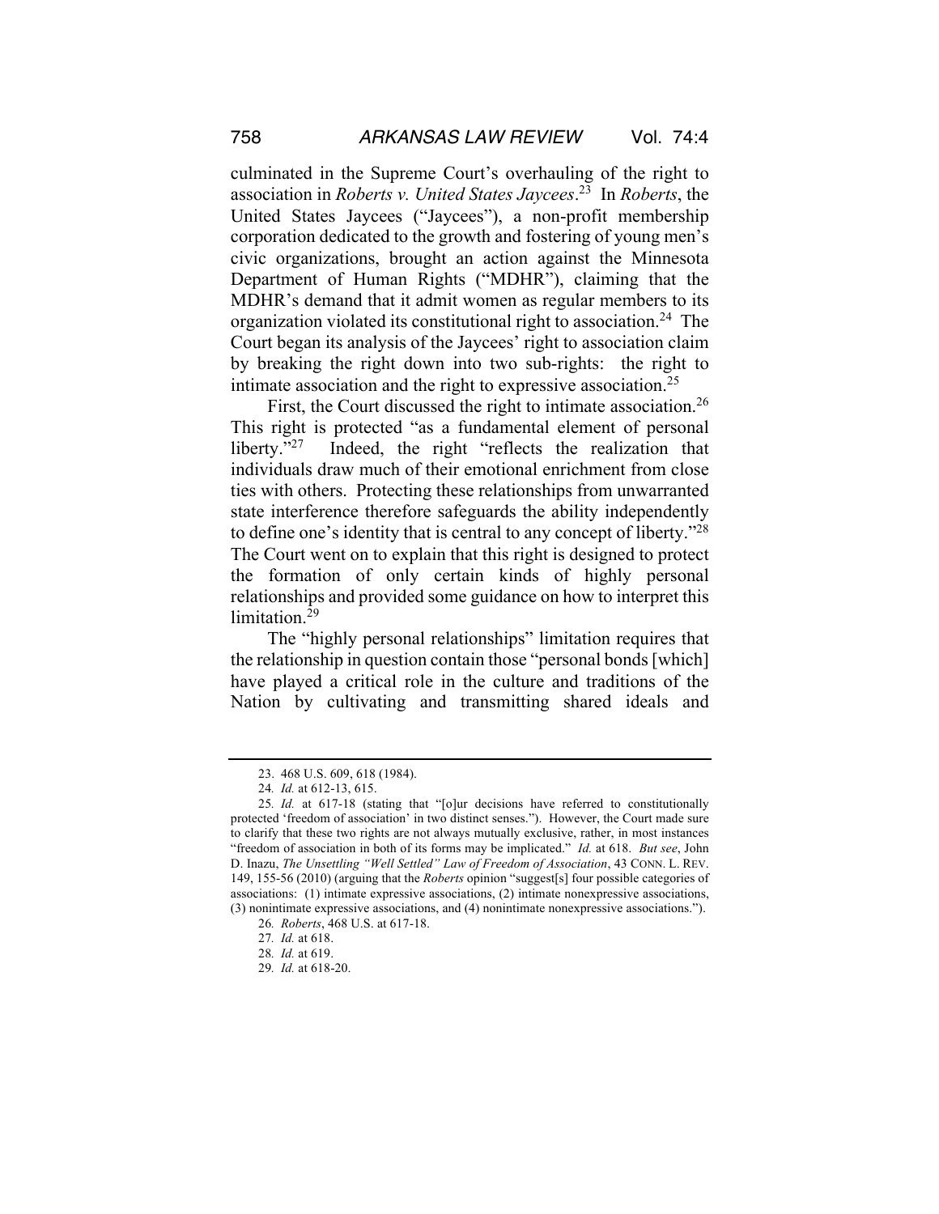culminated in the Supreme Court's overhauling of the right to association in *Roberts v. United States Jaycees*.[23] In *Roberts*, the United States Jaycees ("Jaycees"), a non-profit membership corporation dedicated to the growth and fostering of young men's civic organizations, brought an action against the Minnesota Department of Human Rights ("MDHR"), claiming that the MDHR's demand that it admit women as regular members to its organization violated its constitutional right to association.[24] The Court began its analysis of the Jaycees' right to association claim by breaking the right down into two sub-rights: the right to intimate association and the right to expressive association.[25]

First, the Court discussed the right to intimate association.[26] This right is protected "as a fundamental element of personal liberty."[27] Indeed, the right "reflects the realization that individuals draw much of their emotional enrichment from close ties with others. Protecting these relationships from unwarranted state interference therefore safeguards the ability independently to define one's identity that is central to any concept of liberty."[28] The Court went on to explain that this right is designed to protect the formation of only certain kinds of highly personal relationships and provided some guidance on how to interpret this limitation.[29]

The "highly personal relationships" limitation requires that the relationship in question contain those "personal bonds [which] have played a critical role in the culture and traditions of the Nation by cultivating and transmitting shared ideals and

---

23. 468 U.S. 609, 618 (1984).

24. *Id.* at 612-13, 615.

25. *Id.* at 617-18 (stating that "[o]ur decisions have referred to constitutionally protected 'freedom of association' in two distinct senses."). However, the Court made sure to clarify that these two rights are not always mutually exclusive, rather, in most instances "freedom of association in both of its forms may be implicated." *Id.* at 618. *But see*, John D. Inazu, *The Unsettling "Well Settled" Law of Freedom of Association*, 43 CONN. L. REV. 149, 155-56 (2010) (arguing that the *Roberts* opinion "suggest[s] four possible categories of associations: (1) intimate expressive associations, (2) intimate nonexpressive associations, (3) nonintimate expressive associations, and (4) nonintimate nonexpressive associations.").

26. *Roberts*, 468 U.S. at 617-18.

27. *Id.* at 618.

28. *Id.* at 619.

29. *Id.* at 618-20.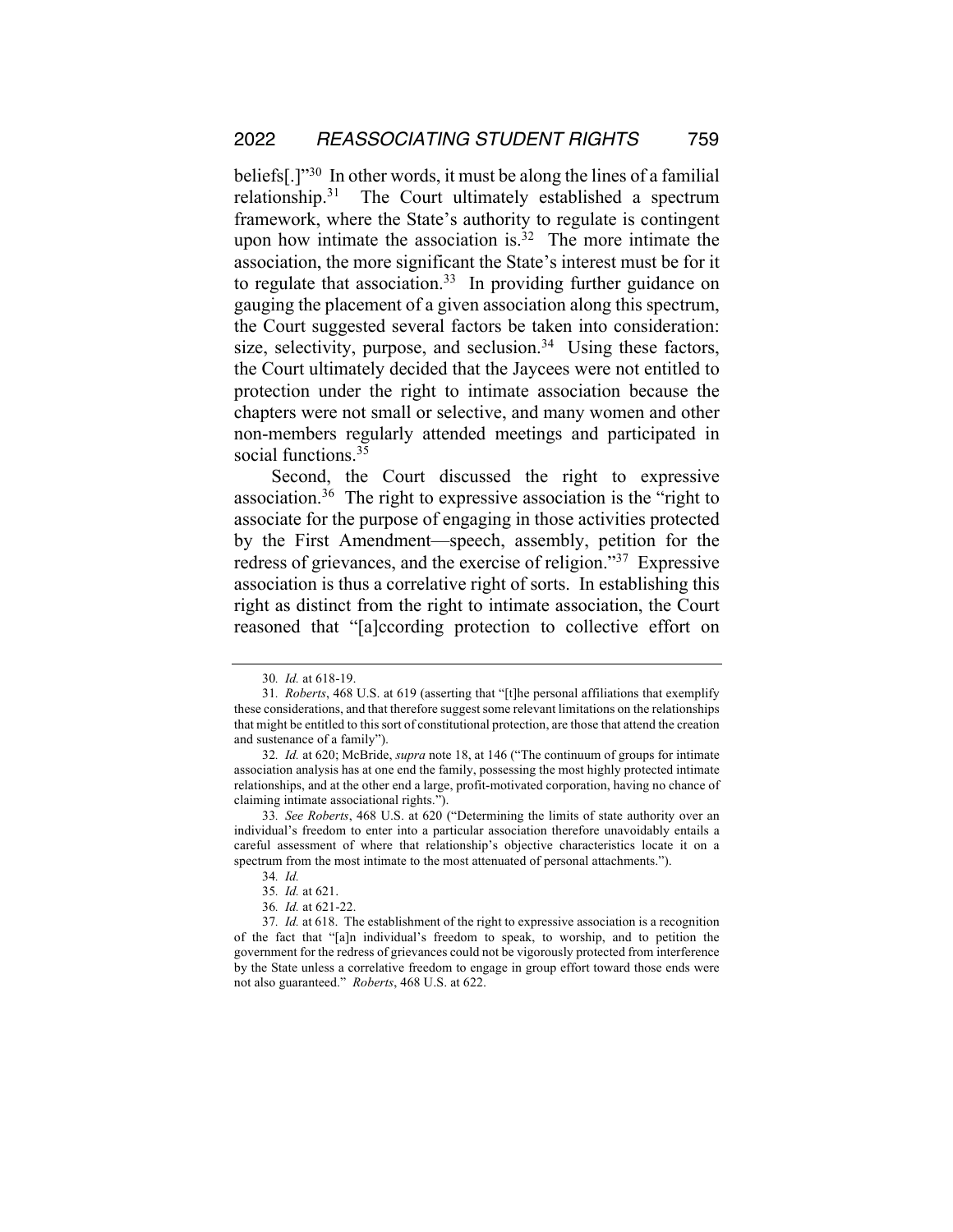beliefs[.]"[30] In other words, it must be along the lines of a familial relationship.[31] The Court ultimately established a spectrum framework, where the State's authority to regulate is contingent upon how intimate the association is.[32] The more intimate the association, the more significant the State's interest must be for it to regulate that association.[33] In providing further guidance on gauging the placement of a given association along this spectrum, the Court suggested several factors be taken into consideration: size, selectivity, purpose, and seclusion.[34] Using these factors, the Court ultimately decided that the Jaycees were not entitled to protection under the right to intimate association because the chapters were not small or selective, and many women and other non-members regularly attended meetings and participated in social functions.[35]

Second, the Court discussed the right to expressive association.[36] The right to expressive association is the "right to associate for the purpose of engaging in those activities protected by the First Amendment—speech, assembly, petition for the redress of grievances, and the exercise of religion."[37] Expressive association is thus a correlative right of sorts. In establishing this right as distinct from the right to intimate association, the Court reasoned that "[a]ccording protection to collective effort on

---

30. *Id.* at 618-19.

31. *Roberts*, 468 U.S. at 619 (asserting that "[t]he personal affiliations that exemplify these considerations, and that therefore suggest some relevant limitations on the relationships that might be entitled to this sort of constitutional protection, are those that attend the creation and sustenance of a family").

32. *Id.* at 620; McBride, *supra* note 18, at 146 ("The continuum of groups for intimate association analysis has at one end the family, possessing the most highly protected intimate relationships, and at the other end a large, profit-motivated corporation, having no chance of claiming intimate associational rights.").

33. *See Roberts*, 468 U.S. at 620 ("Determining the limits of state authority over an individual's freedom to enter into a particular association therefore unavoidably entails a careful assessment of where that relationship's objective characteristics locate it on a spectrum from the most intimate to the most attenuated of personal attachments.").

34. *Id.*

35. *Id.* at 621.

36. *Id.* at 621-22.

37. *Id.* at 618. The establishment of the right to expressive association is a recognition of the fact that "[a]n individual's freedom to speak, to worship, and to petition the government for the redress of grievances could not be vigorously protected from interference by the State unless a correlative freedom to engage in group effort toward those ends were not also guaranteed." *Roberts*, 468 U.S. at 622.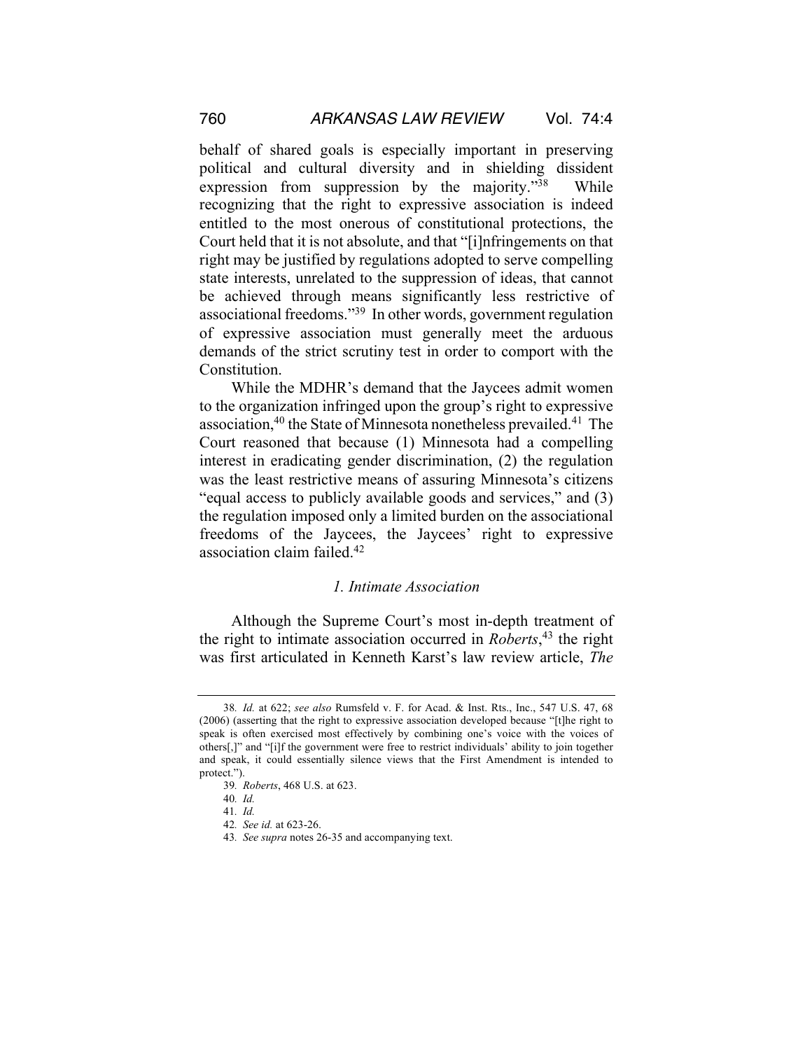behalf of shared goals is especially important in preserving political and cultural diversity and in shielding dissident expression from suppression by the majority."[38] While recognizing that the right to expressive association is indeed entitled to the most onerous of constitutional protections, the Court held that it is not absolute, and that "[i]nfringements on that right may be justified by regulations adopted to serve compelling state interests, unrelated to the suppression of ideas, that cannot be achieved through means significantly less restrictive of associational freedoms."[39] In other words, government regulation of expressive association must generally meet the arduous demands of the strict scrutiny test in order to comport with the Constitution.

While the MDHR's demand that the Jaycees admit women to the organization infringed upon the group's right to expressive association,[40] the State of Minnesota nonetheless prevailed.[41] The Court reasoned that because (1) Minnesota had a compelling interest in eradicating gender discrimination, (2) the regulation was the least restrictive means of assuring Minnesota's citizens "equal access to publicly available goods and services," and (3) the regulation imposed only a limited burden on the associational freedoms of the Jaycees, the Jaycees' right to expressive association claim failed.[42]

### *1. Intimate Association*

Although the Supreme Court's most in-depth treatment of the right to intimate association occurred in *Roberts*,[43] the right was first articulated in Kenneth Karst's law review article, *The*

---

38. *Id.* at 622; *see also* Rumsfeld v. F. for Acad. & Inst. Rts., Inc., 547 U.S. 47, 68 (2006) (asserting that the right to expressive association developed because "[t]he right to speak is often exercised most effectively by combining one's voice with the voices of others[,]" and "[i]f the government were free to restrict individuals' ability to join together and speak, it could essentially silence views that the First Amendment is intended to protect.").

39. *Roberts*, 468 U.S. at 623.

40. *Id.*

41. *Id.*

42. *See id.* at 623-26.

43. *See supra* notes 26-35 and accompanying text.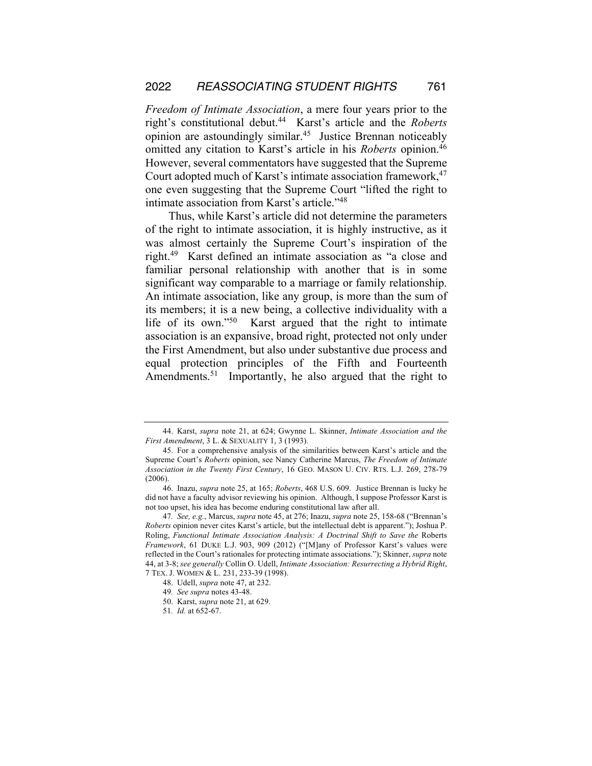*Freedom of Intimate Association*, a mere four years prior to the right's constitutional debut.[44] Karst's article and the *Roberts* opinion are astoundingly similar.[45] Justice Brennan noticeably omitted any citation to Karst's article in his *Roberts* opinion.[46] However, several commentators have suggested that the Supreme Court adopted much of Karst's intimate association framework,[47] one even suggesting that the Supreme Court "lifted the right to intimate association from Karst's article."[48]

Thus, while Karst's article did not determine the parameters of the right to intimate association, it is highly instructive, as it was almost certainly the Supreme Court's inspiration of the right.[49] Karst defined an intimate association as "a close and familiar personal relationship with another that is in some significant way comparable to a marriage or family relationship. An intimate association, like any group, is more than the sum of its members; it is a new being, a collective individuality with a life of its own."[50] Karst argued that the right to intimate association is an expansive, broad right, protected not only under the First Amendment, but also under substantive due process and equal protection principles of the Fifth and Fourteenth Amendments.[51] Importantly, he also argued that the right to

---

44. Karst, *supra* note 21, at 624; Gwynne L. Skinner, *Intimate Association and the First Amendment*, 3 L. & SEXUALITY 1, 3 (1993).

45. For a comprehensive analysis of the similarities between Karst's article and the Supreme Court's *Roberts* opinion, see Nancy Catherine Marcus, *The Freedom of Intimate Association in the Twenty First Century*, 16 GEO. MASON U. CIV. RTS. L.J. 269, 278-79 (2006).

46. Inazu, *supra* note 25, at 165; *Roberts*, 468 U.S. 609. Justice Brennan is lucky he did not have a faculty advisor reviewing his opinion. Although, I suppose Professor Karst is not too upset, his idea has become enduring constitutional law after all.

47. *See, e.g.*, Marcus, *supra* note 45, at 276; Inazu, *supra* note 25, 158-68 ("Brennan's *Roberts* opinion never cites Karst's article, but the intellectual debt is apparent."); Joshua P. Roling, *Functional Intimate Association Analysis: A Doctrinal Shift to Save the* Roberts *Framework*, 61 DUKE L.J. 903, 909 (2012) ("[M]any of Professor Karst's values were reflected in the Court's rationales for protecting intimate associations."); Skinner, *supra* note 44, at 3-8; *see generally* Collin O. Udell, *Intimate Association: Resurrecting a Hybrid Right*, 7 TEX. J. WOMEN & L. 231, 233-39 (1998).

48. Udell, *supra* note 47, at 232.

49. *See supra* notes 43-48.

50. Karst, *supra* note 21, at 629.

51. *Id.* at 652-67.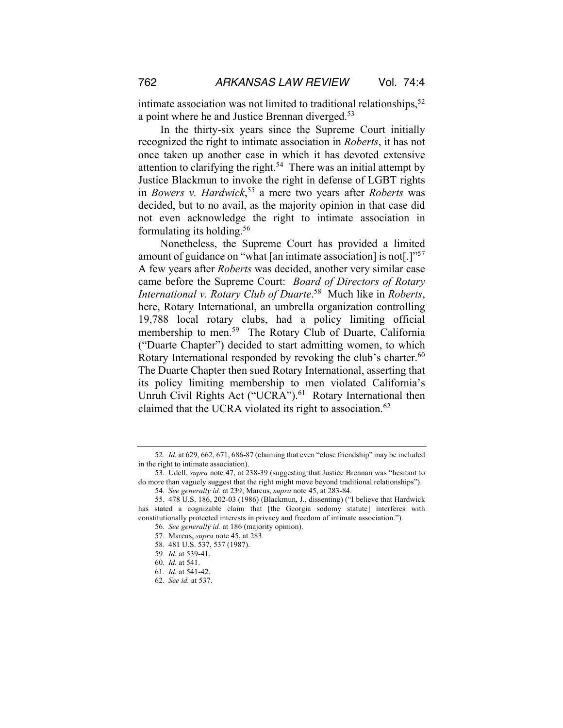intimate association was not limited to traditional relationships,[52] a point where he and Justice Brennan diverged.[53]

In the thirty-six years since the Supreme Court initially recognized the right to intimate association in *Roberts*, it has not once taken up another case in which it has devoted extensive attention to clarifying the right.[54] There was an initial attempt by Justice Blackmun to invoke the right in defense of LGBT rights in *Bowers v. Hardwick*,[55] a mere two years after *Roberts* was decided, but to no avail, as the majority opinion in that case did not even acknowledge the right to intimate association in formulating its holding.[56]

Nonetheless, the Supreme Court has provided a limited amount of guidance on "what [an intimate association] is not[.]"[57] A few years after *Roberts* was decided, another very similar case came before the Supreme Court: *Board of Directors of Rotary International v. Rotary Club of Duarte*.[58] Much like in *Roberts*, here, Rotary International, an umbrella organization controlling 19,788 local rotary clubs, had a policy limiting official membership to men.[59] The Rotary Club of Duarte, California ("Duarte Chapter") decided to start admitting women, to which Rotary International responded by revoking the club's charter.[60] The Duarte Chapter then sued Rotary International, asserting that its policy limiting membership to men violated California's Unruh Civil Rights Act ("UCRA").[61] Rotary International then claimed that the UCRA violated its right to association.[62]

---

52. *Id.* at 629, 662, 671, 686-87 (claiming that even "close friendship" may be included in the right to intimate association).

53. Udell, *supra* note 47, at 238-39 (suggesting that Justice Brennan was "hesitant to do more than vaguely suggest that the right might move beyond traditional relationships").

54. *See generally id.* at 239; Marcus, *supra* note 45, at 283-84.

55. 478 U.S. 186, 202-03 (1986) (Blackmun, J., dissenting) ("I believe that Hardwick has stated a cognizable claim that [the Georgia sodomy statute] interferes with constitutionally protected interests in privacy and freedom of intimate association.").

56. *See generally id.* at 186 (majority opinion).

57. Marcus, *supra* note 45, at 283.

58. 481 U.S. 537, 537 (1987).

59. *Id.* at 539-41.

60. *Id.* at 541.

61. *Id.* at 541-42.

62. *See id.* at 537.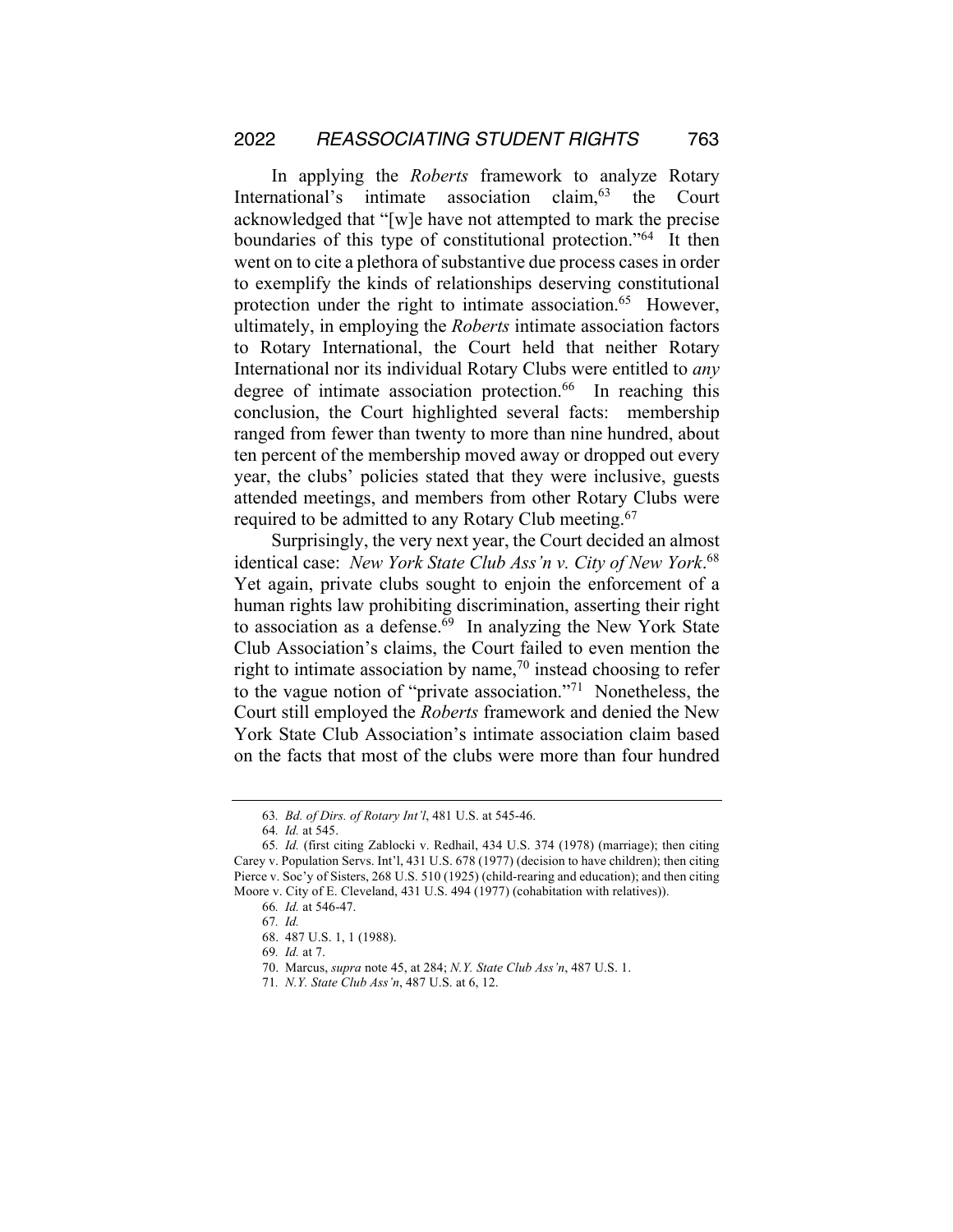In applying the *Roberts* framework to analyze Rotary International's intimate association claim,[63] the Court acknowledged that "[w]e have not attempted to mark the precise boundaries of this type of constitutional protection."[64] It then went on to cite a plethora of substantive due process cases in order to exemplify the kinds of relationships deserving constitutional protection under the right to intimate association.[65] However, ultimately, in employing the *Roberts* intimate association factors to Rotary International, the Court held that neither Rotary International nor its individual Rotary Clubs were entitled to *any* degree of intimate association protection.[66] In reaching this conclusion, the Court highlighted several facts: membership ranged from fewer than twenty to more than nine hundred, about ten percent of the membership moved away or dropped out every year, the clubs' policies stated that they were inclusive, guests attended meetings, and members from other Rotary Clubs were required to be admitted to any Rotary Club meeting.[67]

Surprisingly, the very next year, the Court decided an almost identical case: *New York State Club Ass'n v. City of New York*.[68] Yet again, private clubs sought to enjoin the enforcement of a human rights law prohibiting discrimination, asserting their right to association as a defense.[69] In analyzing the New York State Club Association's claims, the Court failed to even mention the right to intimate association by name,[70] instead choosing to refer to the vague notion of "private association."[71] Nonetheless, the Court still employed the *Roberts* framework and denied the New York State Club Association's intimate association claim based on the facts that most of the clubs were more than four hundred

---

63. *Bd. of Dirs. of Rotary Int'l*, 481 U.S. at 545-46.

64. *Id.* at 545.

65. *Id.* (first citing Zablocki v. Redhail, 434 U.S. 374 (1978) (marriage); then citing Carey v. Population Servs. Int'l, 431 U.S. 678 (1977) (decision to have children); then citing Pierce v. Soc'y of Sisters, 268 U.S. 510 (1925) (child-rearing and education); and then citing Moore v. City of E. Cleveland, 431 U.S. 494 (1977) (cohabitation with relatives)).

66. *Id.* at 546-47.

67. *Id.*

68. 487 U.S. 1, 1 (1988).

69. *Id.* at 7.

70. Marcus, *supra* note 45, at 284; *N.Y. State Club Ass'n*, 487 U.S. 1.

71. *N.Y. State Club Ass'n*, 487 U.S. at 6, 12.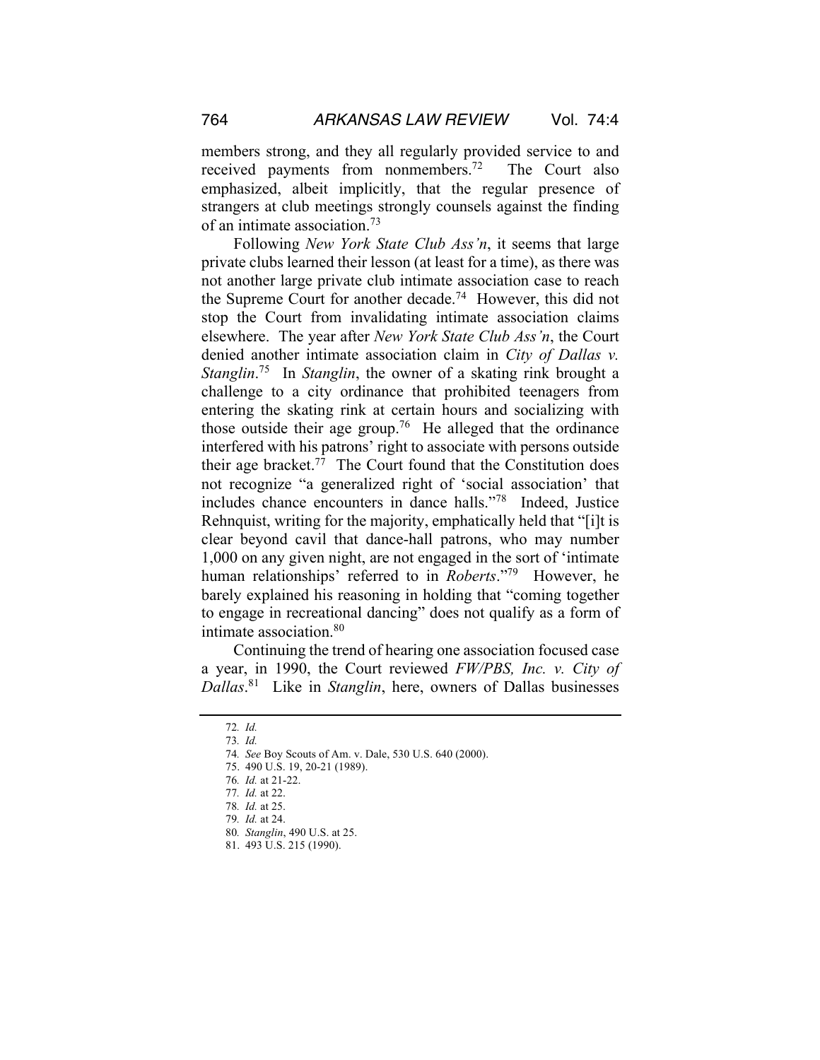members strong, and they all regularly provided service to and received payments from nonmembers.[72] The Court also emphasized, albeit implicitly, that the regular presence of strangers at club meetings strongly counsels against the finding of an intimate association.[73]

Following *New York State Club Ass'n*, it seems that large private clubs learned their lesson (at least for a time), as there was not another large private club intimate association case to reach the Supreme Court for another decade.[74] However, this did not stop the Court from invalidating intimate association claims elsewhere. The year after *New York State Club Ass'n*, the Court denied another intimate association claim in *City of Dallas v. Stanglin*.[75] In *Stanglin*, the owner of a skating rink brought a challenge to a city ordinance that prohibited teenagers from entering the skating rink at certain hours and socializing with those outside their age group.[76] He alleged that the ordinance interfered with his patrons' right to associate with persons outside their age bracket.[77] The Court found that the Constitution does not recognize "a generalized right of 'social association' that includes chance encounters in dance halls."[78] Indeed, Justice Rehnquist, writing for the majority, emphatically held that "[i]t is clear beyond cavil that dance-hall patrons, who may number 1,000 on any given night, are not engaged in the sort of 'intimate human relationships' referred to in *Roberts*."[79] However, he barely explained his reasoning in holding that "coming together to engage in recreational dancing" does not qualify as a form of intimate association.[80]

Continuing the trend of hearing one association focused case a year, in 1990, the Court reviewed *FW/PBS, Inc. v. City of Dallas*.[81] Like in *Stanglin*, here, owners of Dallas businesses

---

72. *Id.*
73. *Id.*
74. *See* Boy Scouts of Am. v. Dale, 530 U.S. 640 (2000).
75. 490 U.S. 19, 20-21 (1989).
76. *Id.* at 21-22.
77. *Id.* at 22.
78. *Id.* at 25.
79. *Id.* at 24.
80. *Stanglin*, 490 U.S. at 25.
81. 493 U.S. 215 (1990).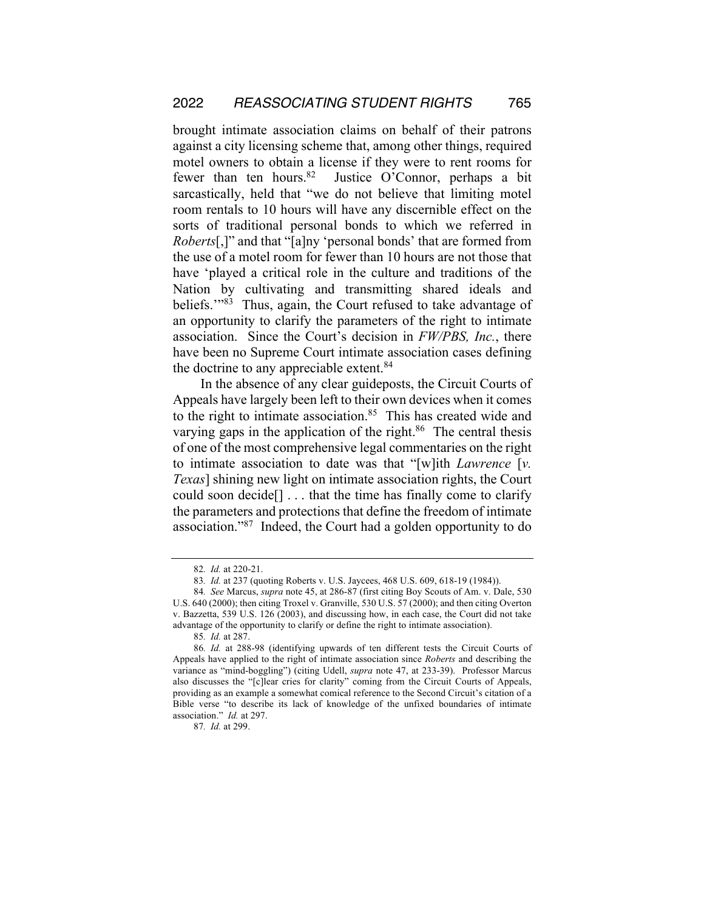brought intimate association claims on behalf of their patrons against a city licensing scheme that, among other things, required motel owners to obtain a license if they were to rent rooms for fewer than ten hours.[82] Justice O'Connor, perhaps a bit sarcastically, held that "we do not believe that limiting motel room rentals to 10 hours will have any discernible effect on the sorts of traditional personal bonds to which we referred in *Roberts*[,]" and that "[a]ny 'personal bonds' that are formed from the use of a motel room for fewer than 10 hours are not those that have 'played a critical role in the culture and traditions of the Nation by cultivating and transmitting shared ideals and beliefs.'"[83] Thus, again, the Court refused to take advantage of an opportunity to clarify the parameters of the right to intimate association. Since the Court's decision in *FW/PBS, Inc.*, there have been no Supreme Court intimate association cases defining the doctrine to any appreciable extent.[84]

In the absence of any clear guideposts, the Circuit Courts of Appeals have largely been left to their own devices when it comes to the right to intimate association.[85] This has created wide and varying gaps in the application of the right.[86] The central thesis of one of the most comprehensive legal commentaries on the right to intimate association to date was that "[w]ith *Lawrence* [*v. Texas*] shining new light on intimate association rights, the Court could soon decide[] . . . that the time has finally come to clarify the parameters and protections that define the freedom of intimate association."[87] Indeed, the Court had a golden opportunity to do

---

82. *Id.* at 220-21.

83. *Id.* at 237 (quoting Roberts v. U.S. Jaycees, 468 U.S. 609, 618-19 (1984)).

84. *See* Marcus, *supra* note 45, at 286-87 (first citing Boy Scouts of Am. v. Dale, 530 U.S. 640 (2000); then citing Troxel v. Granville, 530 U.S. 57 (2000); and then citing Overton v. Bazzetta, 539 U.S. 126 (2003), and discussing how, in each case, the Court did not take advantage of the opportunity to clarify or define the right to intimate association).

85. *Id.* at 287.

86. *Id.* at 288-98 (identifying upwards of ten different tests the Circuit Courts of Appeals have applied to the right of intimate association since *Roberts* and describing the variance as "mind-boggling") (citing Udell, *supra* note 47, at 233-39). Professor Marcus also discusses the "[c]lear cries for clarity" coming from the Circuit Courts of Appeals, providing as an example a somewhat comical reference to the Second Circuit's citation of a Bible verse "to describe its lack of knowledge of the unfixed boundaries of intimate association." *Id.* at 297.

87. *Id.* at 299.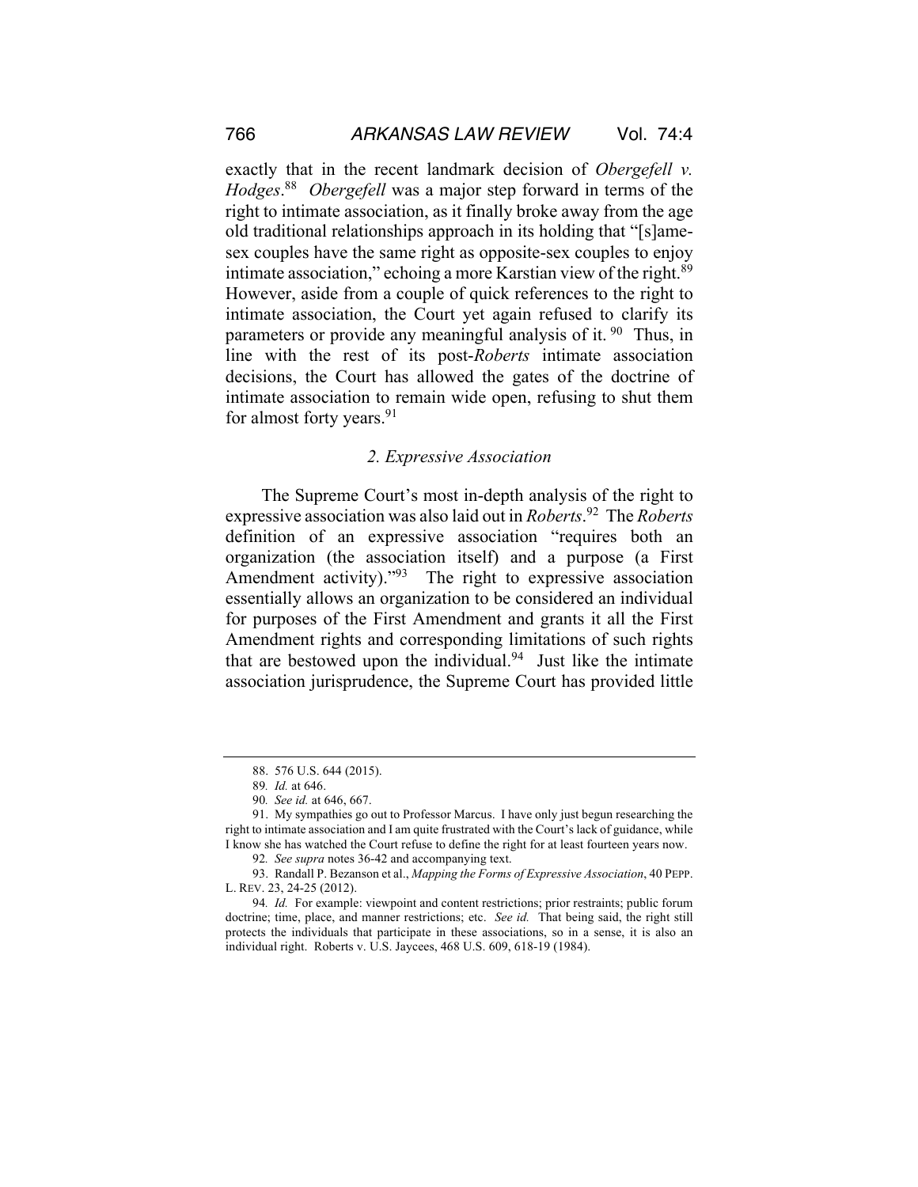exactly that in the recent landmark decision of *Obergefell v. Hodges*.[88] *Obergefell* was a major step forward in terms of the right to intimate association, as it finally broke away from the age old traditional relationships approach in its holding that "[s]ame-sex couples have the same right as opposite-sex couples to enjoy intimate association," echoing a more Karstian view of the right.[89] However, aside from a couple of quick references to the right to intimate association, the Court yet again refused to clarify its parameters or provide any meaningful analysis of it.[90] Thus, in line with the rest of its post-*Roberts* intimate association decisions, the Court has allowed the gates of the doctrine of intimate association to remain wide open, refusing to shut them for almost forty years.[91]

### *2. Expressive Association*

The Supreme Court's most in-depth analysis of the right to expressive association was also laid out in *Roberts*.[92] The *Roberts* definition of an expressive association "requires both an organization (the association itself) and a purpose (a First Amendment activity)."[93] The right to expressive association essentially allows an organization to be considered an individual for purposes of the First Amendment and grants it all the First Amendment rights and corresponding limitations of such rights that are bestowed upon the individual.[94] Just like the intimate association jurisprudence, the Supreme Court has provided little

---

88. 576 U.S. 644 (2015).

89. *Id.* at 646.

90. *See id.* at 646, 667.

91. My sympathies go out to Professor Marcus. I have only just begun researching the right to intimate association and I am quite frustrated with the Court's lack of guidance, while I know she has watched the Court refuse to define the right for at least fourteen years now.

92. *See supra* notes 36-42 and accompanying text.

93. Randall P. Bezanson et al., *Mapping the Forms of Expressive Association*, 40 PEPP. L. REV. 23, 24-25 (2012).

94. *Id.* For example: viewpoint and content restrictions; prior restraints; public forum doctrine; time, place, and manner restrictions; etc. *See id.* That being said, the right still protects the individuals that participate in these associations, so in a sense, it is also an individual right. Roberts v. U.S. Jaycees, 468 U.S. 609, 618-19 (1984).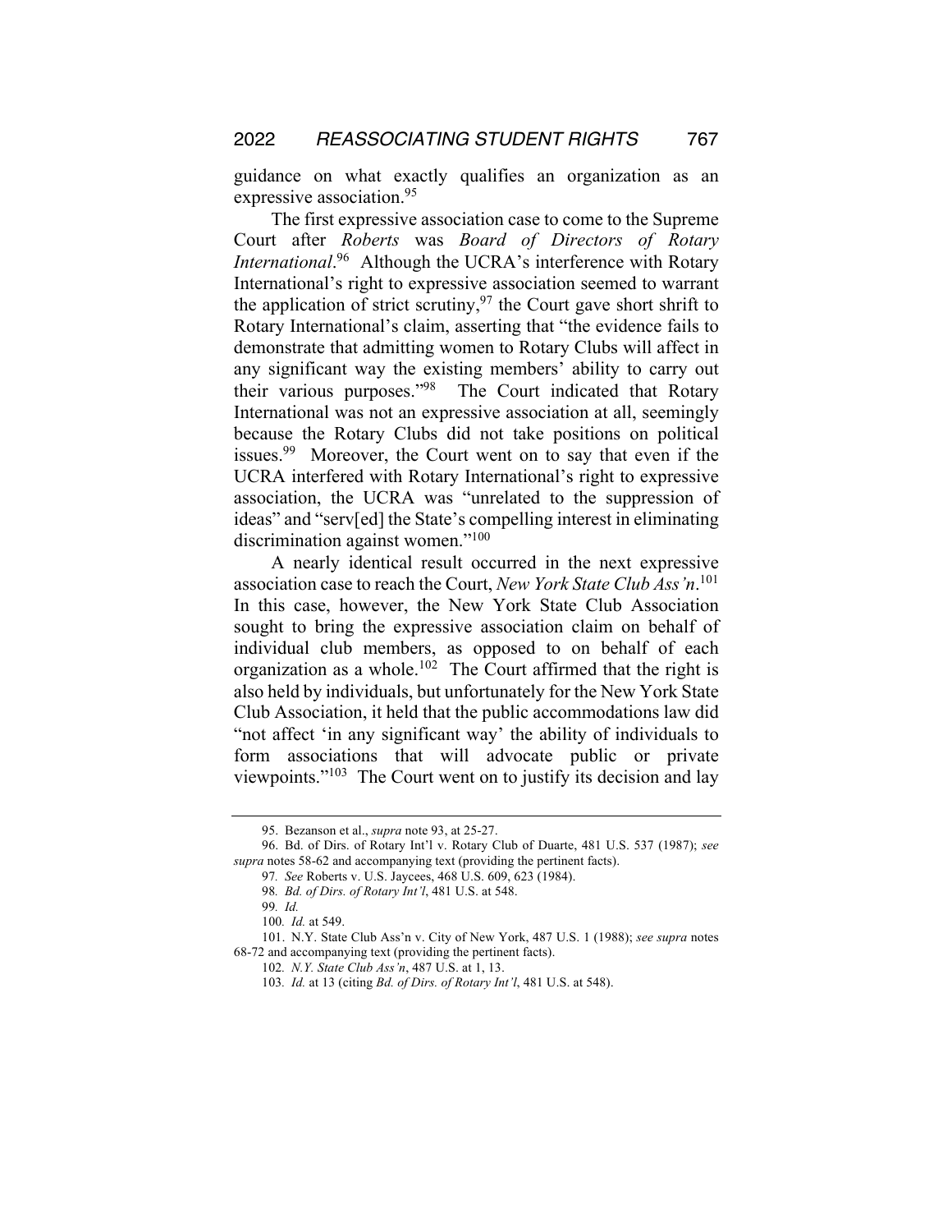guidance on what exactly qualifies an organization as an expressive association.[95]

The first expressive association case to come to the Supreme Court after *Roberts* was *Board of Directors of Rotary International*.[96] Although the UCRA's interference with Rotary International's right to expressive association seemed to warrant the application of strict scrutiny,[97] the Court gave short shrift to Rotary International's claim, asserting that "the evidence fails to demonstrate that admitting women to Rotary Clubs will affect in any significant way the existing members' ability to carry out their various purposes."[98] The Court indicated that Rotary International was not an expressive association at all, seemingly because the Rotary Clubs did not take positions on political issues.[99] Moreover, the Court went on to say that even if the UCRA interfered with Rotary International's right to expressive association, the UCRA was "unrelated to the suppression of ideas" and "serv[ed] the State's compelling interest in eliminating discrimination against women."[100]

A nearly identical result occurred in the next expressive association case to reach the Court, *New York State Club Ass'n*.[101] In this case, however, the New York State Club Association sought to bring the expressive association claim on behalf of individual club members, as opposed to on behalf of each organization as a whole.[102] The Court affirmed that the right is also held by individuals, but unfortunately for the New York State Club Association, it held that the public accommodations law did "not affect 'in any significant way' the ability of individuals to form associations that will advocate public or private viewpoints."[103] The Court went on to justify its decision and lay

---

95. Bezanson et al., *supra* note 93, at 25-27.

96. Bd. of Dirs. of Rotary Int'l v. Rotary Club of Duarte, 481 U.S. 537 (1987); *see supra* notes 58-62 and accompanying text (providing the pertinent facts).

97. *See* Roberts v. U.S. Jaycees, 468 U.S. 609, 623 (1984).

98. *Bd. of Dirs. of Rotary Int'l*, 481 U.S. at 548.

99. *Id.*

100. *Id.* at 549.

101. N.Y. State Club Ass'n v. City of New York, 487 U.S. 1 (1988); *see supra* notes 68-72 and accompanying text (providing the pertinent facts).

102. *N.Y. State Club Ass'n*, 487 U.S. at 1, 13.

103. *Id.* at 13 (citing *Bd. of Dirs. of Rotary Int'l*, 481 U.S. at 548).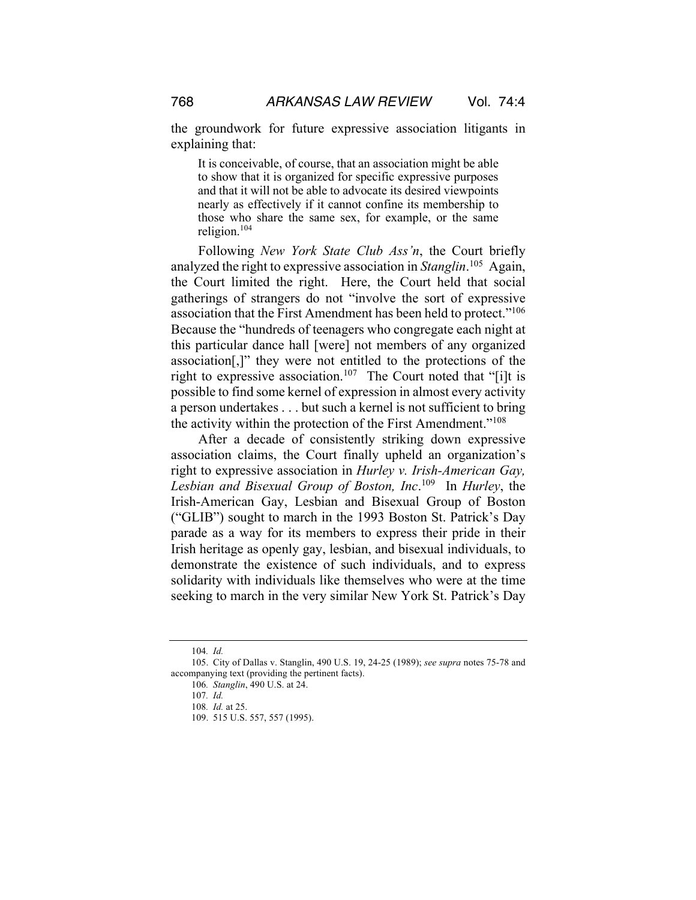the groundwork for future expressive association litigants in explaining that:

> It is conceivable, of course, that an association might be able to show that it is organized for specific expressive purposes and that it will not be able to advocate its desired viewpoints nearly as effectively if it cannot confine its membership to those who share the same sex, for example, or the same religion.[104]

Following *New York State Club Ass'n*, the Court briefly analyzed the right to expressive association in *Stanglin*.[105] Again, the Court limited the right. Here, the Court held that social gatherings of strangers do not "involve the sort of expressive association that the First Amendment has been held to protect."[106] Because the "hundreds of teenagers who congregate each night at this particular dance hall [were] not members of any organized association[,]" they were not entitled to the protections of the right to expressive association.[107] The Court noted that "[i]t is possible to find some kernel of expression in almost every activity a person undertakes . . . but such a kernel is not sufficient to bring the activity within the protection of the First Amendment."[108]

After a decade of consistently striking down expressive association claims, the Court finally upheld an organization's right to expressive association in *Hurley v. Irish-American Gay, Lesbian and Bisexual Group of Boston, Inc*.[109] In *Hurley*, the Irish-American Gay, Lesbian and Bisexual Group of Boston ("GLIB") sought to march in the 1993 Boston St. Patrick's Day parade as a way for its members to express their pride in their Irish heritage as openly gay, lesbian, and bisexual individuals, to demonstrate the existence of such individuals, and to express solidarity with individuals like themselves who were at the time seeking to march in the very similar New York St. Patrick's Day

---

104. *Id.*

105. City of Dallas v. Stanglin, 490 U.S. 19, 24-25 (1989); *see supra* notes 75-78 and accompanying text (providing the pertinent facts).

106. *Stanglin*, 490 U.S. at 24.

107. *Id.*

108. *Id.* at 25.

109. 515 U.S. 557, 557 (1995).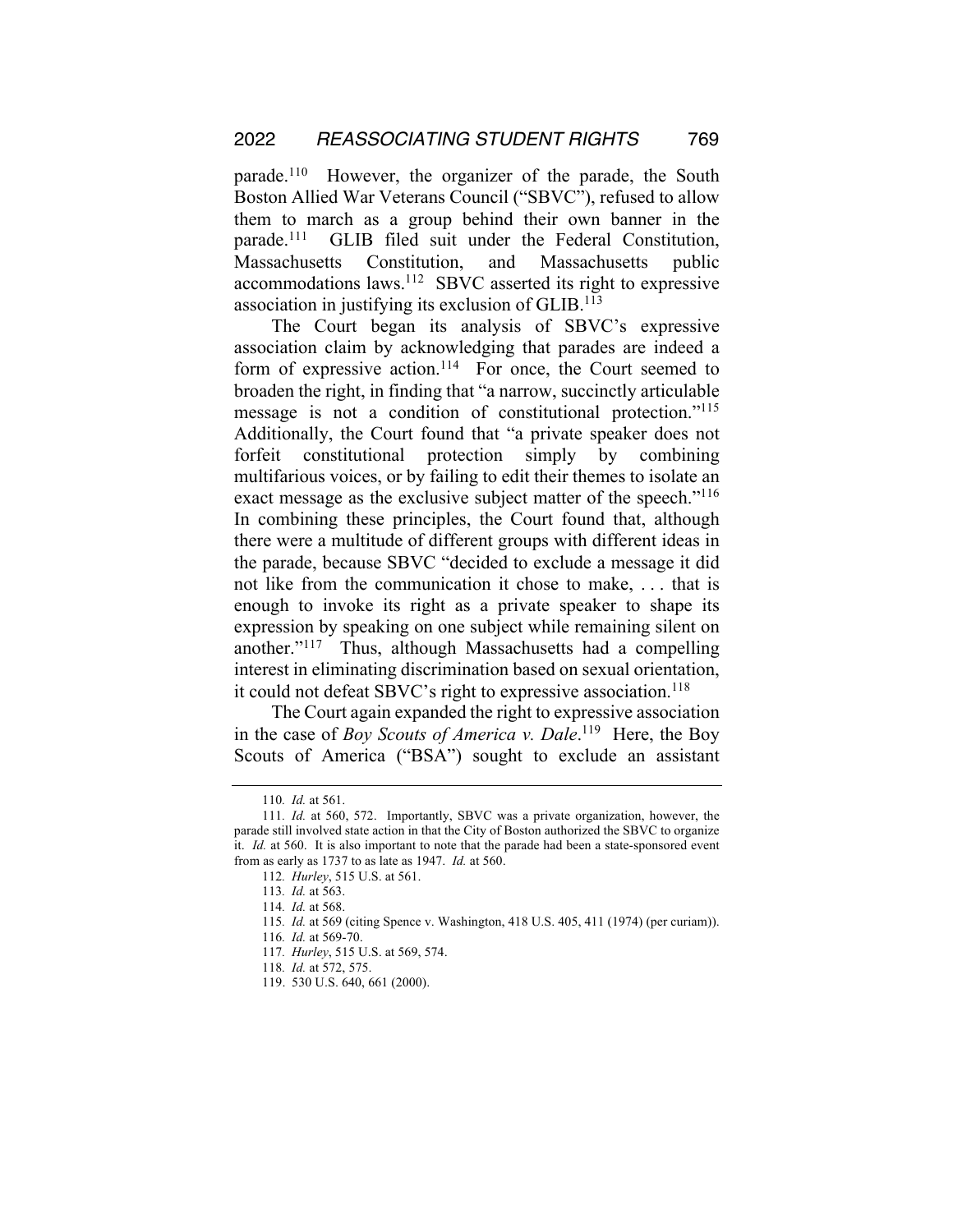parade.[110] However, the organizer of the parade, the South Boston Allied War Veterans Council ("SBVC"), refused to allow them to march as a group behind their own banner in the parade.[111] GLIB filed suit under the Federal Constitution, Massachusetts Constitution, and Massachusetts public accommodations laws.[112] SBVC asserted its right to expressive association in justifying its exclusion of GLIB.[113]

The Court began its analysis of SBVC's expressive association claim by acknowledging that parades are indeed a form of expressive action.[114] For once, the Court seemed to broaden the right, in finding that "a narrow, succinctly articulable message is not a condition of constitutional protection."[115] Additionally, the Court found that "a private speaker does not forfeit constitutional protection simply by combining multifarious voices, or by failing to edit their themes to isolate an exact message as the exclusive subject matter of the speech."[116] In combining these principles, the Court found that, although there were a multitude of different groups with different ideas in the parade, because SBVC "decided to exclude a message it did not like from the communication it chose to make, . . . that is enough to invoke its right as a private speaker to shape its expression by speaking on one subject while remaining silent on another."[117] Thus, although Massachusetts had a compelling interest in eliminating discrimination based on sexual orientation, it could not defeat SBVC's right to expressive association.[118]

The Court again expanded the right to expressive association in the case of *Boy Scouts of America v. Dale*.[119] Here, the Boy Scouts of America ("BSA") sought to exclude an assistant

---

110. *Id.* at 561.

111. *Id.* at 560, 572. Importantly, SBVC was a private organization, however, the parade still involved state action in that the City of Boston authorized the SBVC to organize it. *Id.* at 560. It is also important to note that the parade had been a state-sponsored event from as early as 1737 to as late as 1947. *Id.* at 560.

112. *Hurley*, 515 U.S. at 561.

113. *Id.* at 563.

114. *Id.* at 568.

115. *Id.* at 569 (citing Spence v. Washington, 418 U.S. 405, 411 (1974) (per curiam)).

116. *Id.* at 569-70.

117. *Hurley*, 515 U.S. at 569, 574.

118. *Id.* at 572, 575.

119. 530 U.S. 640, 661 (2000).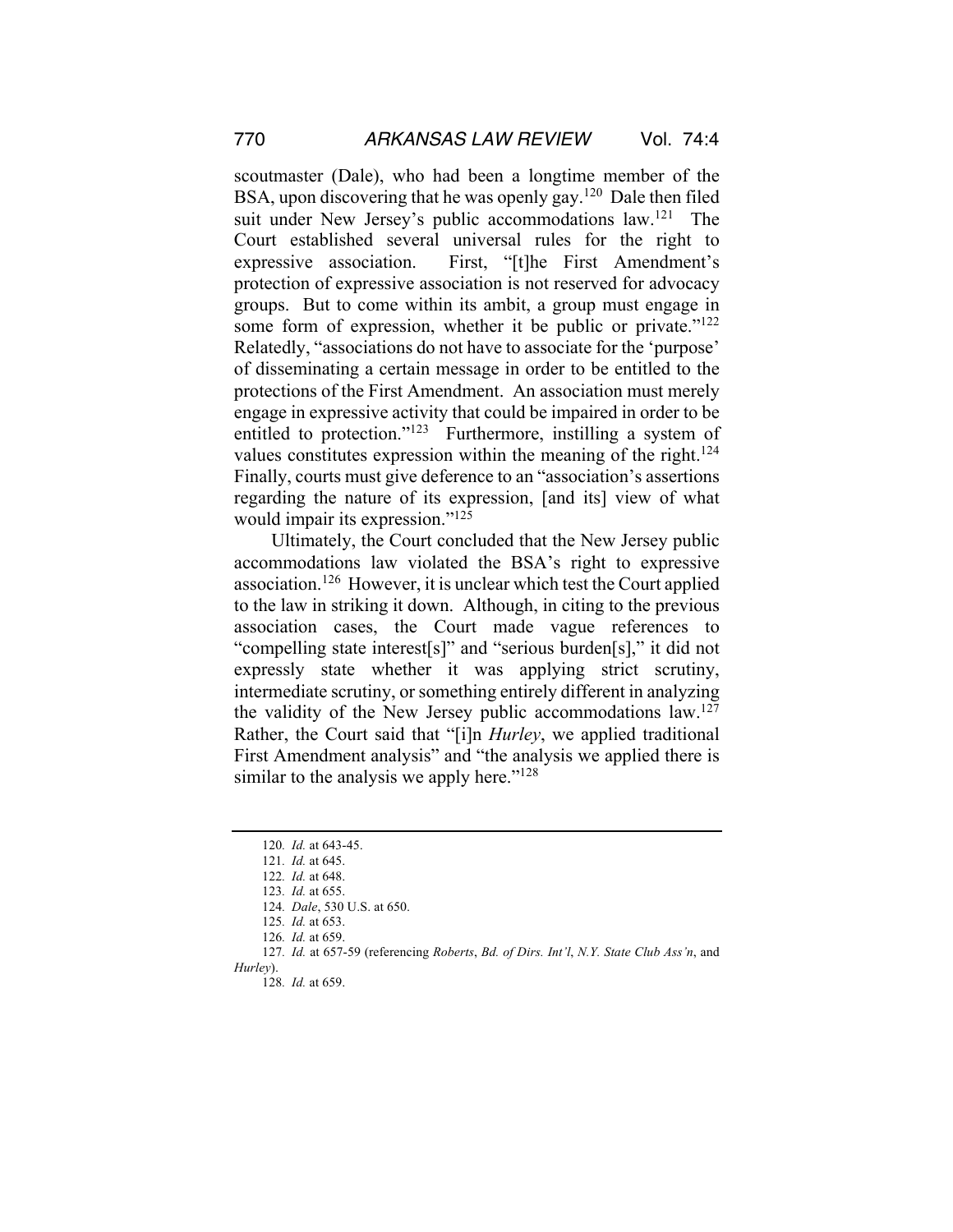scoutmaster (Dale), who had been a longtime member of the BSA, upon discovering that he was openly gay.[120] Dale then filed suit under New Jersey's public accommodations law.[121] The Court established several universal rules for the right to expressive association. First, "[t]he First Amendment's protection of expressive association is not reserved for advocacy groups. But to come within its ambit, a group must engage in some form of expression, whether it be public or private."[122] Relatedly, "associations do not have to associate for the 'purpose' of disseminating a certain message in order to be entitled to the protections of the First Amendment. An association must merely engage in expressive activity that could be impaired in order to be entitled to protection."[123] Furthermore, instilling a system of values constitutes expression within the meaning of the right.[124] Finally, courts must give deference to an "association's assertions regarding the nature of its expression, [and its] view of what would impair its expression."[125]

Ultimately, the Court concluded that the New Jersey public accommodations law violated the BSA's right to expressive association.[126] However, it is unclear which test the Court applied to the law in striking it down. Although, in citing to the previous association cases, the Court made vague references to "compelling state interest[s]" and "serious burden[s]," it did not expressly state whether it was applying strict scrutiny, intermediate scrutiny, or something entirely different in analyzing the validity of the New Jersey public accommodations law.[127] Rather, the Court said that "[i]n *Hurley*, we applied traditional First Amendment analysis" and "the analysis we applied there is similar to the analysis we apply here."[128]

---

120. *Id.* at 643-45.

121. *Id.* at 645.

122. *Id.* at 648.

123. *Id.* at 655.

124. *Dale*, 530 U.S. at 650.

125. *Id.* at 653.

126. *Id.* at 659.

127. *Id.* at 657-59 (referencing *Roberts*, *Bd. of Dirs. Int'l*, *N.Y. State Club Ass'n*, and *Hurley*).

128. *Id.* at 659.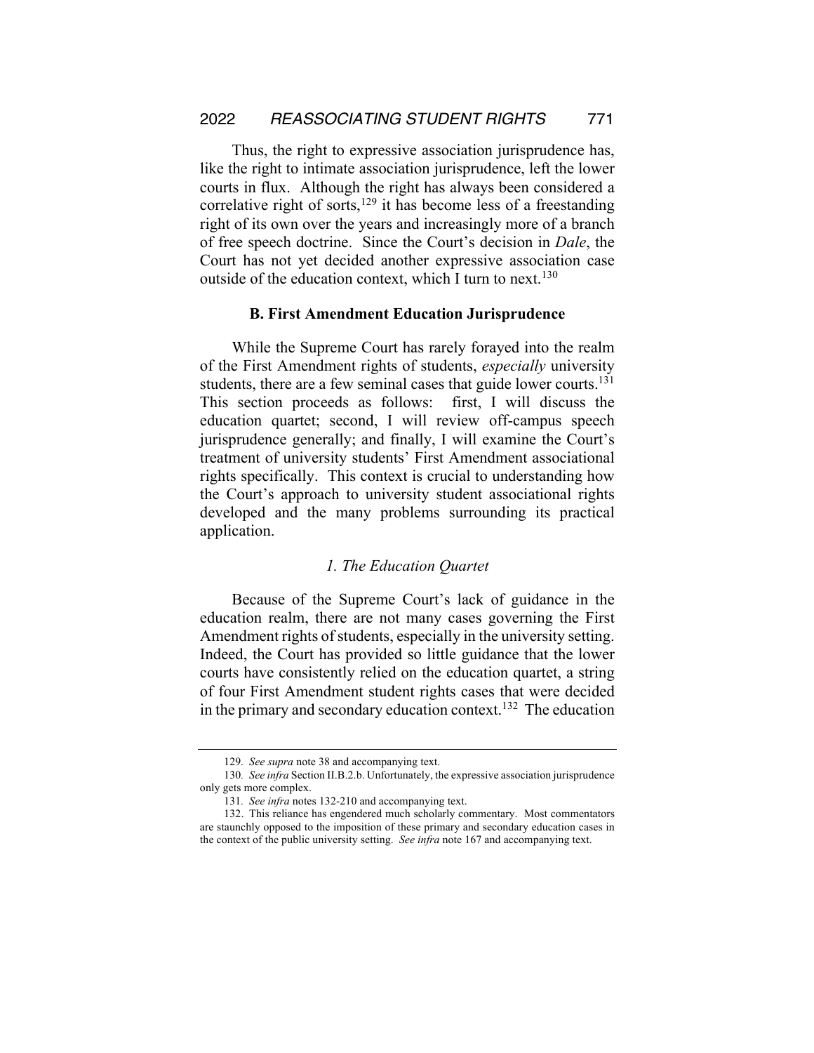Thus, the right to expressive association jurisprudence has, like the right to intimate association jurisprudence, left the lower courts in flux. Although the right has always been considered a correlative right of sorts,[129] it has become less of a freestanding right of its own over the years and increasingly more of a branch of free speech doctrine. Since the Court's decision in *Dale*, the Court has not yet decided another expressive association case outside of the education context, which I turn to next.[130]

### B. First Amendment Education Jurisprudence

While the Supreme Court has rarely forayed into the realm of the First Amendment rights of students, *especially* university students, there are a few seminal cases that guide lower courts.[131] This section proceeds as follows: first, I will discuss the education quartet; second, I will review off-campus speech jurisprudence generally; and finally, I will examine the Court's treatment of university students' First Amendment associational rights specifically. This context is crucial to understanding how the Court's approach to university student associational rights developed and the many problems surrounding its practical application.

#### *1. The Education Quartet*

Because of the Supreme Court's lack of guidance in the education realm, there are not many cases governing the First Amendment rights of students, especially in the university setting. Indeed, the Court has provided so little guidance that the lower courts have consistently relied on the education quartet, a string of four First Amendment student rights cases that were decided in the primary and secondary education context.[132] The education

---

129. *See supra* note 38 and accompanying text.

130. *See infra* Section II.B.2.b. Unfortunately, the expressive association jurisprudence only gets more complex.

131. *See infra* notes 132-210 and accompanying text.

132. This reliance has engendered much scholarly commentary. Most commentators are staunchly opposed to the imposition of these primary and secondary education cases in the context of the public university setting. *See infra* note 167 and accompanying text.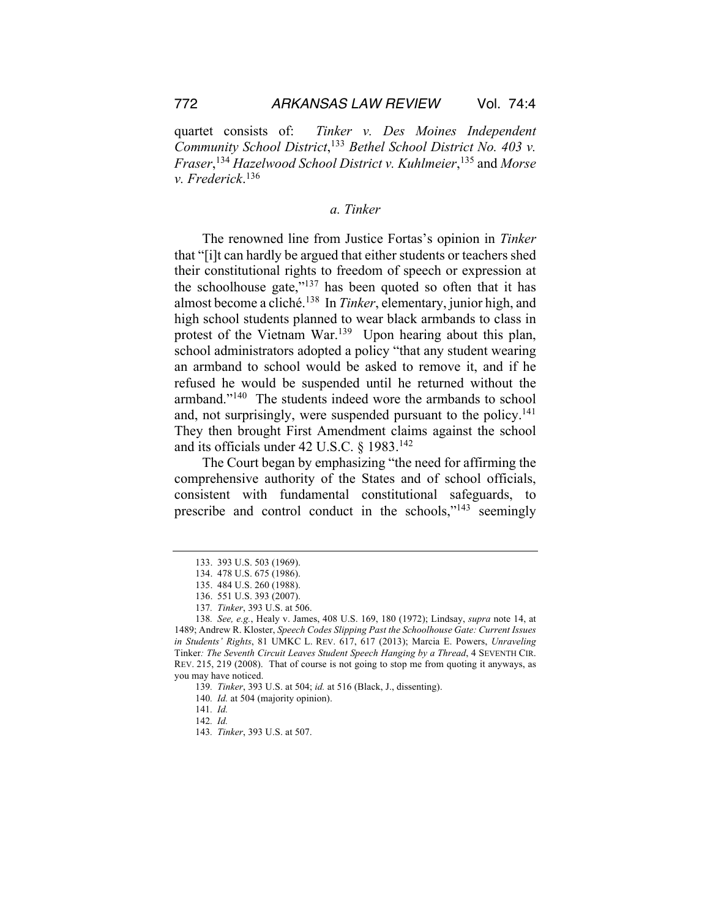quartet consists of: *Tinker v. Des Moines Independent Community School District*,[133] *Bethel School District No. 403 v. Fraser*,[134] *Hazelwood School District v. Kuhlmeier*,[135] and *Morse v. Frederick*.[136]

### *a. Tinker*

The renowned line from Justice Fortas's opinion in *Tinker* that "[i]t can hardly be argued that either students or teachers shed their constitutional rights to freedom of speech or expression at the schoolhouse gate,"[137] has been quoted so often that it has almost become a cliché.[138] In *Tinker*, elementary, junior high, and high school students planned to wear black armbands to class in protest of the Vietnam War.[139] Upon hearing about this plan, school administrators adopted a policy "that any student wearing an armband to school would be asked to remove it, and if he refused he would be suspended until he returned without the armband."[140] The students indeed wore the armbands to school and, not surprisingly, were suspended pursuant to the policy.[141] They then brought First Amendment claims against the school and its officials under 42 U.S.C. § 1983.[142]

The Court began by emphasizing "the need for affirming the comprehensive authority of the States and of school officials, consistent with fundamental constitutional safeguards, to prescribe and control conduct in the schools,"[143] seemingly

---

133. 393 U.S. 503 (1969).

134. 478 U.S. 675 (1986).

135. 484 U.S. 260 (1988).

136. 551 U.S. 393 (2007).

137. *Tinker*, 393 U.S. at 506.

138. *See, e.g.*, Healy v. James, 408 U.S. 169, 180 (1972); Lindsay, *supra* note 14, at 1489; Andrew R. Kloster, *Speech Codes Slipping Past the Schoolhouse Gate: Current Issues in Students' Rights*, 81 UMKC L. REV. 617, 617 (2013); Marcia E. Powers, *Unraveling* Tinker*: The Seventh Circuit Leaves Student Speech Hanging by a Thread*, 4 SEVENTH CIR. REV. 215, 219 (2008). That of course is not going to stop me from quoting it anyways, as you may have noticed.

139. *Tinker*, 393 U.S. at 504; *id.* at 516 (Black, J., dissenting).

140. *Id.* at 504 (majority opinion).

141. *Id.*

142. *Id.*

143. *Tinker*, 393 U.S. at 507.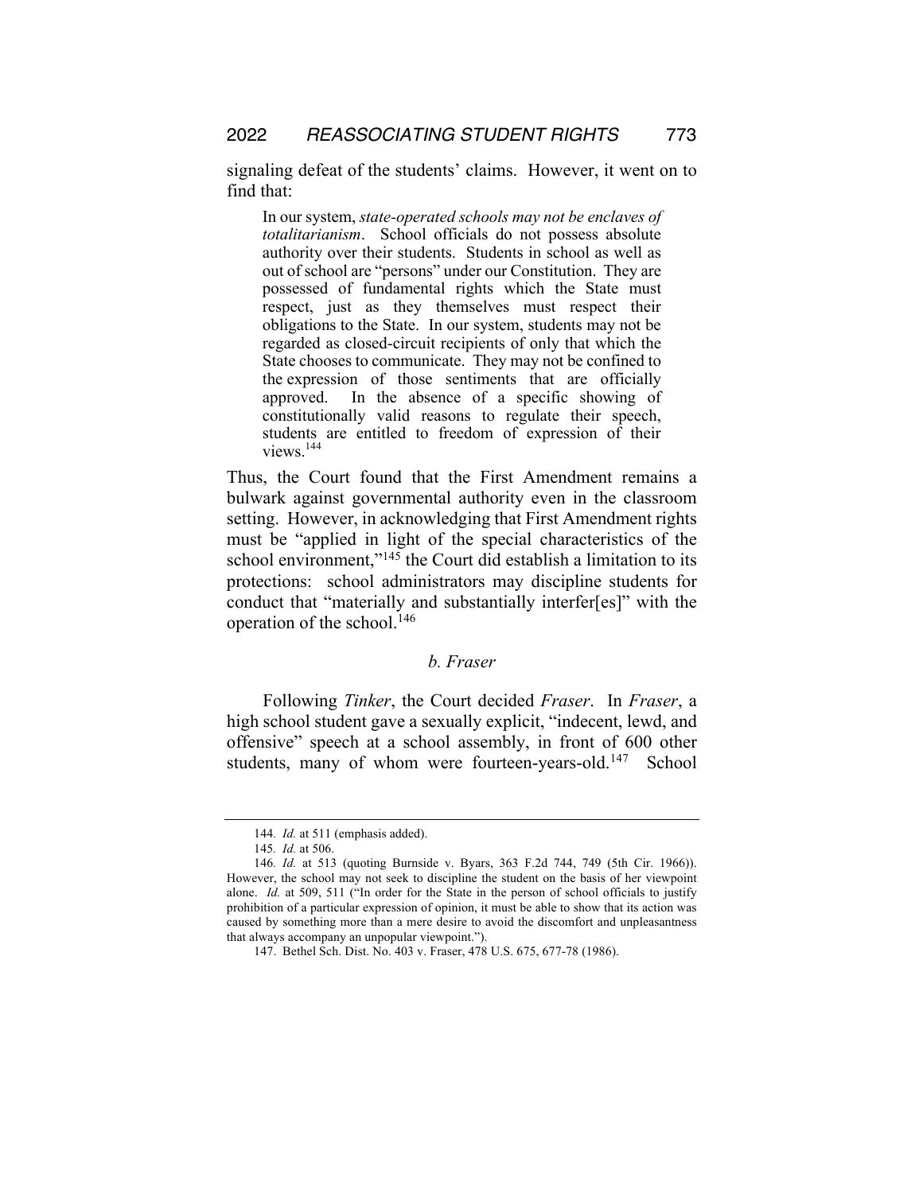signaling defeat of the students' claims. However, it went on to find that:

> In our system, *state-operated schools may not be enclaves of totalitarianism*. School officials do not possess absolute authority over their students. Students in school as well as out of school are "persons" under our Constitution. They are possessed of fundamental rights which the State must respect, just as they themselves must respect their obligations to the State. In our system, students may not be regarded as closed-circuit recipients of only that which the State chooses to communicate. They may not be confined to the expression of those sentiments that are officially approved. In the absence of a specific showing of constitutionally valid reasons to regulate their speech, students are entitled to freedom of expression of their views.[144]

Thus, the Court found that the First Amendment remains a bulwark against governmental authority even in the classroom setting. However, in acknowledging that First Amendment rights must be "applied in light of the special characteristics of the school environment,"[145] the Court did establish a limitation to its protections: school administrators may discipline students for conduct that "materially and substantially interfer[es]" with the operation of the school.[146]

### *b. Fraser*

Following *Tinker*, the Court decided *Fraser*. In *Fraser*, a high school student gave a sexually explicit, "indecent, lewd, and offensive" speech at a school assembly, in front of 600 other students, many of whom were fourteen-years-old.[147] School

---

144. *Id.* at 511 (emphasis added).

145. *Id.* at 506.

146. *Id.* at 513 (quoting Burnside v. Byars, 363 F.2d 744, 749 (5th Cir. 1966)). However, the school may not seek to discipline the student on the basis of her viewpoint alone. *Id.* at 509, 511 ("In order for the State in the person of school officials to justify prohibition of a particular expression of opinion, it must be able to show that its action was caused by something more than a mere desire to avoid the discomfort and unpleasantness that always accompany an unpopular viewpoint.").

147. Bethel Sch. Dist. No. 403 v. Fraser, 478 U.S. 675, 677-78 (1986).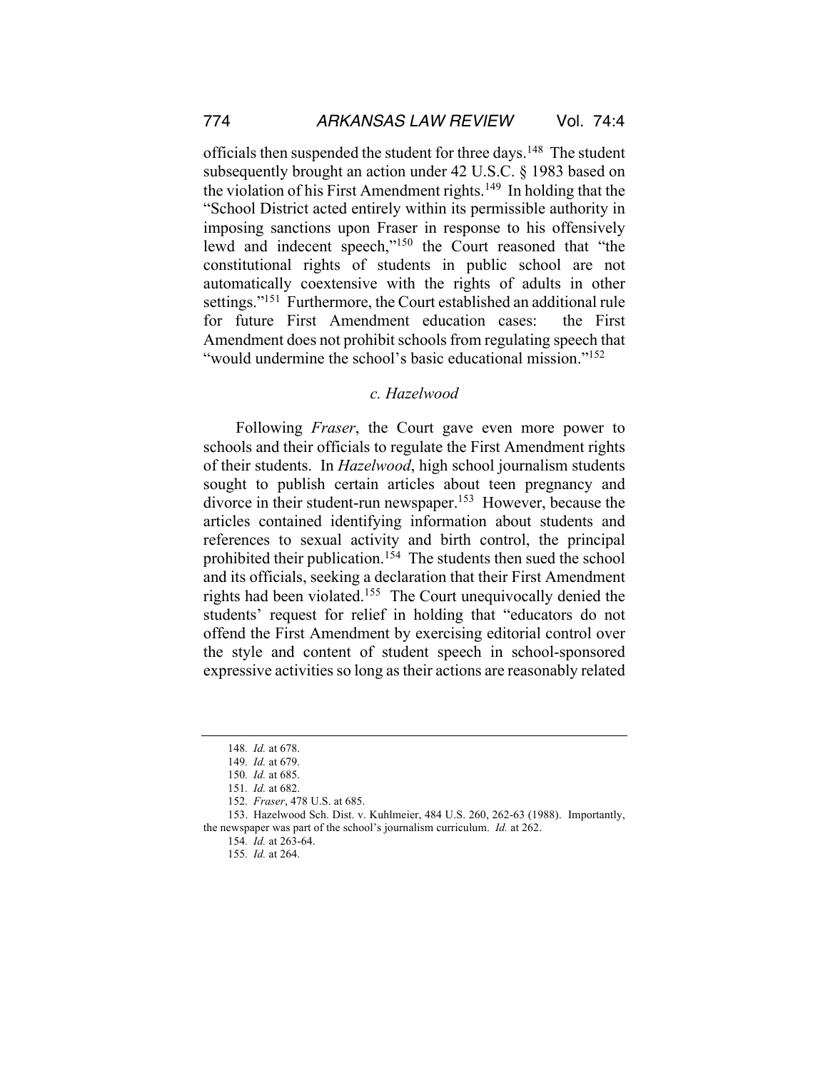officials then suspended the student for three days.[148] The student subsequently brought an action under 42 U.S.C. § 1983 based on the violation of his First Amendment rights.[149] In holding that the "School District acted entirely within its permissible authority in imposing sanctions upon Fraser in response to his offensively lewd and indecent speech,"[150] the Court reasoned that "the constitutional rights of students in public school are not automatically coextensive with the rights of adults in other settings."[151] Furthermore, the Court established an additional rule for future First Amendment education cases: the First Amendment does not prohibit schools from regulating speech that "would undermine the school's basic educational mission."[152]

### *c. Hazelwood*

Following *Fraser*, the Court gave even more power to schools and their officials to regulate the First Amendment rights of their students. In *Hazelwood*, high school journalism students sought to publish certain articles about teen pregnancy and divorce in their student-run newspaper.[153] However, because the articles contained identifying information about students and references to sexual activity and birth control, the principal prohibited their publication.[154] The students then sued the school and its officials, seeking a declaration that their First Amendment rights had been violated.[155] The Court unequivocally denied the students' request for relief in holding that "educators do not offend the First Amendment by exercising editorial control over the style and content of student speech in school-sponsored expressive activities so long as their actions are reasonably related

---

148. *Id.* at 678.

149. *Id.* at 679.

150. *Id.* at 685.

151. *Id.* at 682.

152. *Fraser*, 478 U.S. at 685.

153. Hazelwood Sch. Dist. v. Kuhlmeier, 484 U.S. 260, 262-63 (1988). Importantly, the newspaper was part of the school's journalism curriculum. *Id.* at 262.

154. *Id.* at 263-64.

155. *Id.* at 264.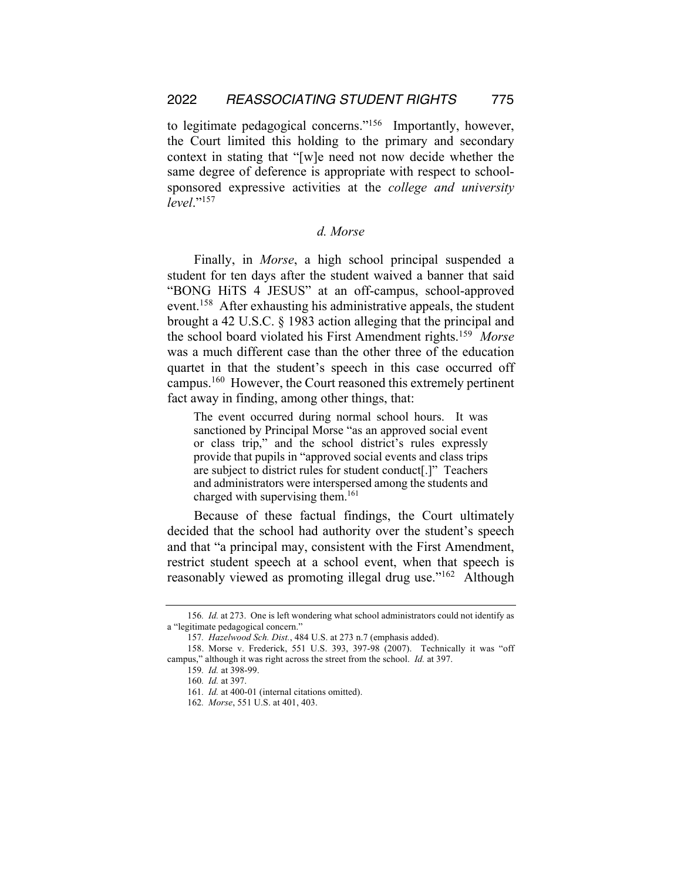to legitimate pedagogical concerns."[156] Importantly, however, the Court limited this holding to the primary and secondary context in stating that "[w]e need not now decide whether the same degree of deference is appropriate with respect to school-sponsored expressive activities at the *college and university level*."[157]

#### *d. Morse*

Finally, in *Morse*, a high school principal suspended a student for ten days after the student waived a banner that said "BONG HiTS 4 JESUS" at an off-campus, school-approved event.[158] After exhausting his administrative appeals, the student brought a 42 U.S.C. § 1983 action alleging that the principal and the school board violated his First Amendment rights.[159] *Morse* was a much different case than the other three of the education quartet in that the student's speech in this case occurred off campus.[160] However, the Court reasoned this extremely pertinent fact away in finding, among other things, that:

> The event occurred during normal school hours. It was sanctioned by Principal Morse "as an approved social event or class trip," and the school district's rules expressly provide that pupils in "approved social events and class trips are subject to district rules for student conduct[.]" Teachers and administrators were interspersed among the students and charged with supervising them.[161]

Because of these factual findings, the Court ultimately decided that the school had authority over the student's speech and that "a principal may, consistent with the First Amendment, restrict student speech at a school event, when that speech is reasonably viewed as promoting illegal drug use."[162] Although

---

156. *Id.* at 273. One is left wondering what school administrators could not identify as a "legitimate pedagogical concern."

157. *Hazelwood Sch. Dist.*, 484 U.S. at 273 n.7 (emphasis added).

158. Morse v. Frederick, 551 U.S. 393, 397-98 (2007). Technically it was "off campus," although it was right across the street from the school. *Id.* at 397.

159. *Id.* at 398-99.

160. *Id.* at 397.

161. *Id.* at 400-01 (internal citations omitted).

162. *Morse*, 551 U.S. at 401, 403.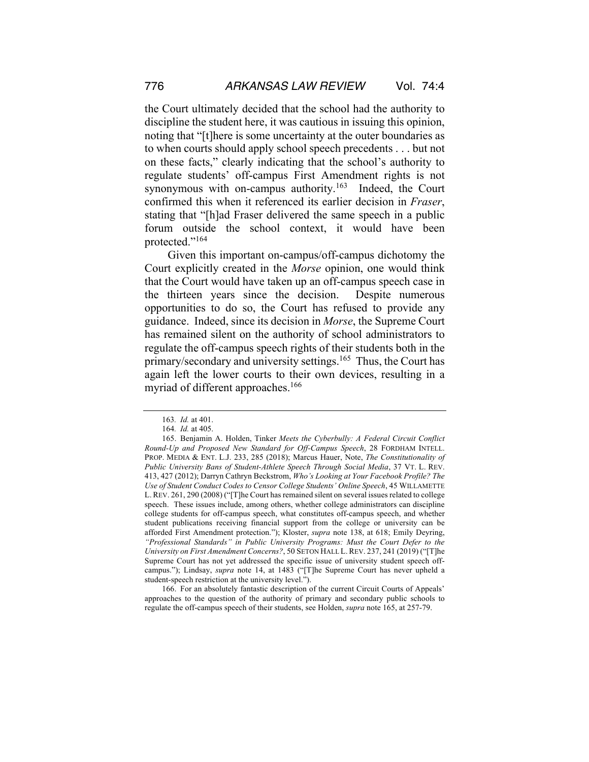the Court ultimately decided that the school had the authority to discipline the student here, it was cautious in issuing this opinion, noting that "[t]here is some uncertainty at the outer boundaries as to when courts should apply school speech precedents . . . but not on these facts," clearly indicating that the school's authority to regulate students' off-campus First Amendment rights is not synonymous with on-campus authority.[163] Indeed, the Court confirmed this when it referenced its earlier decision in *Fraser*, stating that "[h]ad Fraser delivered the same speech in a public forum outside the school context, it would have been protected."[164]

Given this important on-campus/off-campus dichotomy the Court explicitly created in the *Morse* opinion, one would think that the Court would have taken up an off-campus speech case in the thirteen years since the decision. Despite numerous opportunities to do so, the Court has refused to provide any guidance. Indeed, since its decision in *Morse*, the Supreme Court has remained silent on the authority of school administrators to regulate the off-campus speech rights of their students both in the primary/secondary and university settings.[165] Thus, the Court has again left the lower courts to their own devices, resulting in a myriad of different approaches.[166]

163. *Id.* at 401.

164. *Id.* at 405.

165. Benjamin A. Holden, Tinker *Meets the Cyberbully: A Federal Circuit Conflict Round-Up and Proposed New Standard for Off-Campus Speech*, 28 FORDHAM INTELL. PROP. MEDIA & ENT. L.J. 233, 285 (2018); Marcus Hauer, Note, *The Constitutionality of Public University Bans of Student-Athlete Speech Through Social Media*, 37 VT. L. REV. 413, 427 (2012); Darryn Cathryn Beckstrom, *Who's Looking at Your Facebook Profile? The Use of Student Conduct Codes to Censor College Students' Online Speech*, 45 WILLAMETTE L. REV. 261, 290 (2008) ("[T]he Court has remained silent on several issues related to college speech. These issues include, among others, whether college administrators can discipline college students for off-campus speech, what constitutes off-campus speech, and whether student publications receiving financial support from the college or university can be afforded First Amendment protection."); Kloster, *supra* note 138, at 618; Emily Deyring, *"Professional Standards" in Public University Programs: Must the Court Defer to the University on First Amendment Concerns?*, 50 SETON HALL L. REV. 237, 241 (2019) ("[T]he Supreme Court has not yet addressed the specific issue of university student speech off-campus."); Lindsay, *supra* note 14, at 1483 ("[T]he Supreme Court has never upheld a student-speech restriction at the university level.").

166. For an absolutely fantastic description of the current Circuit Courts of Appeals' approaches to the question of the authority of primary and secondary public schools to regulate the off-campus speech of their students, see Holden, *supra* note 165, at 257-79.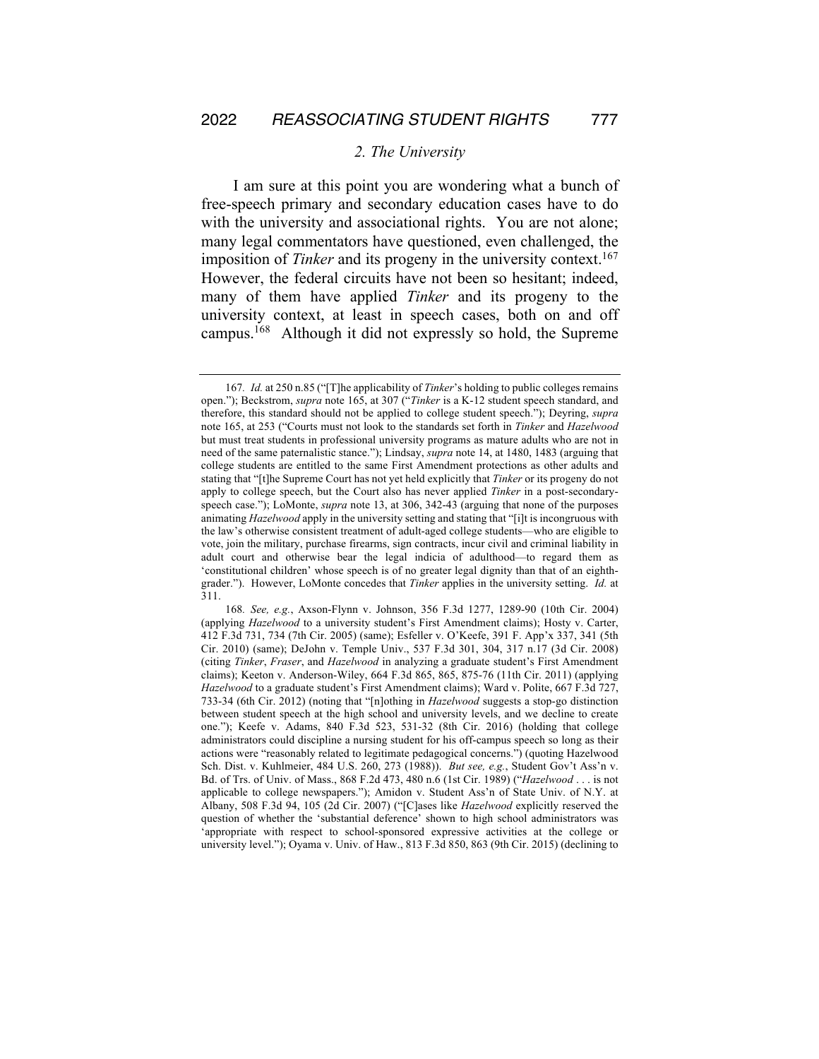### 2. The University

I am sure at this point you are wondering what a bunch of free-speech primary and secondary education cases have to do with the university and associational rights. You are not alone; many legal commentators have questioned, even challenged, the imposition of *Tinker* and its progeny in the university context.[167] However, the federal circuits have not been so hesitant; indeed, many of them have applied *Tinker* and its progeny to the university context, at least in speech cases, both on and off campus.[168] Although it did not expressly so hold, the Supreme

---

167. *Id.* at 250 n.85 ("[T]he applicability of *Tinker*'s holding to public colleges remains open."); Beckstrom, *supra* note 165, at 307 ("*Tinker* is a K-12 student speech standard, and therefore, this standard should not be applied to college student speech."); Deyring, *supra* note 165, at 253 ("Courts must not look to the standards set forth in *Tinker* and *Hazelwood* but must treat students in professional university programs as mature adults who are not in need of the same paternalistic stance."); Lindsay, *supra* note 14, at 1480, 1483 (arguing that college students are entitled to the same First Amendment protections as other adults and stating that "[t]he Supreme Court has not yet held explicitly that *Tinker* or its progeny do not apply to college speech, but the Court also has never applied *Tinker* in a post-secondary-speech case."); LoMonte, *supra* note 13, at 306, 342-43 (arguing that none of the purposes animating *Hazelwood* apply in the university setting and stating that "[i]t is incongruous with the law's otherwise consistent treatment of adult-aged college students—who are eligible to vote, join the military, purchase firearms, sign contracts, incur civil and criminal liability in adult court and otherwise bear the legal indicia of adulthood—to regard them as 'constitutional children' whose speech is of no greater legal dignity than that of an eighth-grader."). However, LoMonte concedes that *Tinker* applies in the university setting. *Id.* at 311.

168. *See, e.g.*, Axson-Flynn v. Johnson, 356 F.3d 1277, 1289-90 (10th Cir. 2004) (applying *Hazelwood* to a university student's First Amendment claims); Hosty v. Carter, 412 F.3d 731, 734 (7th Cir. 2005) (same); Esfeller v. O'Keefe, 391 F. App'x 337, 341 (5th Cir. 2010) (same); DeJohn v. Temple Univ., 537 F.3d 301, 304, 317 n.17 (3d Cir. 2008) (citing *Tinker*, *Fraser*, and *Hazelwood* in analyzing a graduate student's First Amendment claims); Keeton v. Anderson-Wiley, 664 F.3d 865, 865, 875-76 (11th Cir. 2011) (applying *Hazelwood* to a graduate student's First Amendment claims); Ward v. Polite, 667 F.3d 727, 733-34 (6th Cir. 2012) (noting that "[n]othing in *Hazelwood* suggests a stop-go distinction between student speech at the high school and university levels, and we decline to create one."); Keefe v. Adams, 840 F.3d 523, 531-32 (8th Cir. 2016) (holding that college administrators could discipline a nursing student for his off-campus speech so long as their actions were "reasonably related to legitimate pedagogical concerns.") (quoting Hazelwood Sch. Dist. v. Kuhlmeier, 484 U.S. 260, 273 (1988)). *But see, e.g.*, Student Gov't Ass'n v. Bd. of Trs. of Univ. of Mass., 868 F.2d 473, 480 n.6 (1st Cir. 1989) ("*Hazelwood* . . . is not applicable to college newspapers."); Amidon v. Student Ass'n of State Univ. of N.Y. at Albany, 508 F.3d 94, 105 (2d Cir. 2007) ("[C]ases like *Hazelwood* explicitly reserved the question of whether the 'substantial deference' shown to high school administrators was 'appropriate with respect to school-sponsored expressive activities at the college or university level."); Oyama v. Univ. of Haw., 813 F.3d 850, 863 (9th Cir. 2015) (declining to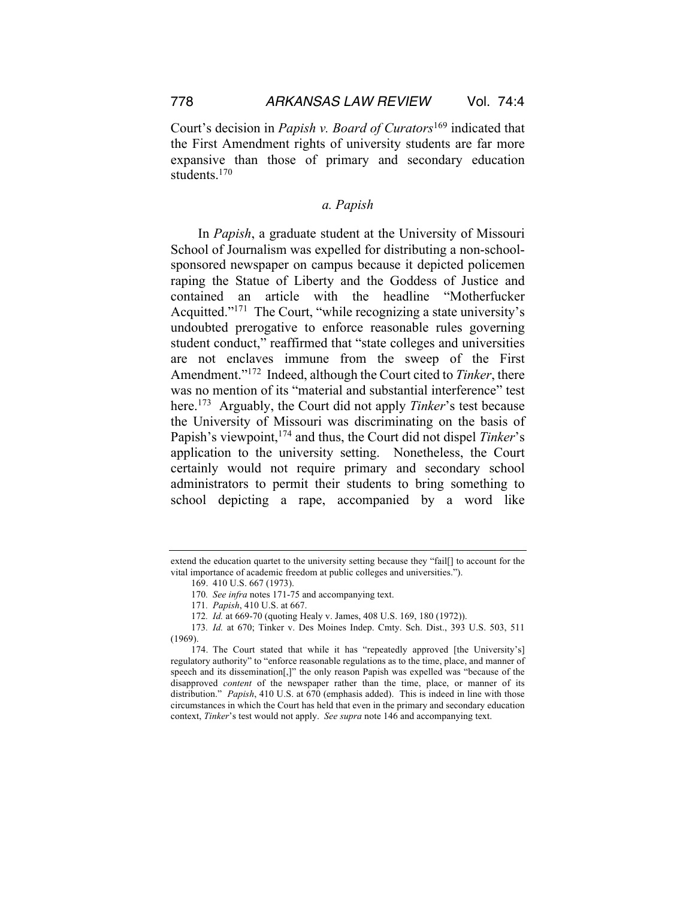Court's decision in *Papish v. Board of Curators*[169] indicated that the First Amendment rights of university students are far more expansive than those of primary and secondary education students.[170]

### a. Papish

In *Papish*, a graduate student at the University of Missouri School of Journalism was expelled for distributing a non-school-sponsored newspaper on campus because it depicted policemen raping the Statue of Liberty and the Goddess of Justice and contained an article with the headline "Motherfucker Acquitted."[171] The Court, "while recognizing a state university's undoubted prerogative to enforce reasonable rules governing student conduct," reaffirmed that "state colleges and universities are not enclaves immune from the sweep of the First Amendment."[172] Indeed, although the Court cited to *Tinker*, there was no mention of its "material and substantial interference" test here.[173] Arguably, the Court did not apply *Tinker*'s test because the University of Missouri was discriminating on the basis of Papish's viewpoint,[174] and thus, the Court did not dispel *Tinker*'s application to the university setting. Nonetheless, the Court certainly would not require primary and secondary school administrators to permit their students to bring something to school depicting a rape, accompanied by a word like

---

extend the education quartet to the university setting because they "fail[] to account for the vital importance of academic freedom at public colleges and universities.").

169. 410 U.S. 667 (1973).

170. *See infra* notes 171-75 and accompanying text.

171. *Papish*, 410 U.S. at 667.

172. *Id.* at 669-70 (quoting Healy v. James, 408 U.S. 169, 180 (1972)).

173. *Id.* at 670; Tinker v. Des Moines Indep. Cmty. Sch. Dist., 393 U.S. 503, 511 (1969).

174. The Court stated that while it has "repeatedly approved [the University's] regulatory authority" to "enforce reasonable regulations as to the time, place, and manner of speech and its dissemination[,]" the only reason Papish was expelled was "because of the disapproved *content* of the newspaper rather than the time, place, or manner of its distribution." *Papish*, 410 U.S. at 670 (emphasis added). This is indeed in line with those circumstances in which the Court has held that even in the primary and secondary education context, *Tinker*'s test would not apply. *See supra* note 146 and accompanying text.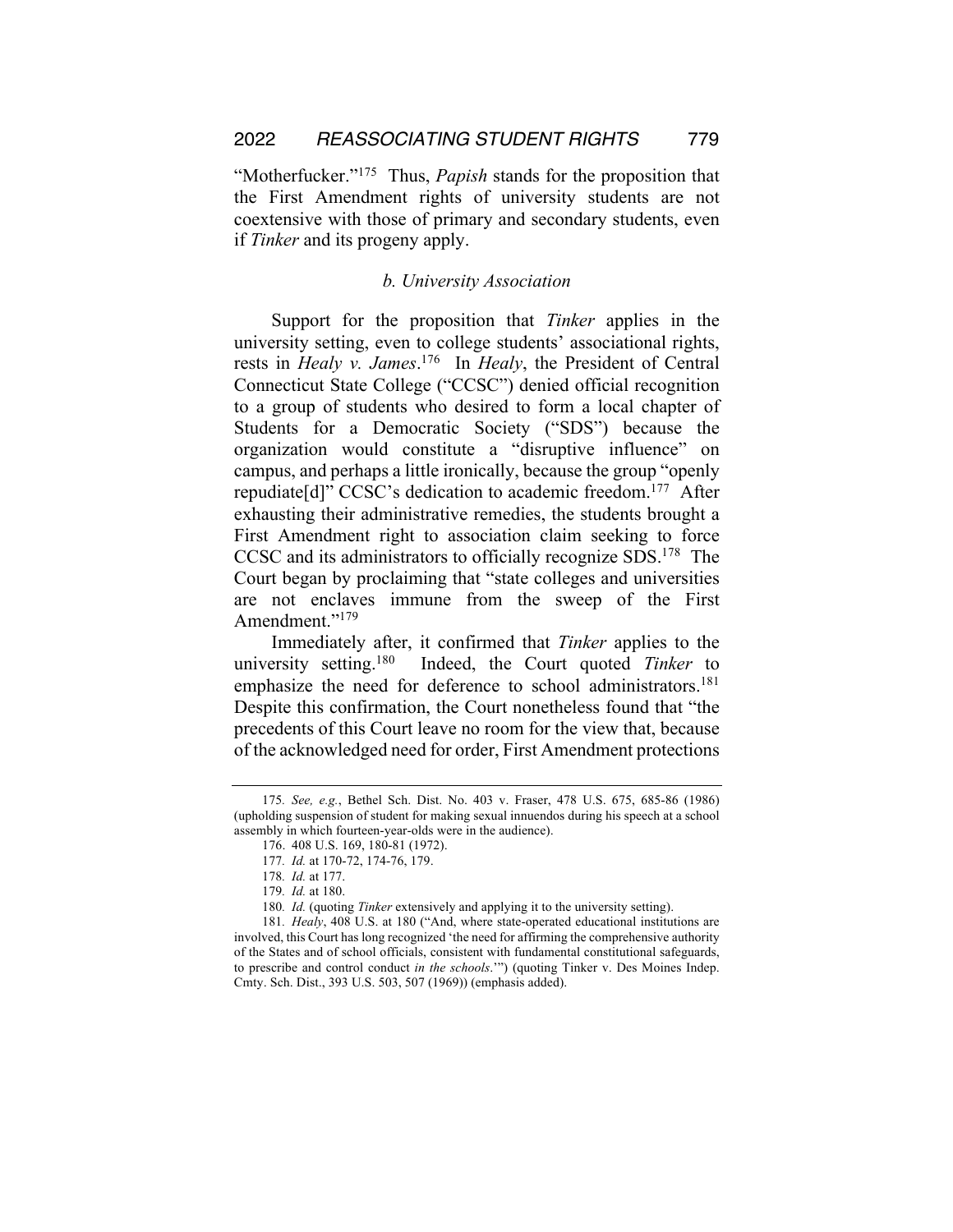"Motherfucker."[175] Thus, *Papish* stands for the proposition that the First Amendment rights of university students are not coextensive with those of primary and secondary students, even if *Tinker* and its progeny apply.

### *b. University Association*

Support for the proposition that *Tinker* applies in the university setting, even to college students' associational rights, rests in *Healy v. James*.[176] In *Healy*, the President of Central Connecticut State College ("CCSC") denied official recognition to a group of students who desired to form a local chapter of Students for a Democratic Society ("SDS") because the organization would constitute a "disruptive influence" on campus, and perhaps a little ironically, because the group "openly repudiate[d]" CCSC's dedication to academic freedom.[177] After exhausting their administrative remedies, the students brought a First Amendment right to association claim seeking to force CCSC and its administrators to officially recognize SDS.[178] The Court began by proclaiming that "state colleges and universities are not enclaves immune from the sweep of the First Amendment."[179]

Immediately after, it confirmed that *Tinker* applies to the university setting.[180] Indeed, the Court quoted *Tinker* to emphasize the need for deference to school administrators.[181] Despite this confirmation, the Court nonetheless found that "the precedents of this Court leave no room for the view that, because of the acknowledged need for order, First Amendment protections

---

175. *See, e.g.*, Bethel Sch. Dist. No. 403 v. Fraser, 478 U.S. 675, 685-86 (1986) (upholding suspension of student for making sexual innuendos during his speech at a school assembly in which fourteen-year-olds were in the audience).

176. 408 U.S. 169, 180-81 (1972).

177. *Id.* at 170-72, 174-76, 179.

178. *Id.* at 177.

179. *Id.* at 180.

180. *Id.* (quoting *Tinker* extensively and applying it to the university setting).

181. *Healy*, 408 U.S. at 180 ("And, where state-operated educational institutions are involved, this Court has long recognized 'the need for affirming the comprehensive authority of the States and of school officials, consistent with fundamental constitutional safeguards, to prescribe and control conduct *in the schools*.'") (quoting Tinker v. Des Moines Indep. Cmty. Sch. Dist., 393 U.S. 503, 507 (1969)) (emphasis added).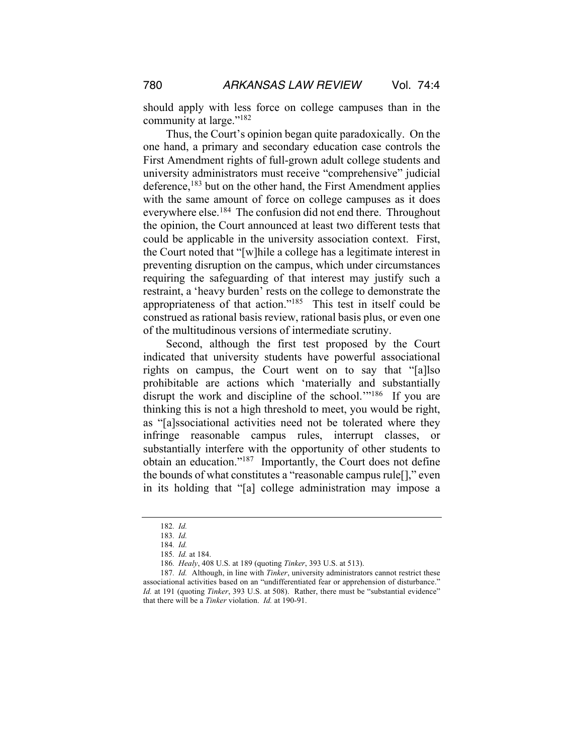should apply with less force on college campuses than in the community at large."[182]

Thus, the Court's opinion began quite paradoxically. On the one hand, a primary and secondary education case controls the First Amendment rights of full-grown adult college students and university administrators must receive "comprehensive" judicial deference,[183] but on the other hand, the First Amendment applies with the same amount of force on college campuses as it does everywhere else.[184] The confusion did not end there. Throughout the opinion, the Court announced at least two different tests that could be applicable in the university association context. First, the Court noted that "[w]hile a college has a legitimate interest in preventing disruption on the campus, which under circumstances requiring the safeguarding of that interest may justify such a restraint, a 'heavy burden' rests on the college to demonstrate the appropriateness of that action."[185] This test in itself could be construed as rational basis review, rational basis plus, or even one of the multitudinous versions of intermediate scrutiny.

Second, although the first test proposed by the Court indicated that university students have powerful associational rights on campus, the Court went on to say that "[a]lso prohibitable are actions which 'materially and substantially disrupt the work and discipline of the school.'"[186] If you are thinking this is not a high threshold to meet, you would be right, as "[a]ssociational activities need not be tolerated where they infringe reasonable campus rules, interrupt classes, or substantially interfere with the opportunity of other students to obtain an education."[187] Importantly, the Court does not define the bounds of what constitutes a "reasonable campus rule[]," even in its holding that "[a] college administration may impose a

---

182. *Id.*

183. *Id.*

184. *Id.*

185. *Id.* at 184.

186. *Healy*, 408 U.S. at 189 (quoting *Tinker*, 393 U.S. at 513).

187. *Id.* Although, in line with *Tinker*, university administrators cannot restrict these associational activities based on an "undifferentiated fear or apprehension of disturbance." *Id.* at 191 (quoting *Tinker*, 393 U.S. at 508). Rather, there must be "substantial evidence" that there will be a *Tinker* violation. *Id.* at 190-91.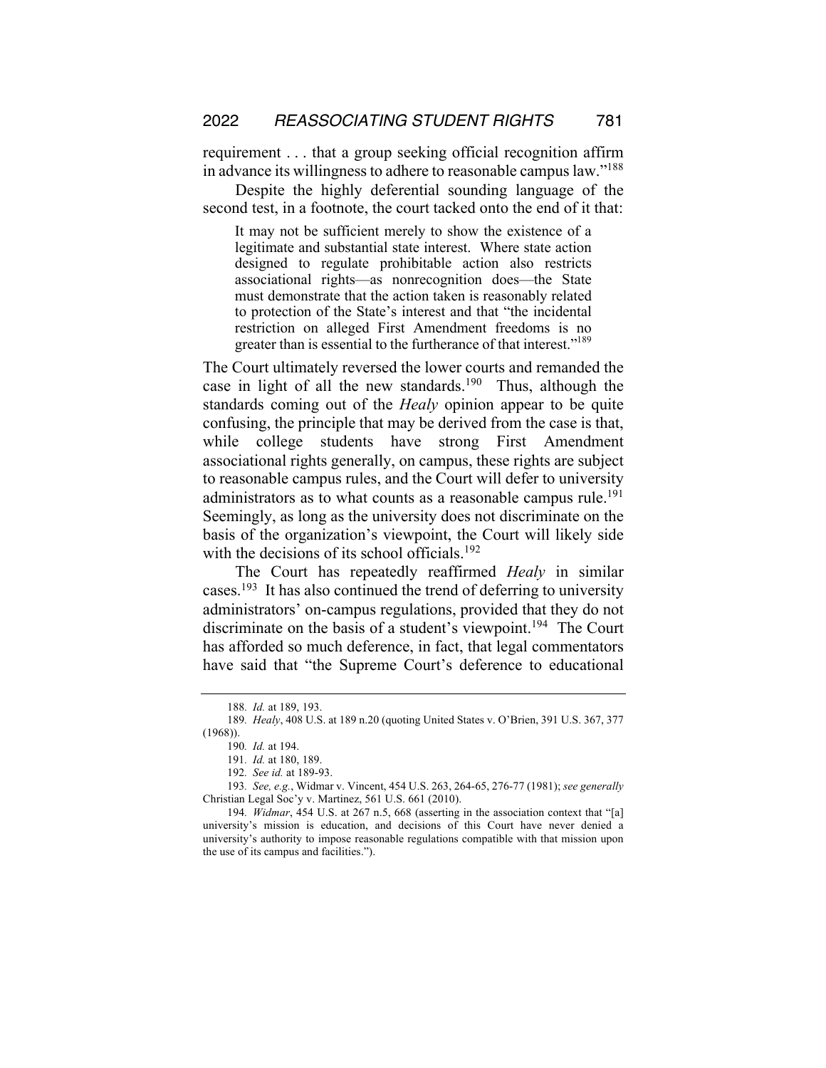requirement . . . that a group seeking official recognition affirm in advance its willingness to adhere to reasonable campus law."[188]

Despite the highly deferential sounding language of the second test, in a footnote, the court tacked onto the end of it that:

> It may not be sufficient merely to show the existence of a legitimate and substantial state interest. Where state action designed to regulate prohibitable action also restricts associational rights—as nonrecognition does—the State must demonstrate that the action taken is reasonably related to protection of the State's interest and that "the incidental restriction on alleged First Amendment freedoms is no greater than is essential to the furtherance of that interest."[189]

The Court ultimately reversed the lower courts and remanded the case in light of all the new standards.[190] Thus, although the standards coming out of the *Healy* opinion appear to be quite confusing, the principle that may be derived from the case is that, while college students have strong First Amendment associational rights generally, on campus, these rights are subject to reasonable campus rules, and the Court will defer to university administrators as to what counts as a reasonable campus rule.[191] Seemingly, as long as the university does not discriminate on the basis of the organization's viewpoint, the Court will likely side with the decisions of its school officials.[192]

The Court has repeatedly reaffirmed *Healy* in similar cases.[193] It has also continued the trend of deferring to university administrators' on-campus regulations, provided that they do not discriminate on the basis of a student's viewpoint.[194] The Court has afforded so much deference, in fact, that legal commentators have said that "the Supreme Court's deference to educational

---

188. *Id.* at 189, 193.

189. *Healy*, 408 U.S. at 189 n.20 (quoting United States v. O'Brien, 391 U.S. 367, 377 (1968)).

190. *Id.* at 194.

191. *Id.* at 180, 189.

192. *See id.* at 189-93.

193. *See, e.g.*, Widmar v. Vincent, 454 U.S. 263, 264-65, 276-77 (1981); *see generally* Christian Legal Soc'y v. Martinez, 561 U.S. 661 (2010).

194. *Widmar*, 454 U.S. at 267 n.5, 668 (asserting in the association context that "[a] university's mission is education, and decisions of this Court have never denied a university's authority to impose reasonable regulations compatible with that mission upon the use of its campus and facilities.").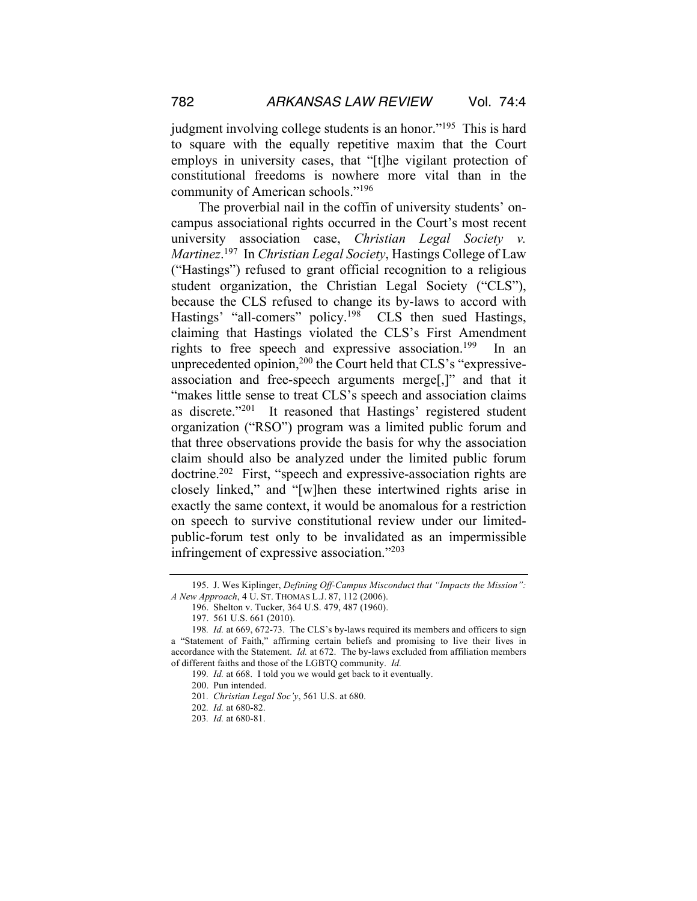judgment involving college students is an honor."[195] This is hard to square with the equally repetitive maxim that the Court employs in university cases, that "[t]he vigilant protection of constitutional freedoms is nowhere more vital than in the community of American schools."[196]

The proverbial nail in the coffin of university students' on-campus associational rights occurred in the Court's most recent university association case, *Christian Legal Society v. Martinez*.[197] In *Christian Legal Society*, Hastings College of Law ("Hastings") refused to grant official recognition to a religious student organization, the Christian Legal Society ("CLS"), because the CLS refused to change its by-laws to accord with Hastings' "all-comers" policy.[198] CLS then sued Hastings, claiming that Hastings violated the CLS's First Amendment rights to free speech and expressive association.[199] In an unprecedented opinion,[200] the Court held that CLS's "expressive-association and free-speech arguments merge[,]" and that it "makes little sense to treat CLS's speech and association claims as discrete."[201] It reasoned that Hastings' registered student organization ("RSO") program was a limited public forum and that three observations provide the basis for why the association claim should also be analyzed under the limited public forum doctrine.[202] First, "speech and expressive-association rights are closely linked," and "[w]hen these intertwined rights arise in exactly the same context, it would be anomalous for a restriction on speech to survive constitutional review under our limited-public-forum test only to be invalidated as an impermissible infringement of expressive association."[203]

---

195. J. Wes Kiplinger, *Defining Off-Campus Misconduct that "Impacts the Mission": A New Approach*, 4 U. ST. THOMAS L.J. 87, 112 (2006).

196. Shelton v. Tucker, 364 U.S. 479, 487 (1960).

197. 561 U.S. 661 (2010).

198. *Id.* at 669, 672-73. The CLS's by-laws required its members and officers to sign a "Statement of Faith," affirming certain beliefs and promising to live their lives in accordance with the Statement. *Id.* at 672. The by-laws excluded from affiliation members of different faiths and those of the LGBTQ community. *Id.*

199. *Id.* at 668. I told you we would get back to it eventually.

200. Pun intended.

201. *Christian Legal Soc'y*, 561 U.S. at 680.

202. *Id.* at 680-82.

203. *Id.* at 680-81.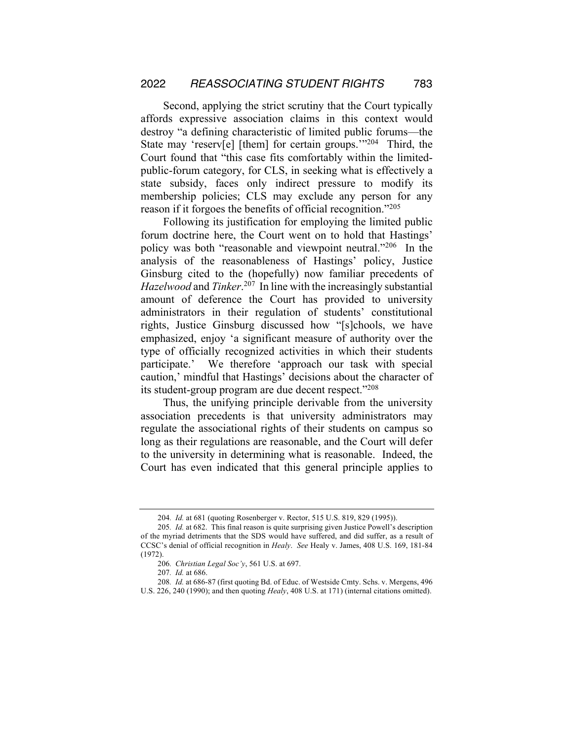Second, applying the strict scrutiny that the Court typically affords expressive association claims in this context would destroy "a defining characteristic of limited public forums—the State may 'reserv[e] [them] for certain groups.'"[204] Third, the Court found that "this case fits comfortably within the limited-public-forum category, for CLS, in seeking what is effectively a state subsidy, faces only indirect pressure to modify its membership policies; CLS may exclude any person for any reason if it forgoes the benefits of official recognition."[205]

Following its justification for employing the limited public forum doctrine here, the Court went on to hold that Hastings' policy was both "reasonable and viewpoint neutral."[206] In the analysis of the reasonableness of Hastings' policy, Justice Ginsburg cited to the (hopefully) now familiar precedents of *Hazelwood* and *Tinker*.[207] In line with the increasingly substantial amount of deference the Court has provided to university administrators in their regulation of students' constitutional rights, Justice Ginsburg discussed how "[s]chools, we have emphasized, enjoy 'a significant measure of authority over the type of officially recognized activities in which their students participate.' We therefore 'approach our task with special caution,' mindful that Hastings' decisions about the character of its student-group program are due decent respect."[208]

Thus, the unifying principle derivable from the university association precedents is that university administrators may regulate the associational rights of their students on campus so long as their regulations are reasonable, and the Court will defer to the university in determining what is reasonable. Indeed, the Court has even indicated that this general principle applies to

---

204. *Id.* at 681 (quoting Rosenberger v. Rector, 515 U.S. 819, 829 (1995)).

205. *Id.* at 682. This final reason is quite surprising given Justice Powell's description of the myriad detriments that the SDS would have suffered, and did suffer, as a result of CCSC's denial of official recognition in *Healy*. *See* Healy v. James, 408 U.S. 169, 181-84 (1972).

206. *Christian Legal Soc'y*, 561 U.S. at 697.

207. *Id.* at 686.

208. *Id.* at 686-87 (first quoting Bd. of Educ. of Westside Cmty. Schs. v. Mergens, 496 U.S. 226, 240 (1990); and then quoting *Healy*, 408 U.S. at 171) (internal citations omitted).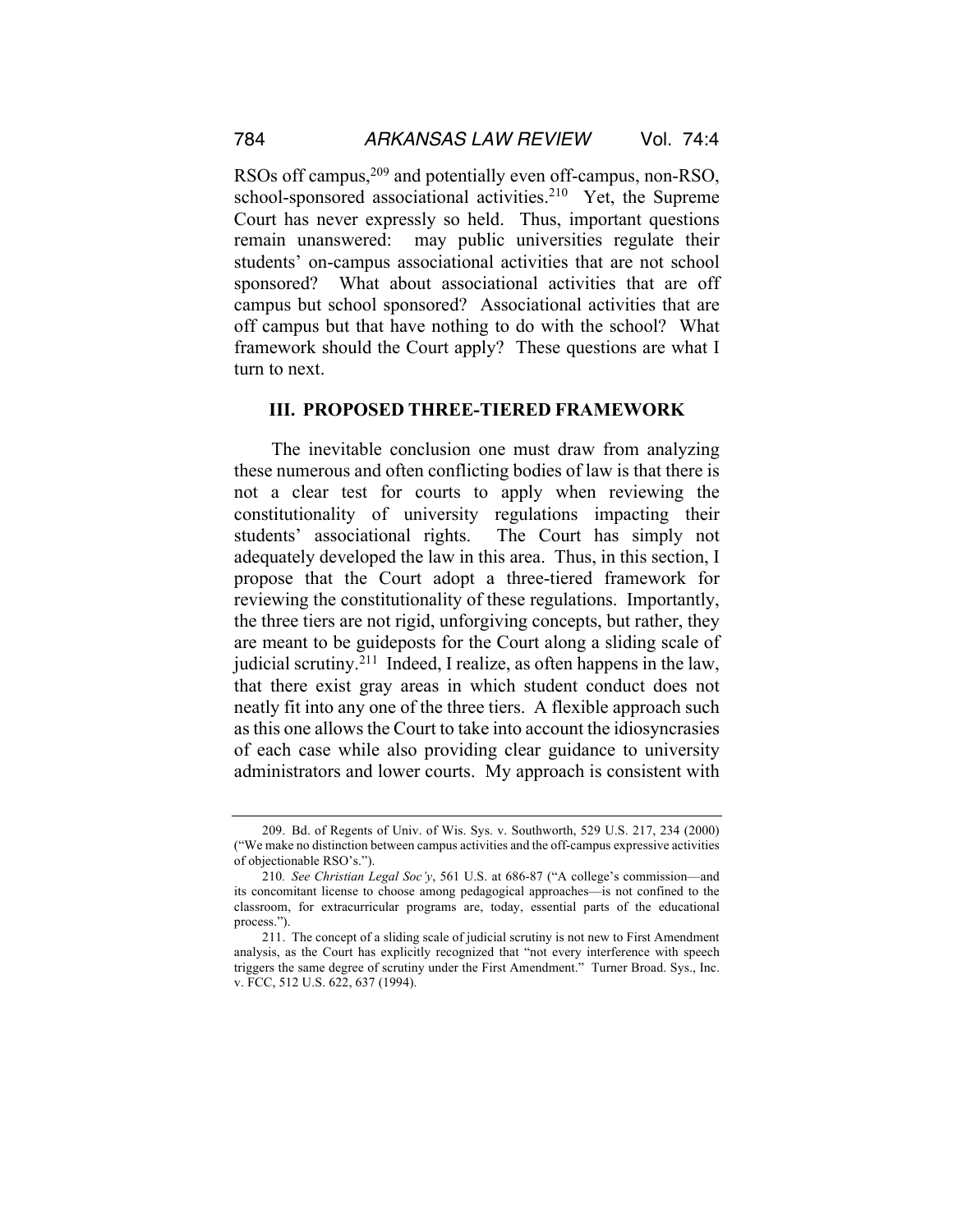RSOs off campus,[209] and potentially even off-campus, non-RSO, school-sponsored associational activities.[210] Yet, the Supreme Court has never expressly so held. Thus, important questions remain unanswered: may public universities regulate their students' on-campus associational activities that are not school sponsored? What about associational activities that are off campus but school sponsored? Associational activities that are off campus but that have nothing to do with the school? What framework should the Court apply? These questions are what I turn to next.

## III. PROPOSED THREE-TIERED FRAMEWORK

The inevitable conclusion one must draw from analyzing these numerous and often conflicting bodies of law is that there is not a clear test for courts to apply when reviewing the constitutionality of university regulations impacting their students' associational rights. The Court has simply not adequately developed the law in this area. Thus, in this section, I propose that the Court adopt a three-tiered framework for reviewing the constitutionality of these regulations. Importantly, the three tiers are not rigid, unforgiving concepts, but rather, they are meant to be guideposts for the Court along a sliding scale of judicial scrutiny.[211] Indeed, I realize, as often happens in the law, that there exist gray areas in which student conduct does not neatly fit into any one of the three tiers. A flexible approach such as this one allows the Court to take into account the idiosyncrasies of each case while also providing clear guidance to university administrators and lower courts. My approach is consistent with

---

209. Bd. of Regents of Univ. of Wis. Sys. v. Southworth, 529 U.S. 217, 234 (2000) ("We make no distinction between campus activities and the off-campus expressive activities of objectionable RSO's.").

210. *See Christian Legal Soc'y*, 561 U.S. at 686-87 ("A college's commission—and its concomitant license to choose among pedagogical approaches—is not confined to the classroom, for extracurricular programs are, today, essential parts of the educational process.").

211. The concept of a sliding scale of judicial scrutiny is not new to First Amendment analysis, as the Court has explicitly recognized that "not every interference with speech triggers the same degree of scrutiny under the First Amendment." Turner Broad. Sys., Inc. v. FCC, 512 U.S. 622, 637 (1994).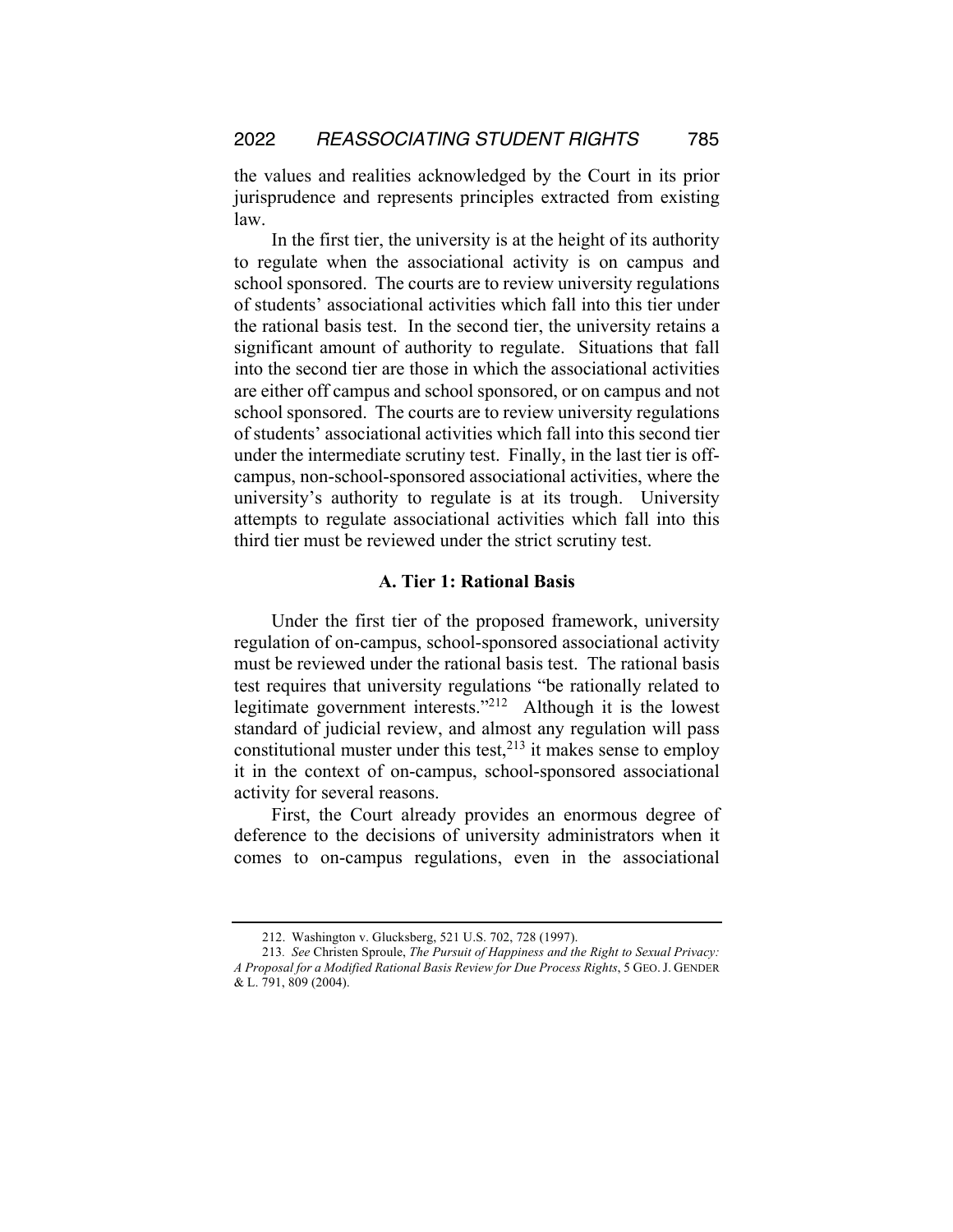the values and realities acknowledged by the Court in its prior jurisprudence and represents principles extracted from existing law.

In the first tier, the university is at the height of its authority to regulate when the associational activity is on campus and school sponsored. The courts are to review university regulations of students' associational activities which fall into this tier under the rational basis test. In the second tier, the university retains a significant amount of authority to regulate. Situations that fall into the second tier are those in which the associational activities are either off campus and school sponsored, or on campus and not school sponsored. The courts are to review university regulations of students' associational activities which fall into this second tier under the intermediate scrutiny test. Finally, in the last tier is off-campus, non-school-sponsored associational activities, where the university's authority to regulate is at its trough. University attempts to regulate associational activities which fall into this third tier must be reviewed under the strict scrutiny test.

### A. Tier 1: Rational Basis

Under the first tier of the proposed framework, university regulation of on-campus, school-sponsored associational activity must be reviewed under the rational basis test. The rational basis test requires that university regulations "be rationally related to legitimate government interests."[212] Although it is the lowest standard of judicial review, and almost any regulation will pass constitutional muster under this test,[213] it makes sense to employ it in the context of on-campus, school-sponsored associational activity for several reasons.

First, the Court already provides an enormous degree of deference to the decisions of university administrators when it comes to on-campus regulations, even in the associational

---

212. Washington v. Glucksberg, 521 U.S. 702, 728 (1997).

213. *See* Christen Sproule, *The Pursuit of Happiness and the Right to Sexual Privacy: A Proposal for a Modified Rational Basis Review for Due Process Rights*, 5 GEO. J. GENDER & L. 791, 809 (2004).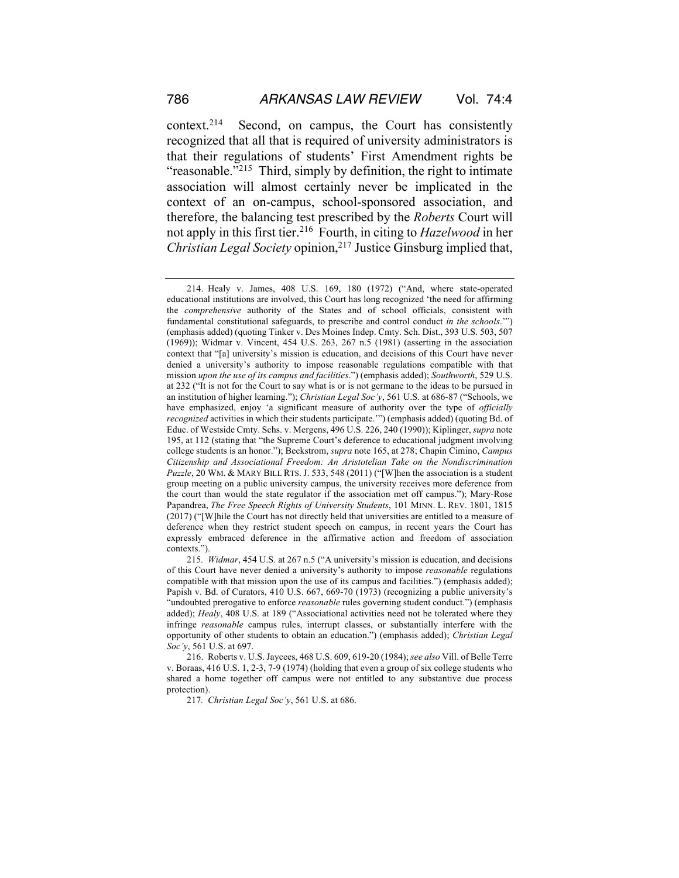context.[214] Second, on campus, the Court has consistently recognized that all that is required of university administrators is that their regulations of students' First Amendment rights be "reasonable."[215] Third, simply by definition, the right to intimate association will almost certainly never be implicated in the context of an on-campus, school-sponsored association, and therefore, the balancing test prescribed by the *Roberts* Court will not apply in this first tier.[216] Fourth, in citing to *Hazelwood* in her *Christian Legal Society* opinion,[217] Justice Ginsburg implied that,

---

214. Healy v. James, 408 U.S. 169, 180 (1972) ("And, where state-operated educational institutions are involved, this Court has long recognized 'the need for affirming the *comprehensive* authority of the States and of school officials, consistent with fundamental constitutional safeguards, to prescribe and control conduct *in the schools*.'") (emphasis added) (quoting Tinker v. Des Moines Indep. Cmty. Sch. Dist., 393 U.S. 503, 507 (1969)); Widmar v. Vincent, 454 U.S. 263, 267 n.5 (1981) (asserting in the association context that "[a] university's mission is education, and decisions of this Court have never denied a university's authority to impose reasonable regulations compatible with that mission *upon the use of its campus and facilities*.") (emphasis added); *Southworth*, 529 U.S. at 232 ("It is not for the Court to say what is or is not germane to the ideas to be pursued in an institution of higher learning."); *Christian Legal Soc'y*, 561 U.S. at 686-87 ("Schools, we have emphasized, enjoy 'a significant measure of authority over the type of *officially recognized* activities in which their students participate.'") (emphasis added) (quoting Bd. of Educ. of Westside Cmty. Schs. v. Mergens, 496 U.S. 226, 240 (1990)); Kiplinger, *supra* note 195, at 112 (stating that "the Supreme Court's deference to educational judgment involving college students is an honor."); Beckstrom, *supra* note 165, at 278; Chapin Cimino, *Campus Citizenship and Associational Freedom: An Aristotelian Take on the Nondiscrimination Puzzle*, 20 WM. & MARY BILL RTS. J. 533, 548 (2011) ("[W]hen the association is a student group meeting on a public university campus, the university receives more deference from the court than would the state regulator if the association met off campus."); Mary-Rose Papandrea, *The Free Speech Rights of University Students*, 101 MINN. L. REV. 1801, 1815 (2017) ("[W]hile the Court has not directly held that universities are entitled to a measure of deference when they restrict student speech on campus, in recent years the Court has expressly embraced deference in the affirmative action and freedom of association contexts.").

215. *Widmar*, 454 U.S. at 267 n.5 ("A university's mission is education, and decisions of this Court have never denied a university's authority to impose *reasonable* regulations compatible with that mission upon the use of its campus and facilities.") (emphasis added); Papish v. Bd. of Curators, 410 U.S. 667, 669-70 (1973) (recognizing a public university's "undoubted prerogative to enforce *reasonable* rules governing student conduct.") (emphasis added); *Healy*, 408 U.S. at 189 ("Associational activities need not be tolerated where they infringe *reasonable* campus rules, interrupt classes, or substantially interfere with the opportunity of other students to obtain an education.") (emphasis added); *Christian Legal Soc'y*, 561 U.S. at 697.

216. Roberts v. U.S. Jaycees, 468 U.S. 609, 619-20 (1984); *see also* Vill. of Belle Terre v. Boraas, 416 U.S. 1, 2-3, 7-9 (1974) (holding that even a group of six college students who shared a home together off campus were not entitled to any substantive due process protection).

217. *Christian Legal Soc'y*, 561 U.S. at 686.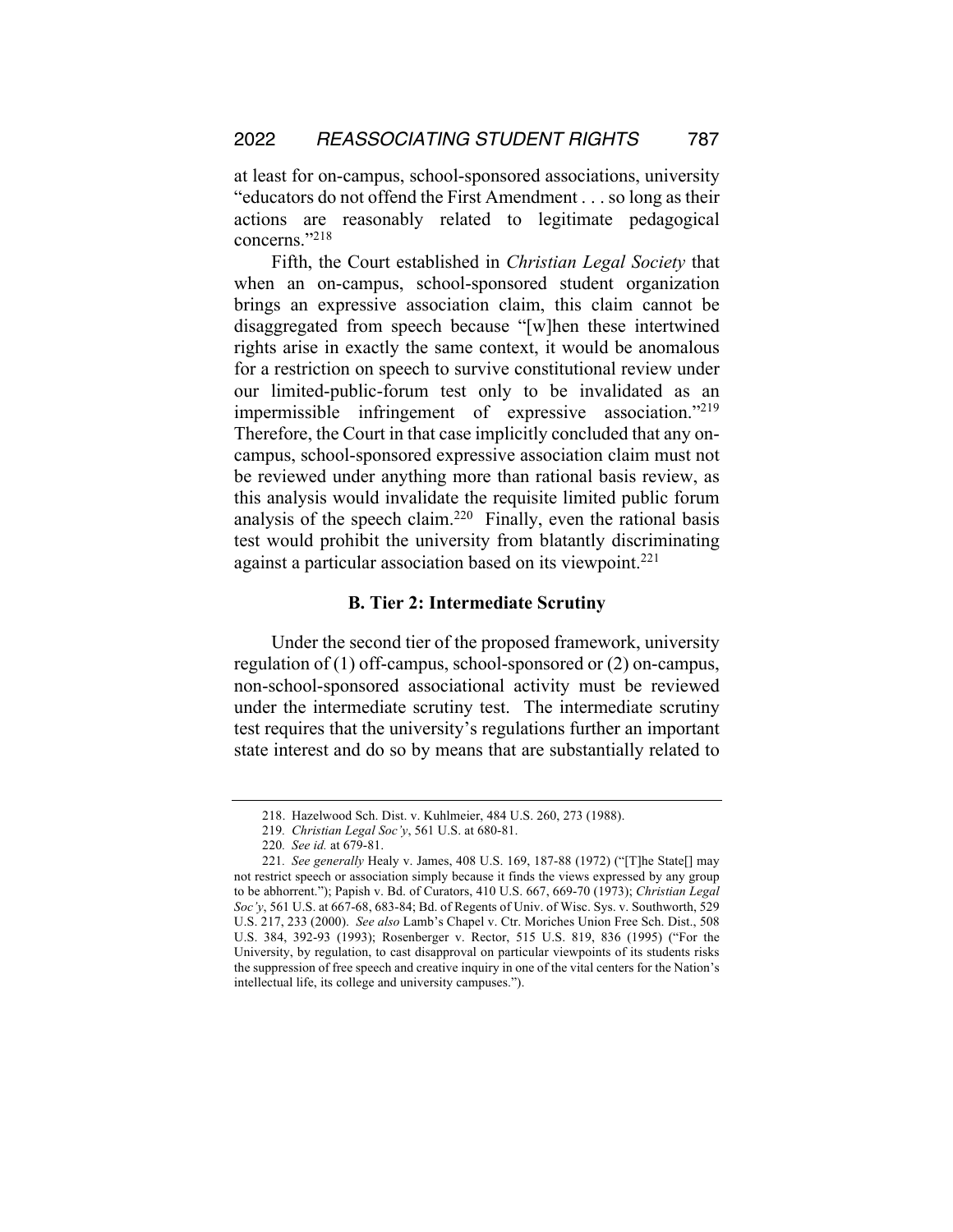at least for on-campus, school-sponsored associations, university "educators do not offend the First Amendment . . . so long as their actions are reasonably related to legitimate pedagogical concerns."[218]

Fifth, the Court established in *Christian Legal Society* that when an on-campus, school-sponsored student organization brings an expressive association claim, this claim cannot be disaggregated from speech because "[w]hen these intertwined rights arise in exactly the same context, it would be anomalous for a restriction on speech to survive constitutional review under our limited-public-forum test only to be invalidated as an impermissible infringement of expressive association."[219] Therefore, the Court in that case implicitly concluded that any on-campus, school-sponsored expressive association claim must not be reviewed under anything more than rational basis review, as this analysis would invalidate the requisite limited public forum analysis of the speech claim.[220] Finally, even the rational basis test would prohibit the university from blatantly discriminating against a particular association based on its viewpoint.[221]

### B. Tier 2: Intermediate Scrutiny

Under the second tier of the proposed framework, university regulation of (1) off-campus, school-sponsored or (2) on-campus, non-school-sponsored associational activity must be reviewed under the intermediate scrutiny test. The intermediate scrutiny test requires that the university's regulations further an important state interest and do so by means that are substantially related to

---

218. Hazelwood Sch. Dist. v. Kuhlmeier, 484 U.S. 260, 273 (1988).

219. *Christian Legal Soc'y*, 561 U.S. at 680-81.

220. *See id.* at 679-81.

221. *See generally* Healy v. James, 408 U.S. 169, 187-88 (1972) ("[T]he State[] may not restrict speech or association simply because it finds the views expressed by any group to be abhorrent."); Papish v. Bd. of Curators, 410 U.S. 667, 669-70 (1973); *Christian Legal Soc'y*, 561 U.S. at 667-68, 683-84; Bd. of Regents of Univ. of Wisc. Sys. v. Southworth, 529 U.S. 217, 233 (2000). *See also* Lamb's Chapel v. Ctr. Moriches Union Free Sch. Dist., 508 U.S. 384, 392-93 (1993); Rosenberger v. Rector, 515 U.S. 819, 836 (1995) ("For the University, by regulation, to cast disapproval on particular viewpoints of its students risks the suppression of free speech and creative inquiry in one of the vital centers for the Nation's intellectual life, its college and university campuses.").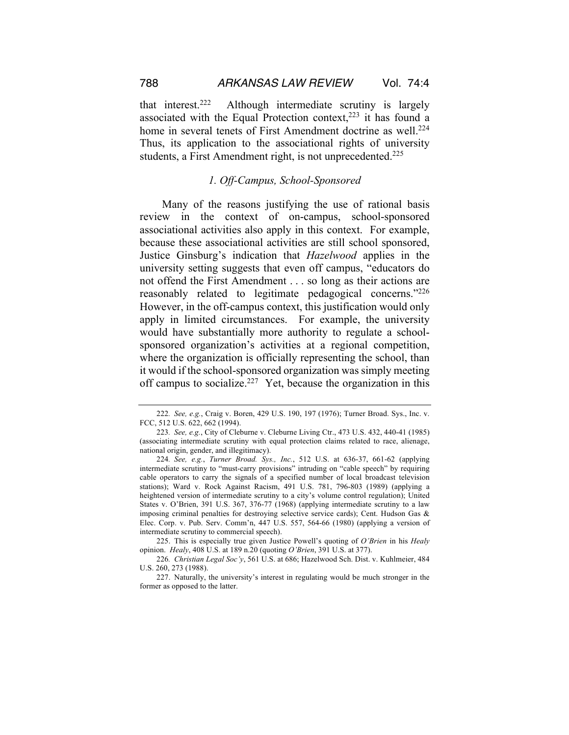that interest.[222] Although intermediate scrutiny is largely associated with the Equal Protection context,[223] it has found a home in several tenets of First Amendment doctrine as well.[224] Thus, its application to the associational rights of university students, a First Amendment right, is not unprecedented.[225]

### *1. Off-Campus, School-Sponsored*

Many of the reasons justifying the use of rational basis review in the context of on-campus, school-sponsored associational activities also apply in this context. For example, because these associational activities are still school sponsored, Justice Ginsburg's indication that *Hazelwood* applies in the university setting suggests that even off campus, "educators do not offend the First Amendment . . . so long as their actions are reasonably related to legitimate pedagogical concerns."[226] However, in the off-campus context, this justification would only apply in limited circumstances. For example, the university would have substantially more authority to regulate a school-sponsored organization's activities at a regional competition, where the organization is officially representing the school, than it would if the school-sponsored organization was simply meeting off campus to socialize.[227] Yet, because the organization in this

---

222. *See, e.g.*, Craig v. Boren, 429 U.S. 190, 197 (1976); Turner Broad. Sys., Inc. v. FCC, 512 U.S. 622, 662 (1994).

223. *See, e.g.*, City of Cleburne v. Cleburne Living Ctr., 473 U.S. 432, 440-41 (1985) (associating intermediate scrutiny with equal protection claims related to race, alienage, national origin, gender, and illegitimacy).

224. *See, e.g.*, *Turner Broad. Sys., Inc.*, 512 U.S. at 636-37, 661-62 (applying intermediate scrutiny to "must-carry provisions" intruding on "cable speech" by requiring cable operators to carry the signals of a specified number of local broadcast television stations); Ward v. Rock Against Racism, 491 U.S. 781, 796-803 (1989) (applying a heightened version of intermediate scrutiny to a city's volume control regulation); United States v. O'Brien, 391 U.S. 367, 376-77 (1968) (applying intermediate scrutiny to a law imposing criminal penalties for destroying selective service cards); Cent. Hudson Gas & Elec. Corp. v. Pub. Serv. Comm'n, 447 U.S. 557, 564-66 (1980) (applying a version of intermediate scrutiny to commercial speech).

225. This is especially true given Justice Powell's quoting of *O'Brien* in his *Healy* opinion. *Healy*, 408 U.S. at 189 n.20 (quoting *O'Brien*, 391 U.S. at 377).

226. *Christian Legal Soc'y*, 561 U.S. at 686; Hazelwood Sch. Dist. v. Kuhlmeier, 484 U.S. 260, 273 (1988).

227. Naturally, the university's interest in regulating would be much stronger in the former as opposed to the latter.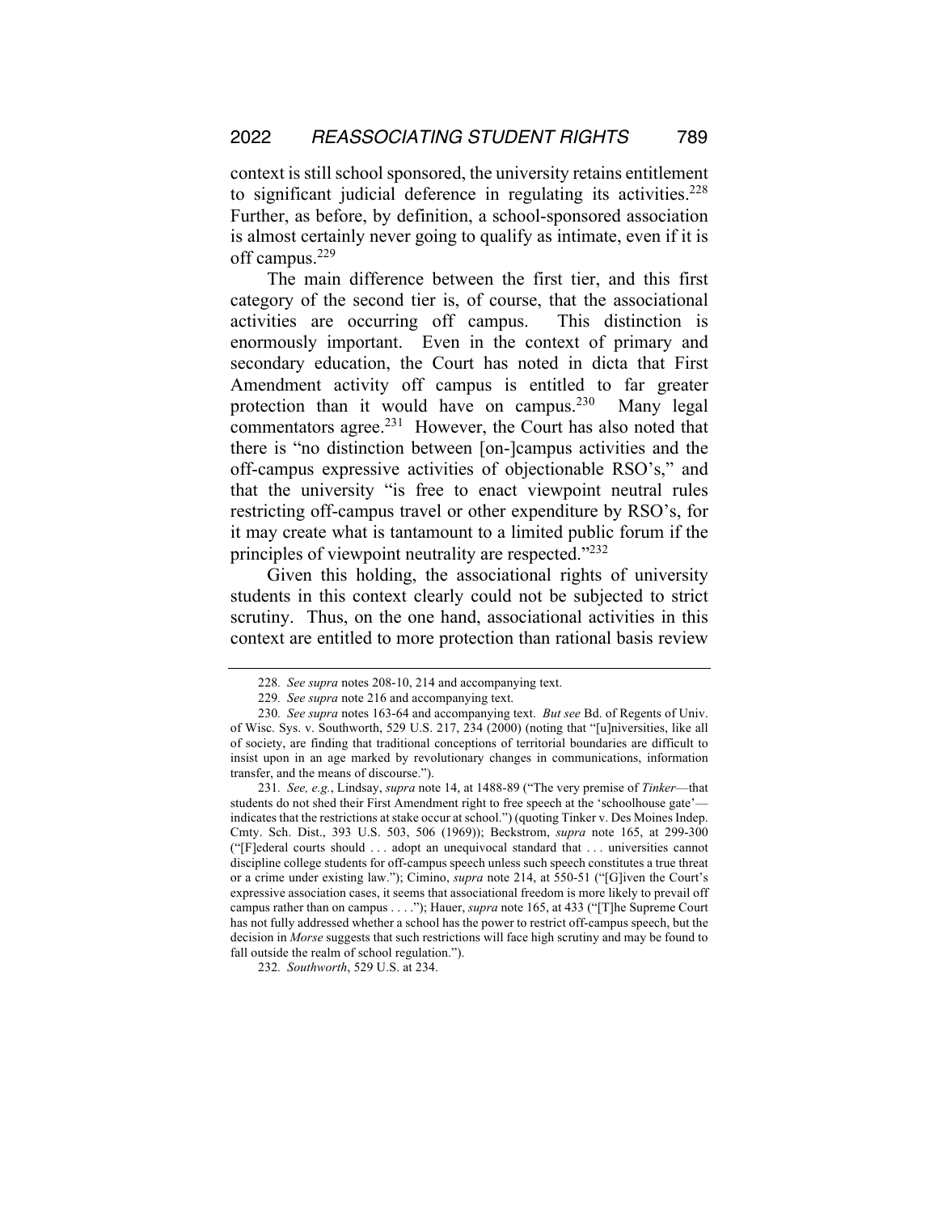context is still school sponsored, the university retains entitlement to significant judicial deference in regulating its activities.[228] Further, as before, by definition, a school-sponsored association is almost certainly never going to qualify as intimate, even if it is off campus.[229]

The main difference between the first tier, and this first category of the second tier is, of course, that the associational activities are occurring off campus. This distinction is enormously important. Even in the context of primary and secondary education, the Court has noted in dicta that First Amendment activity off campus is entitled to far greater protection than it would have on campus.[230] Many legal commentators agree.[231] However, the Court has also noted that there is "no distinction between [on-]campus activities and the off-campus expressive activities of objectionable RSO's," and that the university "is free to enact viewpoint neutral rules restricting off-campus travel or other expenditure by RSO's, for it may create what is tantamount to a limited public forum if the principles of viewpoint neutrality are respected."[232]

Given this holding, the associational rights of university students in this context clearly could not be subjected to strict scrutiny. Thus, on the one hand, associational activities in this context are entitled to more protection than rational basis review

---

228. *See supra* notes 208-10, 214 and accompanying text.

229. *See supra* note 216 and accompanying text.

230. *See supra* notes 163-64 and accompanying text. *But see* Bd. of Regents of Univ. of Wisc. Sys. v. Southworth, 529 U.S. 217, 234 (2000) (noting that "[u]niversities, like all of society, are finding that traditional conceptions of territorial boundaries are difficult to insist upon in an age marked by revolutionary changes in communications, information transfer, and the means of discourse.").

231. *See, e.g.*, Lindsay, *supra* note 14, at 1488-89 ("The very premise of *Tinker*—that students do not shed their First Amendment right to free speech at the 'schoolhouse gate'—indicates that the restrictions at stake occur at school.") (quoting Tinker v. Des Moines Indep. Cmty. Sch. Dist., 393 U.S. 503, 506 (1969)); Beckstrom, *supra* note 165, at 299-300 ("[F]ederal courts should . . . adopt an unequivocal standard that . . . universities cannot discipline college students for off-campus speech unless such speech constitutes a true threat or a crime under existing law."); Cimino, *supra* note 214, at 550-51 ("[G]iven the Court's expressive association cases, it seems that associational freedom is more likely to prevail off campus rather than on campus . . . ."); Hauer, *supra* note 165, at 433 ("[T]he Supreme Court has not fully addressed whether a school has the power to restrict off-campus speech, but the decision in *Morse* suggests that such restrictions will face high scrutiny and may be found to fall outside the realm of school regulation.").

232. *Southworth*, 529 U.S. at 234.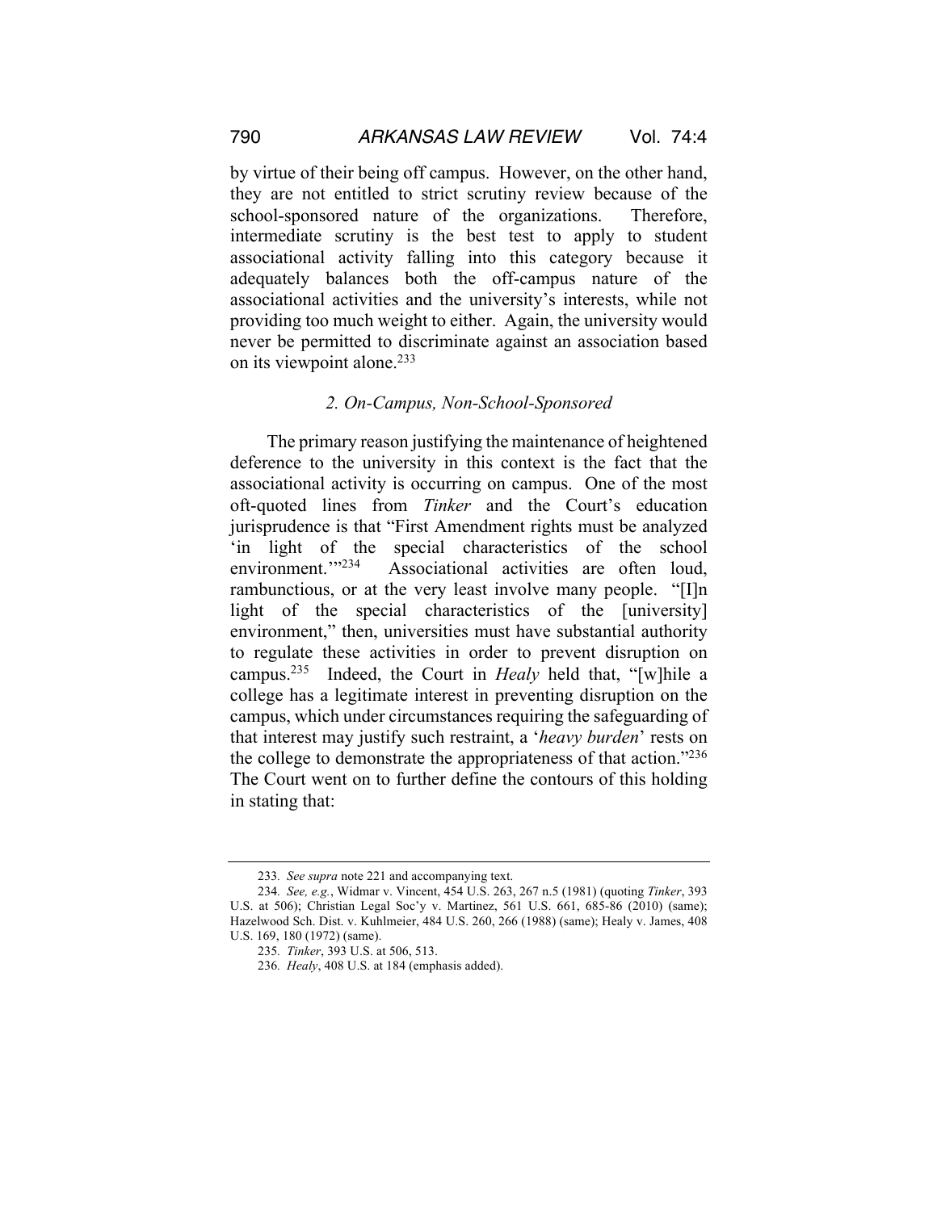by virtue of their being off campus. However, on the other hand, they are not entitled to strict scrutiny review because of the school-sponsored nature of the organizations. Therefore, intermediate scrutiny is the best test to apply to student associational activity falling into this category because it adequately balances both the off-campus nature of the associational activities and the university's interests, while not providing too much weight to either. Again, the university would never be permitted to discriminate against an association based on its viewpoint alone.[233]

### *2. On-Campus, Non-School-Sponsored*

The primary reason justifying the maintenance of heightened deference to the university in this context is the fact that the associational activity is occurring on campus. One of the most oft-quoted lines from *Tinker* and the Court's education jurisprudence is that "First Amendment rights must be analyzed 'in light of the special characteristics of the school environment.'"[234] Associational activities are often loud, rambunctious, or at the very least involve many people. "[I]n light of the special characteristics of the [university] environment," then, universities must have substantial authority to regulate these activities in order to prevent disruption on campus.[235] Indeed, the Court in *Healy* held that, "[w]hile a college has a legitimate interest in preventing disruption on the campus, which under circumstances requiring the safeguarding of that interest may justify such restraint, a '*heavy burden*' rests on the college to demonstrate the appropriateness of that action."[236] The Court went on to further define the contours of this holding in stating that:

---

233. *See supra* note 221 and accompanying text.

234. *See, e.g.*, Widmar v. Vincent, 454 U.S. 263, 267 n.5 (1981) (quoting *Tinker*, 393 U.S. at 506); Christian Legal Soc'y v. Martinez, 561 U.S. 661, 685-86 (2010) (same); Hazelwood Sch. Dist. v. Kuhlmeier, 484 U.S. 260, 266 (1988) (same); Healy v. James, 408 U.S. 169, 180 (1972) (same).

235. *Tinker*, 393 U.S. at 506, 513.

236. *Healy*, 408 U.S. at 184 (emphasis added).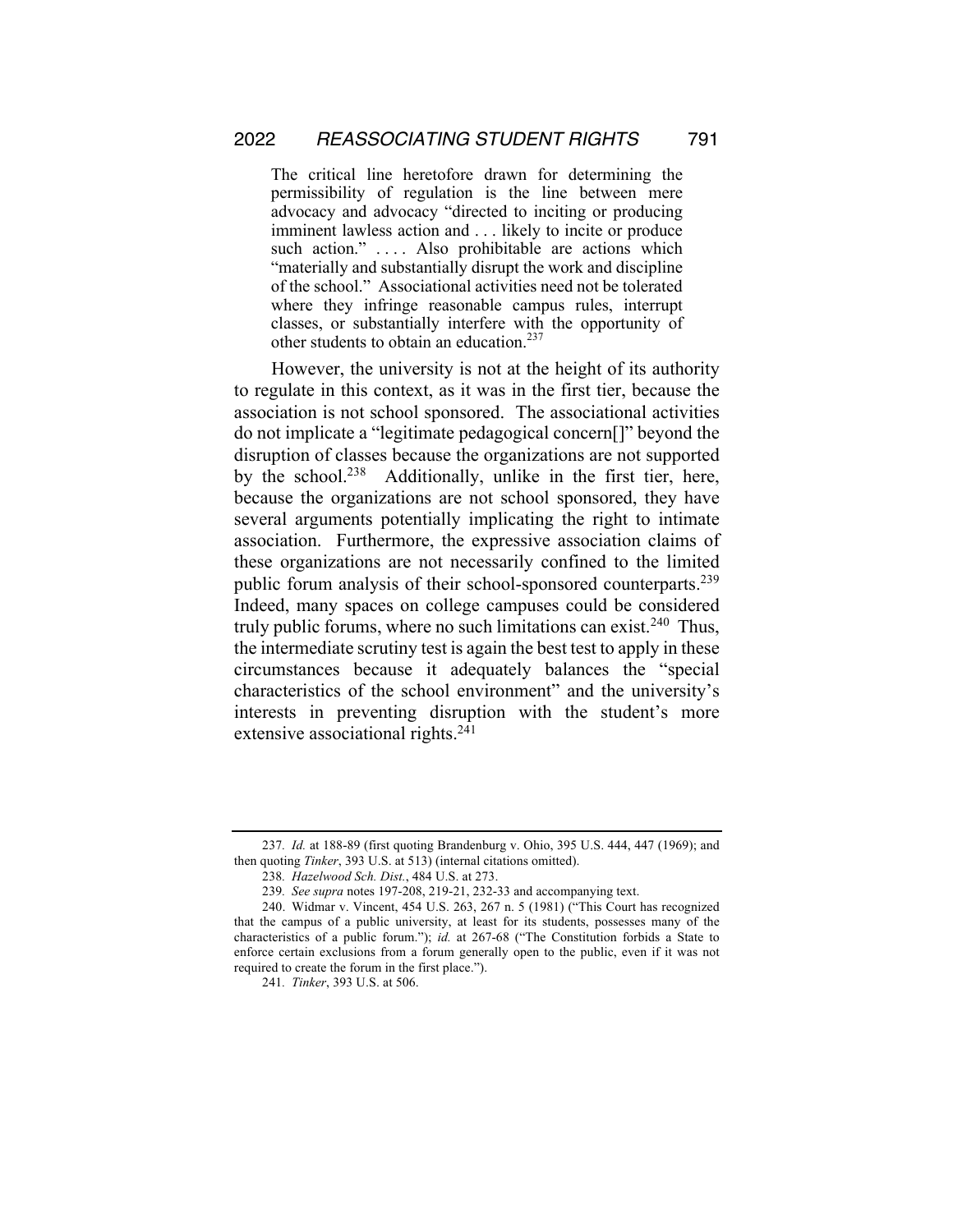> The critical line heretofore drawn for determining the permissibility of regulation is the line between mere advocacy and advocacy "directed to inciting or producing imminent lawless action and . . . likely to incite or produce such action." . . . . Also prohibitable are actions which "materially and substantially disrupt the work and discipline of the school." Associational activities need not be tolerated where they infringe reasonable campus rules, interrupt classes, or substantially interfere with the opportunity of other students to obtain an education.[237]

However, the university is not at the height of its authority to regulate in this context, as it was in the first tier, because the association is not school sponsored. The associational activities do not implicate a "legitimate pedagogical concern[]" beyond the disruption of classes because the organizations are not supported by the school.[238] Additionally, unlike in the first tier, here, because the organizations are not school sponsored, they have several arguments potentially implicating the right to intimate association. Furthermore, the expressive association claims of these organizations are not necessarily confined to the limited public forum analysis of their school-sponsored counterparts.[239] Indeed, many spaces on college campuses could be considered truly public forums, where no such limitations can exist.[240] Thus, the intermediate scrutiny test is again the best test to apply in these circumstances because it adequately balances the "special characteristics of the school environment" and the university's interests in preventing disruption with the student's more extensive associational rights.[241]

---

237. *Id.* at 188-89 (first quoting Brandenburg v. Ohio, 395 U.S. 444, 447 (1969); and then quoting *Tinker*, 393 U.S. at 513) (internal citations omitted).

238. *Hazelwood Sch. Dist.*, 484 U.S. at 273.

239. *See supra* notes 197-208, 219-21, 232-33 and accompanying text.

240. Widmar v. Vincent, 454 U.S. 263, 267 n. 5 (1981) ("This Court has recognized that the campus of a public university, at least for its students, possesses many of the characteristics of a public forum."); *id.* at 267-68 ("The Constitution forbids a State to enforce certain exclusions from a forum generally open to the public, even if it was not required to create the forum in the first place.").

241. *Tinker*, 393 U.S. at 506.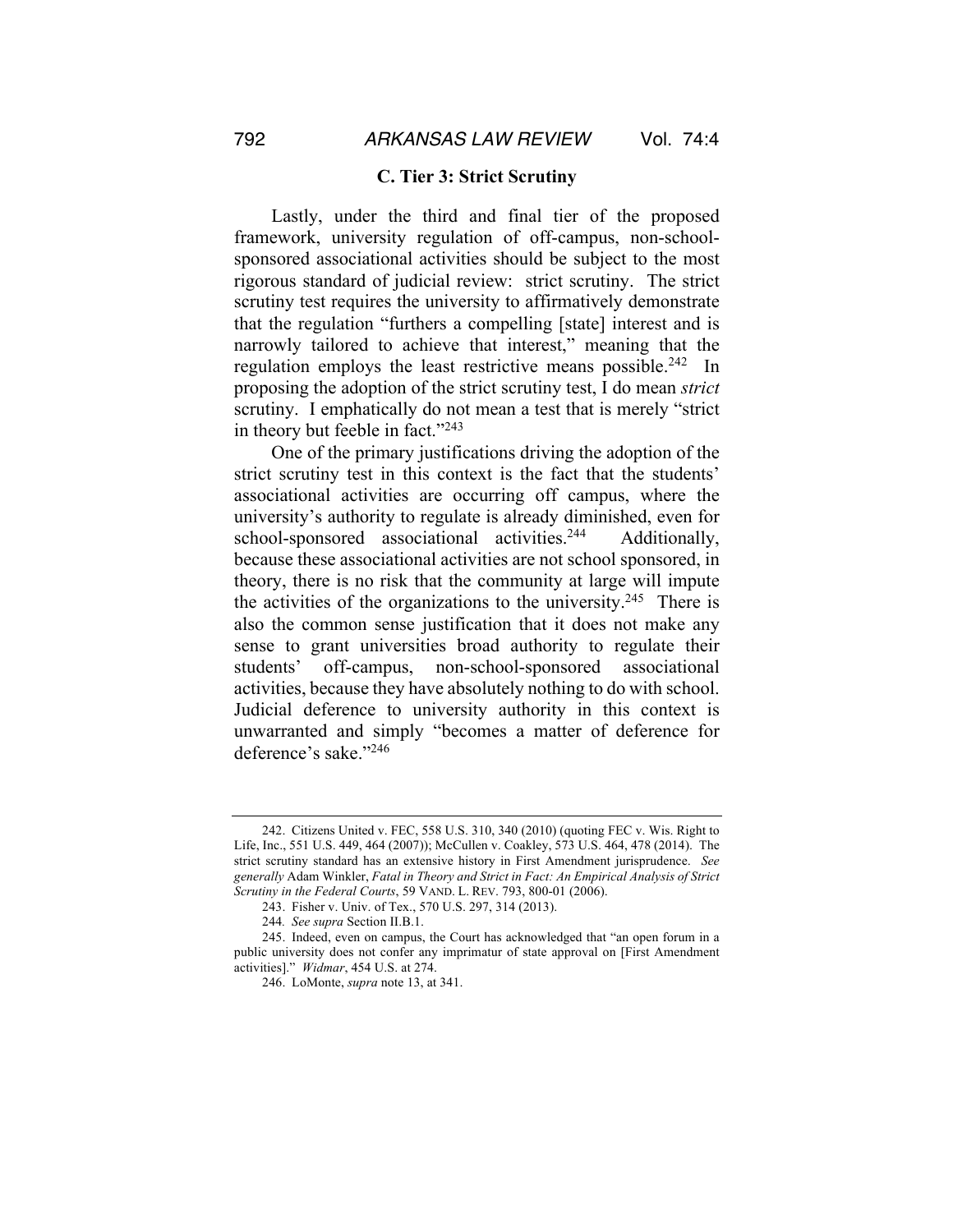### C. Tier 3: Strict Scrutiny

Lastly, under the third and final tier of the proposed framework, university regulation of off-campus, non-school-sponsored associational activities should be subject to the most rigorous standard of judicial review: strict scrutiny. The strict scrutiny test requires the university to affirmatively demonstrate that the regulation "furthers a compelling [state] interest and is narrowly tailored to achieve that interest," meaning that the regulation employs the least restrictive means possible.[242] In proposing the adoption of the strict scrutiny test, I do mean *strict* scrutiny. I emphatically do not mean a test that is merely "strict in theory but feeble in fact."[243]

One of the primary justifications driving the adoption of the strict scrutiny test in this context is the fact that the students' associational activities are occurring off campus, where the university's authority to regulate is already diminished, even for school-sponsored associational activities.[244] Additionally, because these associational activities are not school sponsored, in theory, there is no risk that the community at large will impute the activities of the organizations to the university.[245] There is also the common sense justification that it does not make any sense to grant universities broad authority to regulate their students' off-campus, non-school-sponsored associational activities, because they have absolutely nothing to do with school. Judicial deference to university authority in this context is unwarranted and simply "becomes a matter of deference for deference's sake."[246]

---

242. Citizens United v. FEC, 558 U.S. 310, 340 (2010) (quoting FEC v. Wis. Right to Life, Inc., 551 U.S. 449, 464 (2007)); McCullen v. Coakley, 573 U.S. 464, 478 (2014). The strict scrutiny standard has an extensive history in First Amendment jurisprudence. *See generally* Adam Winkler, *Fatal in Theory and Strict in Fact: An Empirical Analysis of Strict Scrutiny in the Federal Courts*, 59 VAND. L. REV. 793, 800-01 (2006).

243. Fisher v. Univ. of Tex., 570 U.S. 297, 314 (2013).

244. *See supra* Section II.B.1.

245. Indeed, even on campus, the Court has acknowledged that "an open forum in a public university does not confer any imprimatur of state approval on [First Amendment activities]." *Widmar*, 454 U.S. at 274.

246. LoMonte, *supra* note 13, at 341.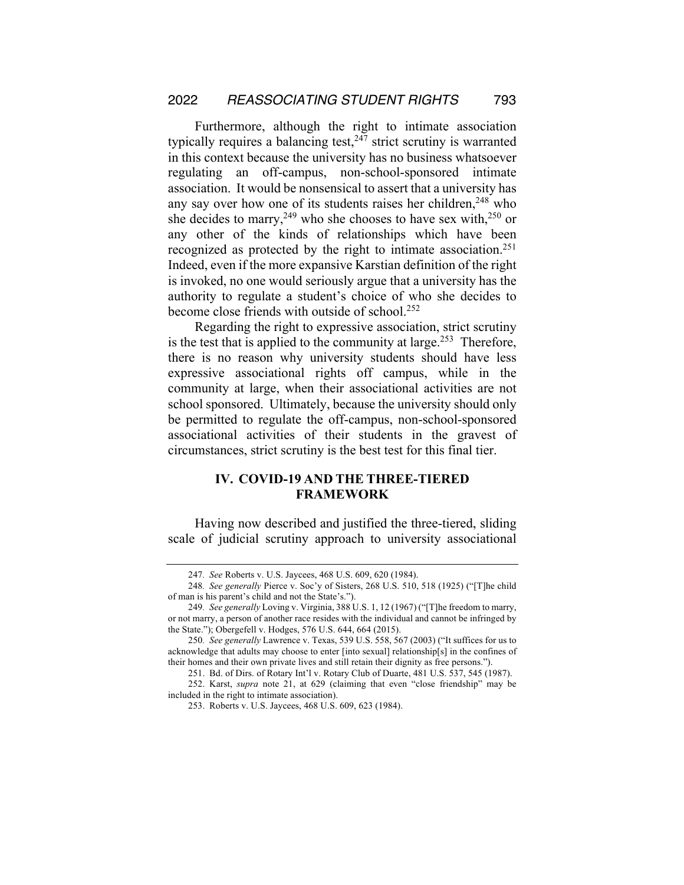Furthermore, although the right to intimate association typically requires a balancing test,[247] strict scrutiny is warranted in this context because the university has no business whatsoever regulating an off-campus, non-school-sponsored intimate association. It would be nonsensical to assert that a university has any say over how one of its students raises her children,[248] who she decides to marry,[249] who she chooses to have sex with,[250] or any other of the kinds of relationships which have been recognized as protected by the right to intimate association.[251] Indeed, even if the more expansive Karstian definition of the right is invoked, no one would seriously argue that a university has the authority to regulate a student's choice of who she decides to become close friends with outside of school.[252]

Regarding the right to expressive association, strict scrutiny is the test that is applied to the community at large.[253] Therefore, there is no reason why university students should have less expressive associational rights off campus, while in the community at large, when their associational activities are not school sponsored. Ultimately, because the university should only be permitted to regulate the off-campus, non-school-sponsored associational activities of their students in the gravest of circumstances, strict scrutiny is the best test for this final tier.

## IV. COVID-19 AND THE THREE-TIERED FRAMEWORK

Having now described and justified the three-tiered, sliding scale of judicial scrutiny approach to university associational

---

247. *See* Roberts v. U.S. Jaycees, 468 U.S. 609, 620 (1984).

248. *See generally* Pierce v. Soc'y of Sisters, 268 U.S. 510, 518 (1925) ("[T]he child of man is his parent's child and not the State's.").

249. *See generally* Loving v. Virginia, 388 U.S. 1, 12 (1967) ("[T]he freedom to marry, or not marry, a person of another race resides with the individual and cannot be infringed by the State."); Obergefell v. Hodges, 576 U.S. 644, 664 (2015).

250. *See generally* Lawrence v. Texas, 539 U.S. 558, 567 (2003) ("It suffices for us to acknowledge that adults may choose to enter [into sexual] relationship[s] in the confines of their homes and their own private lives and still retain their dignity as free persons.").

251. Bd. of Dirs. of Rotary Int'l v. Rotary Club of Duarte, 481 U.S. 537, 545 (1987).

252. Karst, *supra* note 21, at 629 (claiming that even "close friendship" may be included in the right to intimate association).

253. Roberts v. U.S. Jaycees, 468 U.S. 609, 623 (1984).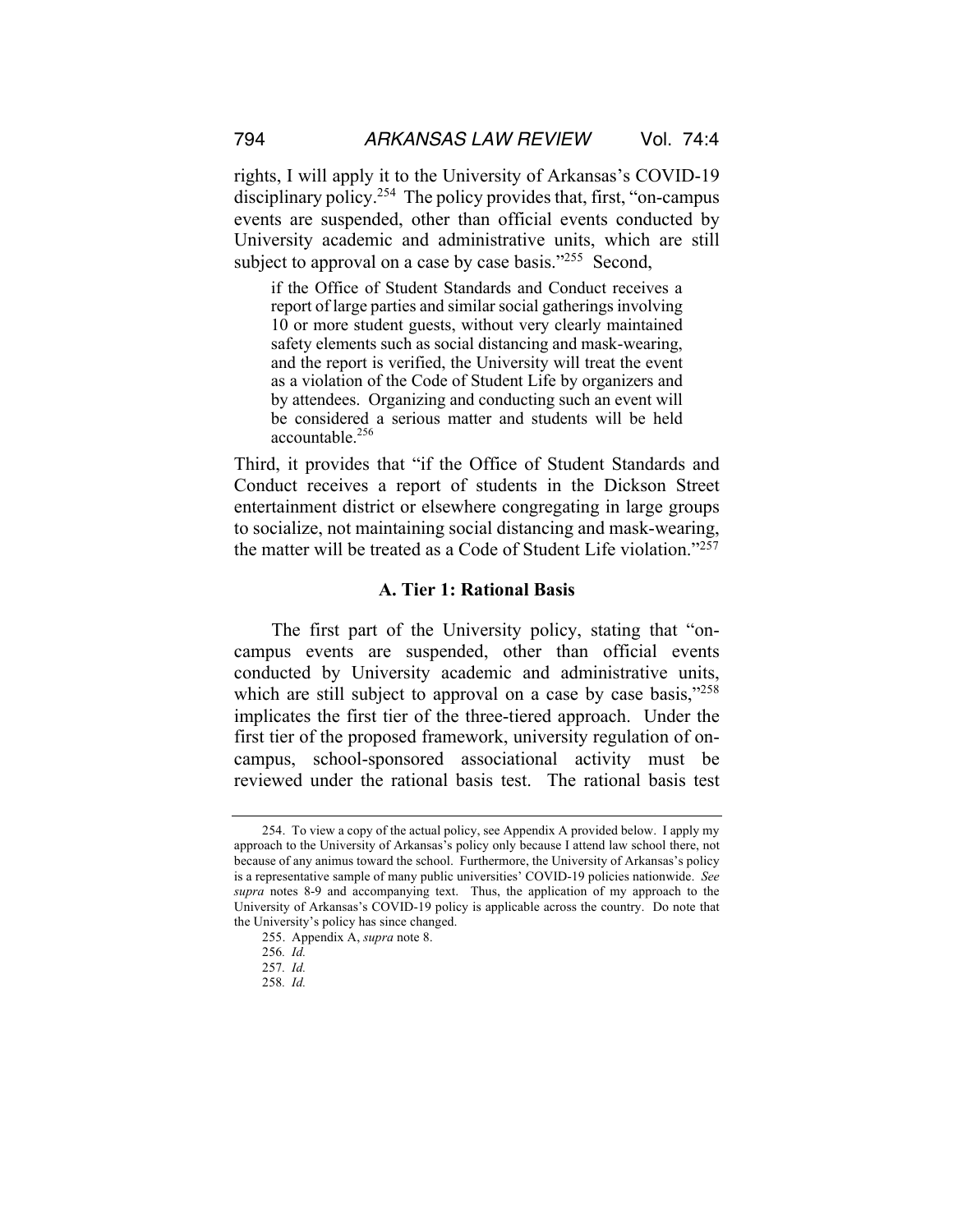rights, I will apply it to the University of Arkansas's COVID-19 disciplinary policy.[254] The policy provides that, first, "on-campus events are suspended, other than official events conducted by University academic and administrative units, which are still subject to approval on a case by case basis."[255] Second,

> if the Office of Student Standards and Conduct receives a report of large parties and similar social gatherings involving 10 or more student guests, without very clearly maintained safety elements such as social distancing and mask-wearing, and the report is verified, the University will treat the event as a violation of the Code of Student Life by organizers and by attendees. Organizing and conducting such an event will be considered a serious matter and students will be held accountable.[256]

Third, it provides that "if the Office of Student Standards and Conduct receives a report of students in the Dickson Street entertainment district or elsewhere congregating in large groups to socialize, not maintaining social distancing and mask-wearing, the matter will be treated as a Code of Student Life violation."[257]

### A. Tier 1: Rational Basis

The first part of the University policy, stating that "on-campus events are suspended, other than official events conducted by University academic and administrative units, which are still subject to approval on a case by case basis,"[258] implicates the first tier of the three-tiered approach. Under the first tier of the proposed framework, university regulation of on-campus, school-sponsored associational activity must be reviewed under the rational basis test. The rational basis test

---

254. To view a copy of the actual policy, see Appendix A provided below. I apply my approach to the University of Arkansas's policy only because I attend law school there, not because of any animus toward the school. Furthermore, the University of Arkansas's policy is a representative sample of many public universities' COVID-19 policies nationwide. *See supra* notes 8-9 and accompanying text. Thus, the application of my approach to the University of Arkansas's COVID-19 policy is applicable across the country. Do note that the University's policy has since changed.

255. Appendix A, *supra* note 8.

256. *Id.*

257. *Id.*

258. *Id.*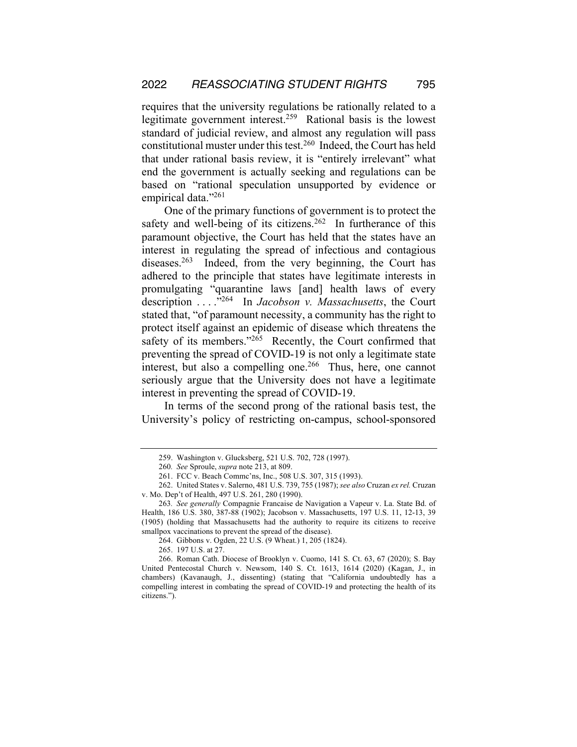requires that the university regulations be rationally related to a legitimate government interest.[259] Rational basis is the lowest standard of judicial review, and almost any regulation will pass constitutional muster under this test.[260] Indeed, the Court has held that under rational basis review, it is "entirely irrelevant" what end the government is actually seeking and regulations can be based on "rational speculation unsupported by evidence or empirical data."[261]

One of the primary functions of government is to protect the safety and well-being of its citizens.[262] In furtherance of this paramount objective, the Court has held that the states have an interest in regulating the spread of infectious and contagious diseases.[263] Indeed, from the very beginning, the Court has adhered to the principle that states have legitimate interests in promulgating "quarantine laws [and] health laws of every description . . . ."[264] In *Jacobson v. Massachusetts*, the Court stated that, "of paramount necessity, a community has the right to protect itself against an epidemic of disease which threatens the safety of its members."[265] Recently, the Court confirmed that preventing the spread of COVID-19 is not only a legitimate state interest, but also a compelling one.[266] Thus, here, one cannot seriously argue that the University does not have a legitimate interest in preventing the spread of COVID-19.

In terms of the second prong of the rational basis test, the University's policy of restricting on-campus, school-sponsored

---

259. Washington v. Glucksberg, 521 U.S. 702, 728 (1997).

260. *See* Sproule, *supra* note 213, at 809.

261. FCC v. Beach Commc'ns, Inc., 508 U.S. 307, 315 (1993).

262. United States v. Salerno, 481 U.S. 739, 755 (1987); *see also* Cruzan *ex rel.* Cruzan v. Mo. Dep't of Health, 497 U.S. 261, 280 (1990).

263. *See generally* Compagnie Francaise de Navigation a Vapeur v. La. State Bd. of Health, 186 U.S. 380, 387-88 (1902); Jacobson v. Massachusetts, 197 U.S. 11, 12-13, 39 (1905) (holding that Massachusetts had the authority to require its citizens to receive smallpox vaccinations to prevent the spread of the disease).

264. Gibbons v. Ogden, 22 U.S. (9 Wheat.) 1, 205 (1824).

265. 197 U.S. at 27.

266. Roman Cath. Diocese of Brooklyn v. Cuomo, 141 S. Ct. 63, 67 (2020); S. Bay United Pentecostal Church v. Newsom, 140 S. Ct. 1613, 1614 (2020) (Kagan, J., in chambers) (Kavanaugh, J., dissenting) (stating that "California undoubtedly has a compelling interest in combating the spread of COVID-19 and protecting the health of its citizens.").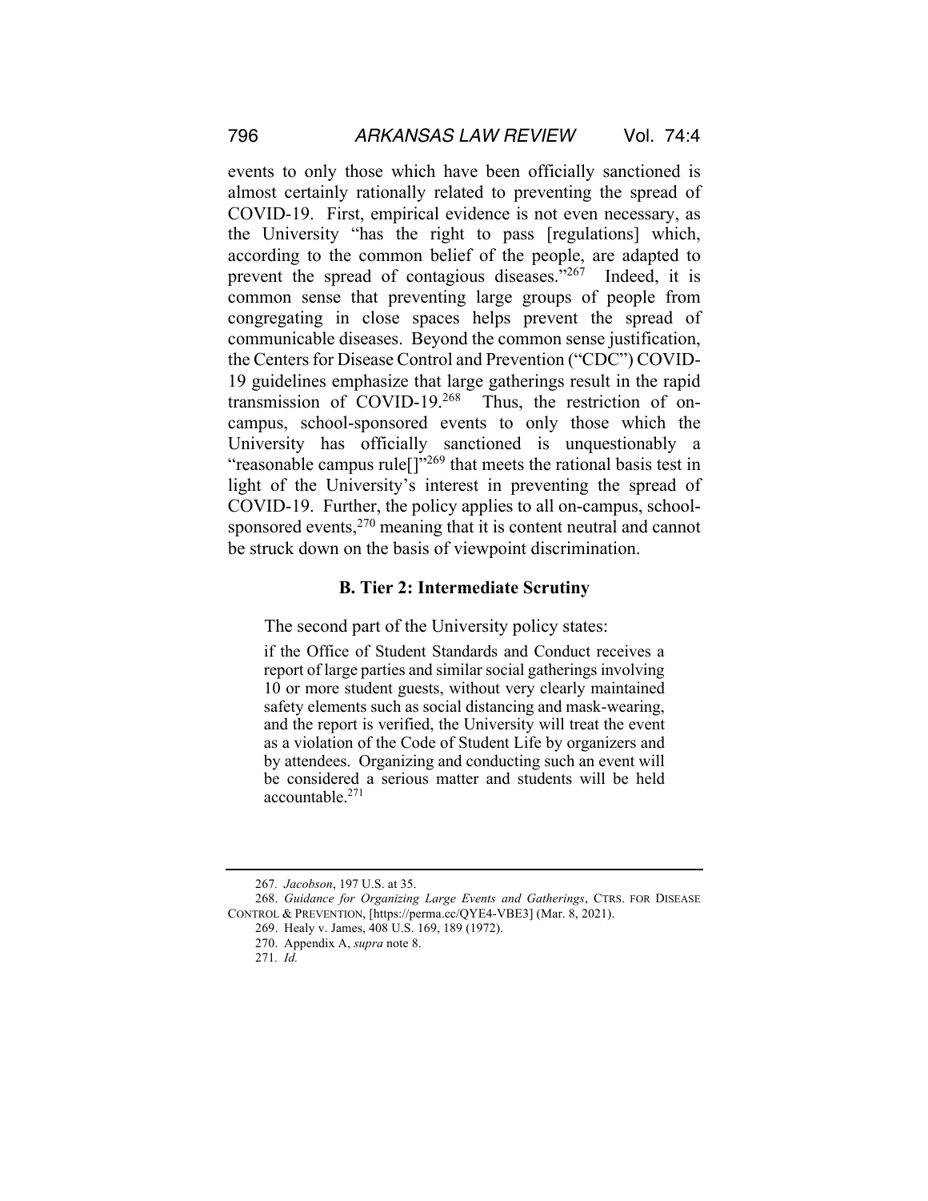events to only those which have been officially sanctioned is almost certainly rationally related to preventing the spread of COVID-19. First, empirical evidence is not even necessary, as the University "has the right to pass [regulations] which, according to the common belief of the people, are adapted to prevent the spread of contagious diseases."[267] Indeed, it is common sense that preventing large groups of people from congregating in close spaces helps prevent the spread of communicable diseases. Beyond the common sense justification, the Centers for Disease Control and Prevention ("CDC") COVID-19 guidelines emphasize that large gatherings result in the rapid transmission of COVID-19.[268] Thus, the restriction of on-campus, school-sponsored events to only those which the University has officially sanctioned is unquestionably a "reasonable campus rule[]"[269] that meets the rational basis test in light of the University's interest in preventing the spread of COVID-19. Further, the policy applies to all on-campus, school-sponsored events,[270] meaning that it is content neutral and cannot be struck down on the basis of viewpoint discrimination.

### B. Tier 2: Intermediate Scrutiny

The second part of the University policy states:

> if the Office of Student Standards and Conduct receives a report of large parties and similar social gatherings involving 10 or more student guests, without very clearly maintained safety elements such as social distancing and mask-wearing, and the report is verified, the University will treat the event as a violation of the Code of Student Life by organizers and by attendees. Organizing and conducting such an event will be considered a serious matter and students will be held accountable.[271]

---

267. *Jacobson*, 197 U.S. at 35.

268. *Guidance for Organizing Large Events and Gatherings*, CTRS. FOR DISEASE CONTROL & PREVENTION, [https://perma.cc/QYE4-VBE3] (Mar. 8, 2021).

269. Healy v. James, 408 U.S. 169, 189 (1972).

270. Appendix A, *supra* note 8.

271. *Id.*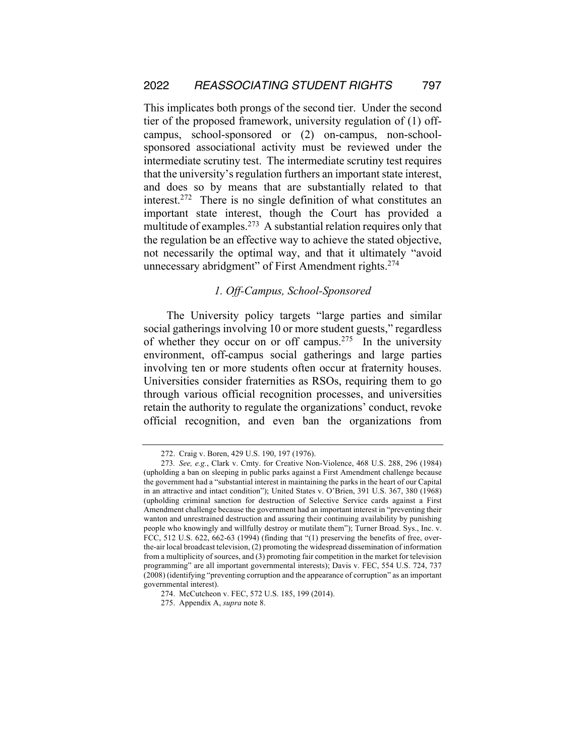This implicates both prongs of the second tier. Under the second tier of the proposed framework, university regulation of (1) off-campus, school-sponsored or (2) on-campus, non-school-sponsored associational activity must be reviewed under the intermediate scrutiny test. The intermediate scrutiny test requires that the university's regulation furthers an important state interest, and does so by means that are substantially related to that interest.[272] There is no single definition of what constitutes an important state interest, though the Court has provided a multitude of examples.[273] A substantial relation requires only that the regulation be an effective way to achieve the stated objective, not necessarily the optimal way, and that it ultimately "avoid unnecessary abridgment" of First Amendment rights.[274]

### *1. Off-Campus, School-Sponsored*

The University policy targets "large parties and similar social gatherings involving 10 or more student guests," regardless of whether they occur on or off campus.[275] In the university environment, off-campus social gatherings and large parties involving ten or more students often occur at fraternity houses. Universities consider fraternities as RSOs, requiring them to go through various official recognition processes, and universities retain the authority to regulate the organizations' conduct, revoke official recognition, and even ban the organizations from

---

272. Craig v. Boren, 429 U.S. 190, 197 (1976).

273. *See, e.g.*, Clark v. Cmty. for Creative Non-Violence, 468 U.S. 288, 296 (1984) (upholding a ban on sleeping in public parks against a First Amendment challenge because the government had a "substantial interest in maintaining the parks in the heart of our Capital in an attractive and intact condition"); United States v. O'Brien, 391 U.S. 367, 380 (1968) (upholding criminal sanction for destruction of Selective Service cards against a First Amendment challenge because the government had an important interest in "preventing their wanton and unrestrained destruction and assuring their continuing availability by punishing people who knowingly and willfully destroy or mutilate them"); Turner Broad. Sys., Inc. v. FCC, 512 U.S. 622, 662-63 (1994) (finding that "(1) preserving the benefits of free, over-the-air local broadcast television, (2) promoting the widespread dissemination of information from a multiplicity of sources, and (3) promoting fair competition in the market for television programming" are all important governmental interests); Davis v. FEC, 554 U.S. 724, 737 (2008) (identifying "preventing corruption and the appearance of corruption" as an important governmental interest).

274. McCutcheon v. FEC, 572 U.S. 185, 199 (2014).

275. Appendix A, *supra* note 8.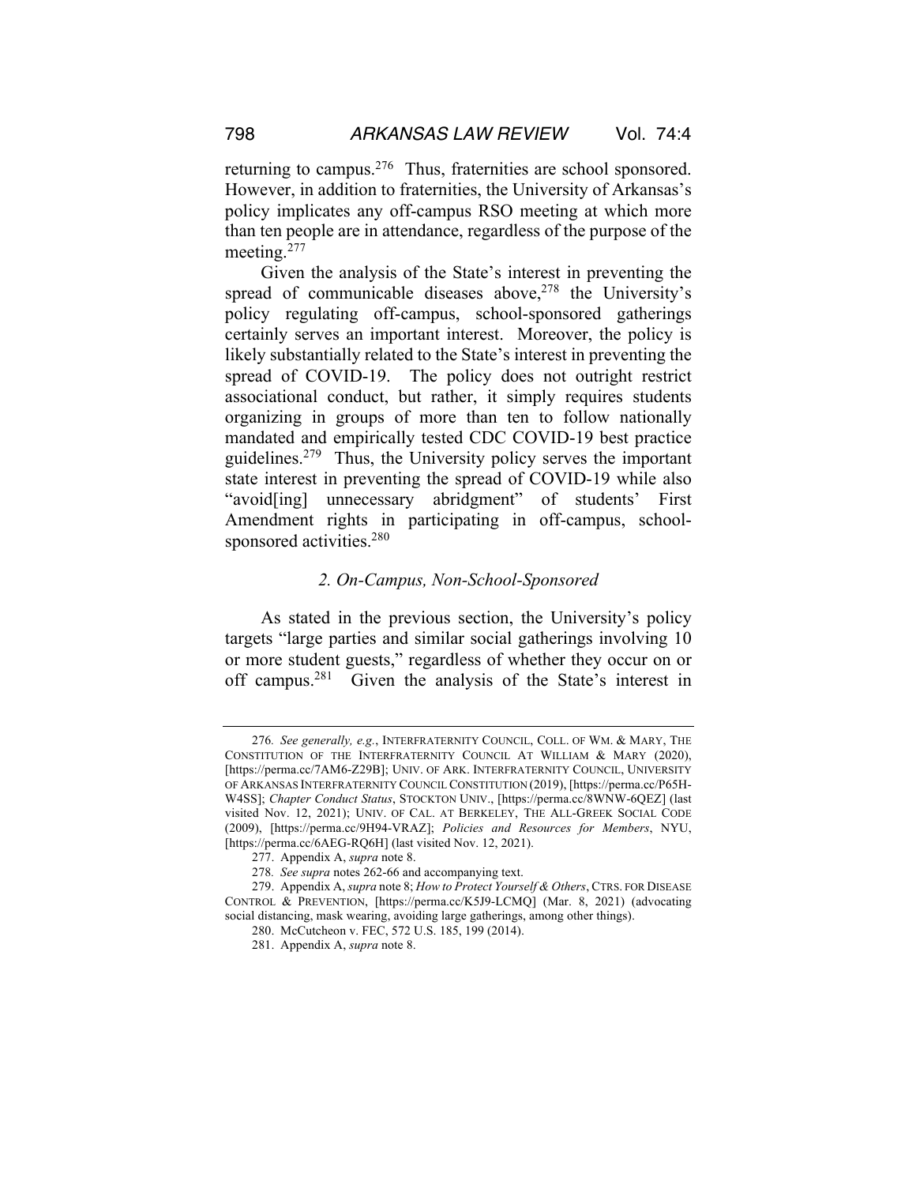returning to campus.[276] Thus, fraternities are school sponsored. However, in addition to fraternities, the University of Arkansas's policy implicates any off-campus RSO meeting at which more than ten people are in attendance, regardless of the purpose of the meeting.[277]

Given the analysis of the State's interest in preventing the spread of communicable diseases above,[278] the University's policy regulating off-campus, school-sponsored gatherings certainly serves an important interest. Moreover, the policy is likely substantially related to the State's interest in preventing the spread of COVID-19. The policy does not outright restrict associational conduct, but rather, it simply requires students organizing in groups of more than ten to follow nationally mandated and empirically tested CDC COVID-19 best practice guidelines.[279] Thus, the University policy serves the important state interest in preventing the spread of COVID-19 while also "avoid[ing] unnecessary abridgment" of students' First Amendment rights in participating in off-campus, school-sponsored activities.[280]

### *2. On-Campus, Non-School-Sponsored*

As stated in the previous section, the University's policy targets "large parties and similar social gatherings involving 10 or more student guests," regardless of whether they occur on or off campus.[281] Given the analysis of the State's interest in

---

276. *See generally, e.g.*, INTERFRATERNITY COUNCIL, COLL. OF WM. & MARY, THE CONSTITUTION OF THE INTERFRATERNITY COUNCIL AT WILLIAM & MARY (2020), [https://perma.cc/7AM6-Z29B]; UNIV. OF ARK. INTERFRATERNITY COUNCIL, UNIVERSITY OF ARKANSAS INTERFRATERNITY COUNCIL CONSTITUTION (2019), [https://perma.cc/P65H-W4SS]; *Chapter Conduct Status*, STOCKTON UNIV., [https://perma.cc/8WNW-6QEZ] (last visited Nov. 12, 2021); UNIV. OF CAL. AT BERKELEY, THE ALL-GREEK SOCIAL CODE (2009), [https://perma.cc/9H94-VRAZ]; *Policies and Resources for Members*, NYU, [https://perma.cc/6AEG-RQ6H] (last visited Nov. 12, 2021).

277. Appendix A, *supra* note 8.

278. *See supra* notes 262-66 and accompanying text.

279. Appendix A, *supra* note 8; *How to Protect Yourself & Others*, CTRS. FOR DISEASE CONTROL & PREVENTION, [https://perma.cc/K5J9-LCMQ] (Mar. 8, 2021) (advocating social distancing, mask wearing, avoiding large gatherings, among other things).

280. McCutcheon v. FEC, 572 U.S. 185, 199 (2014).

281. Appendix A, *supra* note 8.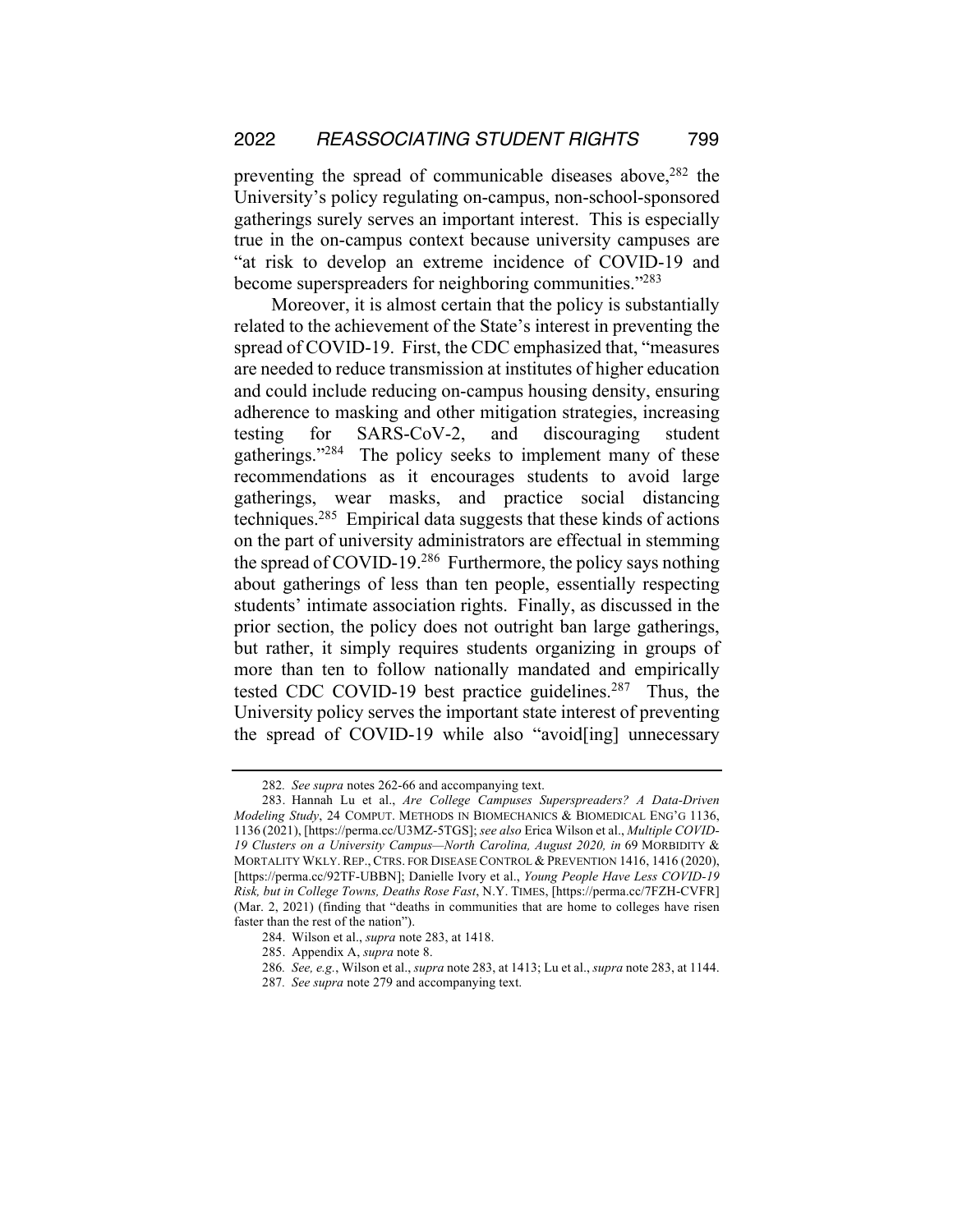preventing the spread of communicable diseases above,[282] the University's policy regulating on-campus, non-school-sponsored gatherings surely serves an important interest. This is especially true in the on-campus context because university campuses are "at risk to develop an extreme incidence of COVID-19 and become superspreaders for neighboring communities."[283]

Moreover, it is almost certain that the policy is substantially related to the achievement of the State's interest in preventing the spread of COVID-19. First, the CDC emphasized that, "measures are needed to reduce transmission at institutes of higher education and could include reducing on-campus housing density, ensuring adherence to masking and other mitigation strategies, increasing testing for SARS-CoV-2, and discouraging student gatherings."[284] The policy seeks to implement many of these recommendations as it encourages students to avoid large gatherings, wear masks, and practice social distancing techniques.[285] Empirical data suggests that these kinds of actions on the part of university administrators are effectual in stemming the spread of COVID-19.[286] Furthermore, the policy says nothing about gatherings of less than ten people, essentially respecting students' intimate association rights. Finally, as discussed in the prior section, the policy does not outright ban large gatherings, but rather, it simply requires students organizing in groups of more than ten to follow nationally mandated and empirically tested CDC COVID-19 best practice guidelines.[287] Thus, the University policy serves the important state interest of preventing the spread of COVID-19 while also "avoid[ing] unnecessary

---

282. *See supra* notes 262-66 and accompanying text.

283. Hannah Lu et al., *Are College Campuses Superspreaders? A Data-Driven Modeling Study*, 24 COMPUT. METHODS IN BIOMECHANICS & BIOMEDICAL ENG'G 1136, 1136 (2021), [https://perma.cc/U3MZ-5TGS]; *see also* Erica Wilson et al., *Multiple COVID-19 Clusters on a University Campus—North Carolina, August 2020, in* 69 MORBIDITY & MORTALITY WKLY. REP., CTRS. FOR DISEASE CONTROL & PREVENTION 1416, 1416 (2020), [https://perma.cc/92TF-UBBN]; Danielle Ivory et al., *Young People Have Less COVID-19 Risk, but in College Towns, Deaths Rose Fast*, N.Y. TIMES, [https://perma.cc/7FZH-CVFR] (Mar. 2, 2021) (finding that "deaths in communities that are home to colleges have risen faster than the rest of the nation").

284. Wilson et al., *supra* note 283, at 1418.

285. Appendix A, *supra* note 8.

286. *See, e.g.*, Wilson et al., *supra* note 283, at 1413; Lu et al., *supra* note 283, at 1144.

287. *See supra* note 279 and accompanying text.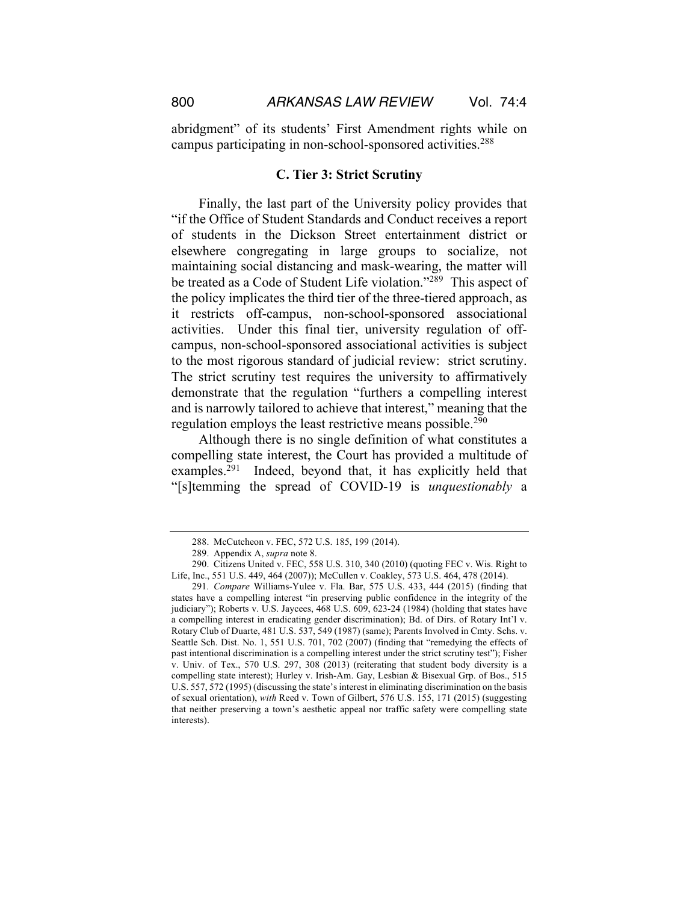abridgment" of its students' First Amendment rights while on campus participating in non-school-sponsored activities.[288]

### C. Tier 3: Strict Scrutiny

Finally, the last part of the University policy provides that "if the Office of Student Standards and Conduct receives a report of students in the Dickson Street entertainment district or elsewhere congregating in large groups to socialize, not maintaining social distancing and mask-wearing, the matter will be treated as a Code of Student Life violation."[289] This aspect of the policy implicates the third tier of the three-tiered approach, as it restricts off-campus, non-school-sponsored associational activities. Under this final tier, university regulation of off-campus, non-school-sponsored associational activities is subject to the most rigorous standard of judicial review: strict scrutiny. The strict scrutiny test requires the university to affirmatively demonstrate that the regulation "furthers a compelling interest and is narrowly tailored to achieve that interest," meaning that the regulation employs the least restrictive means possible.[290]

Although there is no single definition of what constitutes a compelling state interest, the Court has provided a multitude of examples.[291] Indeed, beyond that, it has explicitly held that "[s]temming the spread of COVID-19 is *unquestionably* a

---

288. McCutcheon v. FEC, 572 U.S. 185, 199 (2014).

289. Appendix A, *supra* note 8.

290. Citizens United v. FEC, 558 U.S. 310, 340 (2010) (quoting FEC v. Wis. Right to Life, Inc., 551 U.S. 449, 464 (2007)); McCullen v. Coakley, 573 U.S. 464, 478 (2014).

291. *Compare* Williams-Yulee v. Fla. Bar, 575 U.S. 433, 444 (2015) (finding that states have a compelling interest "in preserving public confidence in the integrity of the judiciary"); Roberts v. U.S. Jaycees, 468 U.S. 609, 623-24 (1984) (holding that states have a compelling interest in eradicating gender discrimination); Bd. of Dirs. of Rotary Int'l v. Rotary Club of Duarte, 481 U.S. 537, 549 (1987) (same); Parents Involved in Cmty. Schs. v. Seattle Sch. Dist. No. 1, 551 U.S. 701, 702 (2007) (finding that "remedying the effects of past intentional discrimination is a compelling interest under the strict scrutiny test"); Fisher v. Univ. of Tex., 570 U.S. 297, 308 (2013) (reiterating that student body diversity is a compelling state interest); Hurley v. Irish-Am. Gay, Lesbian & Bisexual Grp. of Bos., 515 U.S. 557, 572 (1995) (discussing the state's interest in eliminating discrimination on the basis of sexual orientation), *with* Reed v. Town of Gilbert, 576 U.S. 155, 171 (2015) (suggesting that neither preserving a town's aesthetic appeal nor traffic safety were compelling state interests).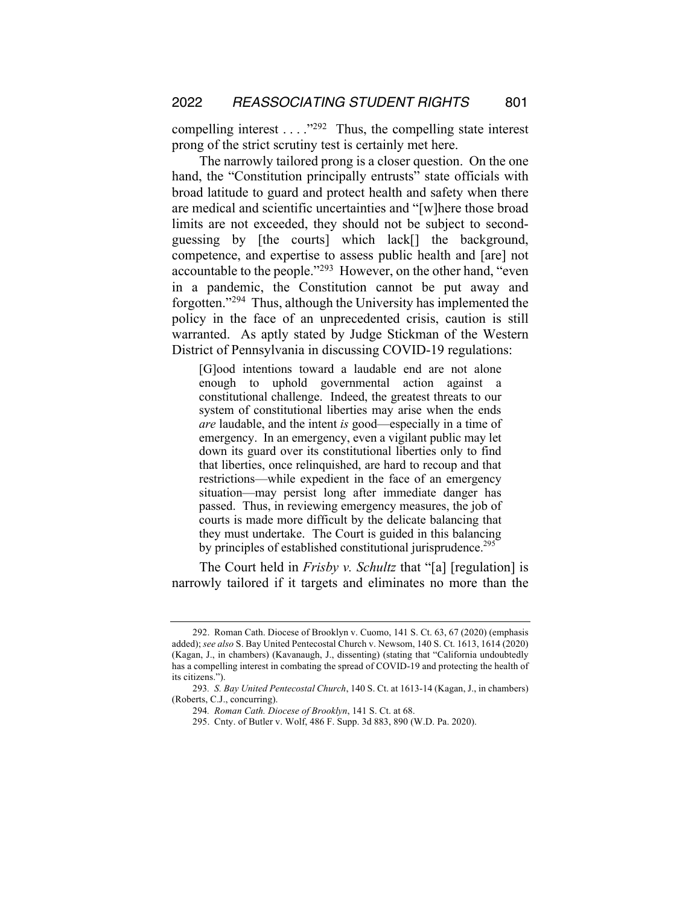compelling interest . . . ."[292] Thus, the compelling state interest prong of the strict scrutiny test is certainly met here.

The narrowly tailored prong is a closer question. On the one hand, the "Constitution principally entrusts" state officials with broad latitude to guard and protect health and safety when there are medical and scientific uncertainties and "[w]here those broad limits are not exceeded, they should not be subject to second-guessing by [the courts] which lack[] the background, competence, and expertise to assess public health and [are] not accountable to the people."[293] However, on the other hand, "even in a pandemic, the Constitution cannot be put away and forgotten."[294] Thus, although the University has implemented the policy in the face of an unprecedented crisis, caution is still warranted. As aptly stated by Judge Stickman of the Western District of Pennsylvania in discussing COVID-19 regulations:

> [G]ood intentions toward a laudable end are not alone enough to uphold governmental action against a constitutional challenge. Indeed, the greatest threats to our system of constitutional liberties may arise when the ends *are* laudable, and the intent *is* good—especially in a time of emergency. In an emergency, even a vigilant public may let down its guard over its constitutional liberties only to find that liberties, once relinquished, are hard to recoup and that restrictions—while expedient in the face of an emergency situation—may persist long after immediate danger has passed. Thus, in reviewing emergency measures, the job of courts is made more difficult by the delicate balancing that they must undertake. The Court is guided in this balancing by principles of established constitutional jurisprudence.[295]

The Court held in *Frisby v. Schultz* that "[a] [regulation] is narrowly tailored if it targets and eliminates no more than the

---

292. Roman Cath. Diocese of Brooklyn v. Cuomo, 141 S. Ct. 63, 67 (2020) (emphasis added); *see also* S. Bay United Pentecostal Church v. Newsom, 140 S. Ct. 1613, 1614 (2020) (Kagan, J., in chambers) (Kavanaugh, J., dissenting) (stating that "California undoubtedly has a compelling interest in combating the spread of COVID-19 and protecting the health of its citizens.").

293. *S. Bay United Pentecostal Church*, 140 S. Ct. at 1613-14 (Kagan, J., in chambers) (Roberts, C.J., concurring).

294. *Roman Cath. Diocese of Brooklyn*, 141 S. Ct. at 68.

295. Cnty. of Butler v. Wolf, 486 F. Supp. 3d 883, 890 (W.D. Pa. 2020).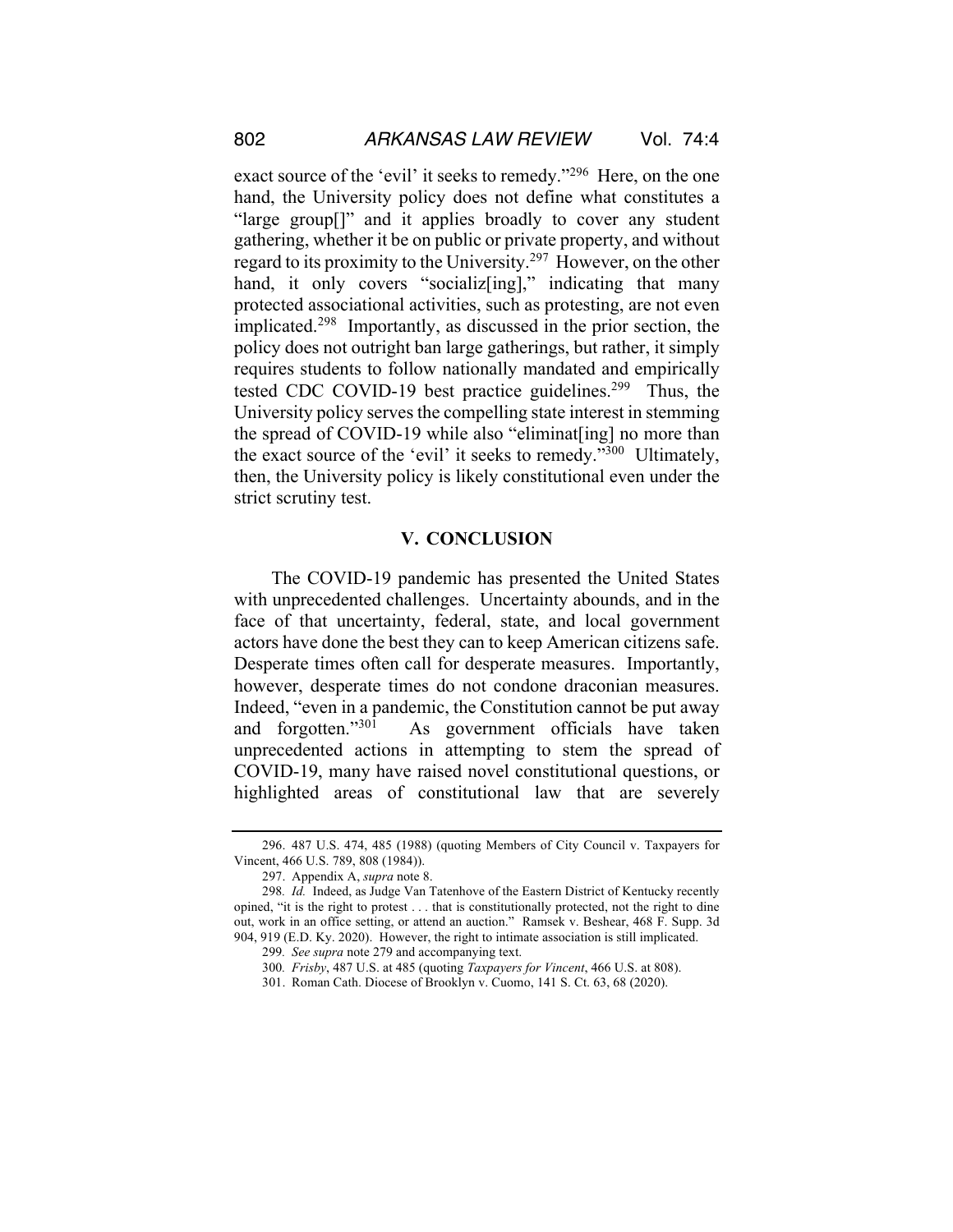exact source of the 'evil' it seeks to remedy."[296] Here, on the one hand, the University policy does not define what constitutes a "large group[]" and it applies broadly to cover any student gathering, whether it be on public or private property, and without regard to its proximity to the University.[297] However, on the other hand, it only covers "socializ[ing]," indicating that many protected associational activities, such as protesting, are not even implicated.[298] Importantly, as discussed in the prior section, the policy does not outright ban large gatherings, but rather, it simply requires students to follow nationally mandated and empirically tested CDC COVID-19 best practice guidelines.[299] Thus, the University policy serves the compelling state interest in stemming the spread of COVID-19 while also "eliminat[ing] no more than the exact source of the 'evil' it seeks to remedy."[300] Ultimately, then, the University policy is likely constitutional even under the strict scrutiny test.

## V. CONCLUSION

The COVID-19 pandemic has presented the United States with unprecedented challenges. Uncertainty abounds, and in the face of that uncertainty, federal, state, and local government actors have done the best they can to keep American citizens safe. Desperate times often call for desperate measures. Importantly, however, desperate times do not condone draconian measures. Indeed, "even in a pandemic, the Constitution cannot be put away and forgotten."[301] As government officials have taken unprecedented actions in attempting to stem the spread of COVID-19, many have raised novel constitutional questions, or highlighted areas of constitutional law that are severely

---

296. 487 U.S. 474, 485 (1988) (quoting Members of City Council v. Taxpayers for Vincent, 466 U.S. 789, 808 (1984)).

297. Appendix A, *supra* note 8.

298. *Id.* Indeed, as Judge Van Tatenhove of the Eastern District of Kentucky recently opined, "it is the right to protest . . . that is constitutionally protected, not the right to dine out, work in an office setting, or attend an auction." Ramsek v. Beshear, 468 F. Supp. 3d 904, 919 (E.D. Ky. 2020). However, the right to intimate association is still implicated.

299. *See supra* note 279 and accompanying text.

300. *Frisby*, 487 U.S. at 485 (quoting *Taxpayers for Vincent*, 466 U.S. at 808).

301. Roman Cath. Diocese of Brooklyn v. Cuomo, 141 S. Ct. 63, 68 (2020).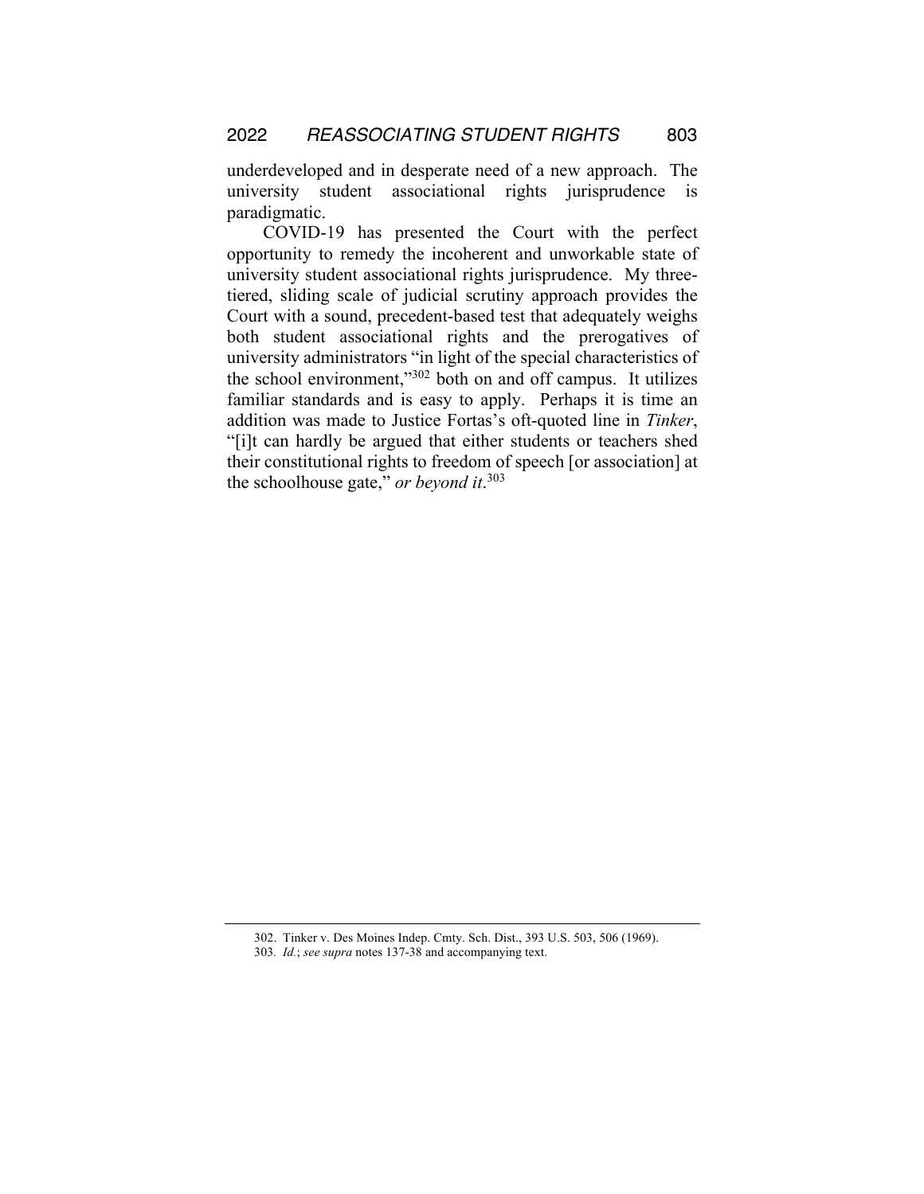underdeveloped and in desperate need of a new approach. The university student associational rights jurisprudence is paradigmatic.

COVID-19 has presented the Court with the perfect opportunity to remedy the incoherent and unworkable state of university student associational rights jurisprudence. My three-tiered, sliding scale of judicial scrutiny approach provides the Court with a sound, precedent-based test that adequately weighs both student associational rights and the prerogatives of university administrators "in light of the special characteristics of the school environment,"[302] both on and off campus. It utilizes familiar standards and is easy to apply. Perhaps it is time an addition was made to Justice Fortas's oft-quoted line in *Tinker*, "[i]t can hardly be argued that either students or teachers shed their constitutional rights to freedom of speech [or association] at the schoolhouse gate," *or beyond it*.[303]

---

302. Tinker v. Des Moines Indep. Cmty. Sch. Dist., 393 U.S. 503, 506 (1969).

303. *Id.*; *see supra* notes 137-38 and accompanying text.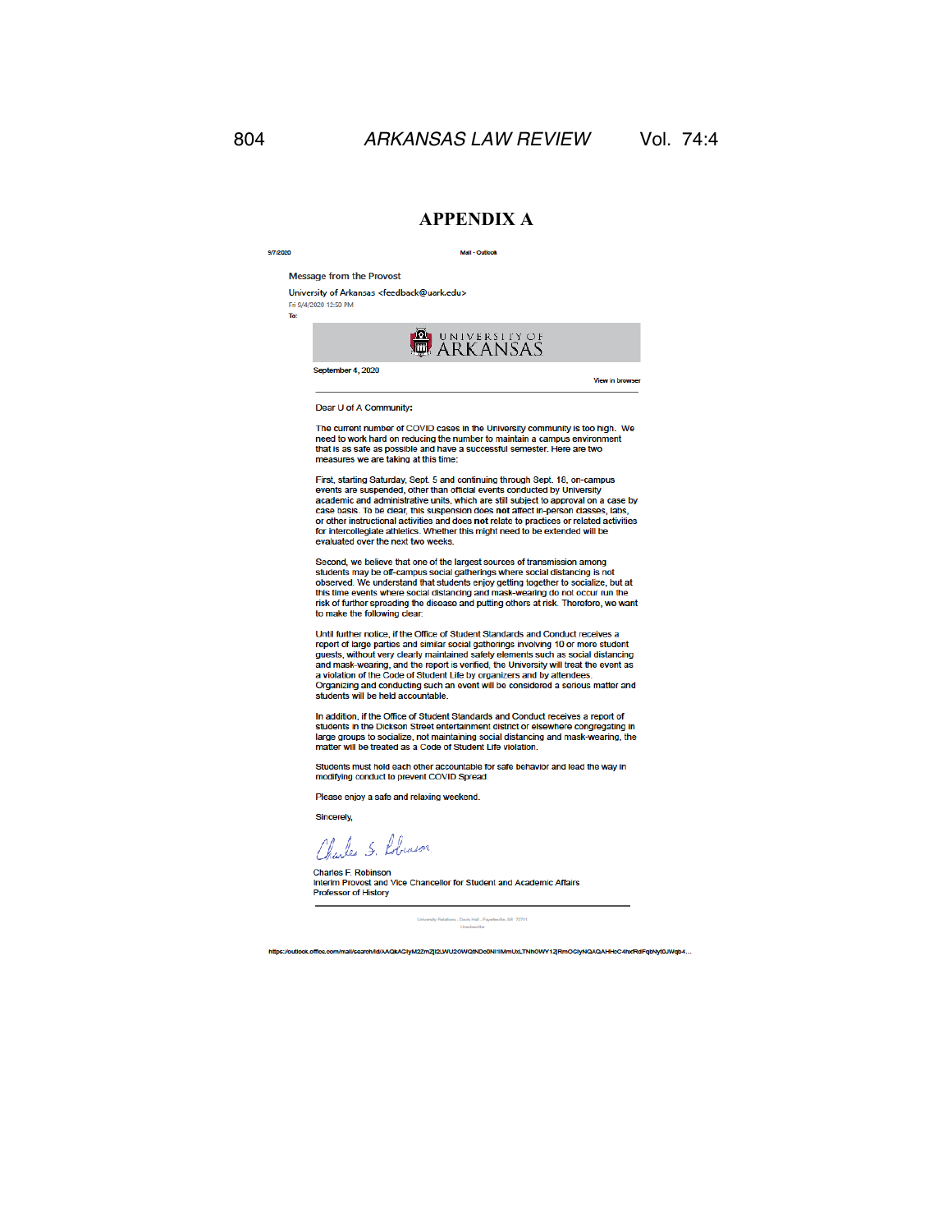# APPENDIX A

9/7/2020 Mail - Outlook

Message from the Provost

University of Arkansas <feedback@uark.edu>

Fri 9/4/2020 12:50 PM

To:

UNIVERSITY OF ARKANSAS

September 4, 2020

View in browser

Dear U of A Community:

The current number of COVID cases in the University community is too high. We need to work hard on reducing the number to maintain a campus environment that is as safe as possible and have a successful semester. Here are two measures we are taking at this time:

First, starting Saturday, Sept. 5 and continuing through Sept. 18, on-campus events are suspended, other than official events conducted by University academic and administrative units, which are still subject to approval on a case by case basis. To be clear, this suspension does **not** affect in-person classes, labs, or other instructional activities and does **not** relate to practices or related activities for intercollegiate athletics. Whether this might need to be extended will be evaluated over the next two weeks.

Second, we believe that one of the largest sources of transmission among students may be off-campus social gatherings where social distancing is not observed. We understand that students enjoy getting together to socialize, but at this time events where social distancing and mask-wearing do not occur run the risk of further spreading the disease and putting others at risk. Therefore, we want to make the following clear:

Until further notice, if the Office of Student Standards and Conduct receives a report of large parties and similar social gatherings involving 10 or more student guests, without very clearly maintained safety elements such as social distancing and mask-wearing, and the report is verified, the University will treat the event as a violation of the Code of Student Life by organizers and by attendees. Organizing and conducting such an event will be considered a serious matter and students will be held accountable.

In addition, if the Office of Student Standards and Conduct receives a report of students in the Dickson Street entertainment district or elsewhere congregating in large groups to socialize, not maintaining social distancing and mask-wearing, the matter will be treated as a Code of Student Life violation.

Students must hold each other accountable for safe behavior and lead the way in modifying conduct to prevent COVID Spread.

Please enjoy a safe and relaxing weekend.

Sincerely,

Charles S. Robinson

Charles F. Robinson
Interim Provost and Vice Chancellor for Student and Academic Affairs
Professor of History

University Relations . Davis Hall . Fayetteville, AR 72701
Unsubscribe

https://outlook.office.com/mail/search/id/AAQkACIyM2ZmZjI2LWU2OWQtNDc0Ni1iMmUxLTNhOWY1ZjRmOGIyNQAQAHHoC4hxRdFqbNyt0JWqb4...